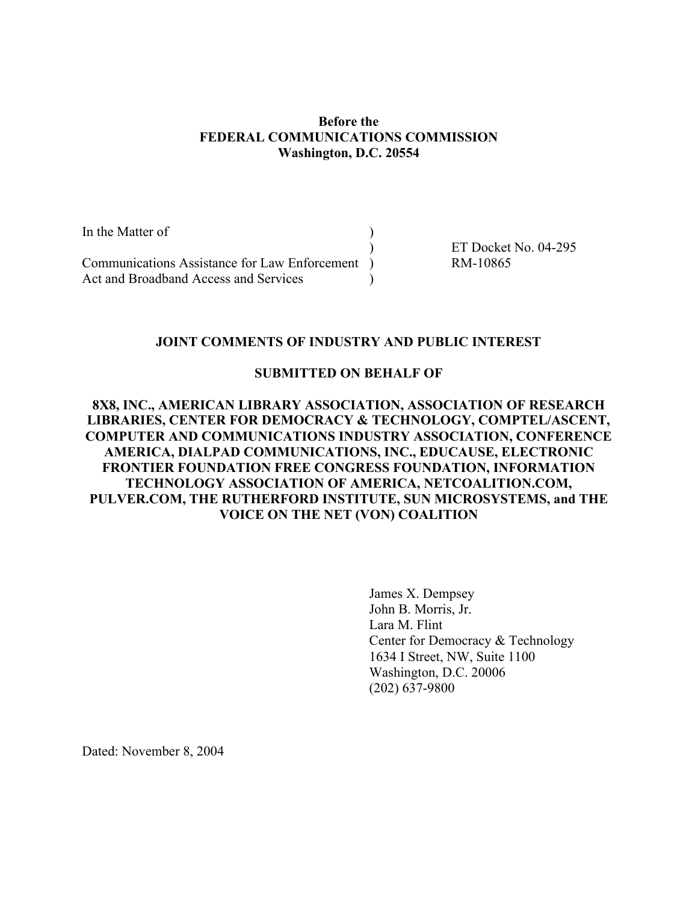**Before the**
**FEDERAL COMMUNICATIONS COMMISSION**
**Washington, D.C. 20554**

| | | |
|---|---|---|
| In the Matter of | ) | |
| | ) | ET Docket No. 04-295 |
| Communications Assistance for Law Enforcement | ) | RM-10865 |
| Act and Broadband Access and Services | ) | |

**JOINT COMMENTS OF INDUSTRY AND PUBLIC INTEREST**

**SUBMITTED ON BEHALF OF**

**8X8, INC., AMERICAN LIBRARY ASSOCIATION, ASSOCIATION OF RESEARCH LIBRARIES, CENTER FOR DEMOCRACY & TECHNOLOGY, COMPTEL/ASCENT, COMPUTER AND COMMUNICATIONS INDUSTRY ASSOCIATION, CONFERENCE AMERICA, DIALPAD COMMUNICATIONS, INC., EDUCAUSE, ELECTRONIC FRONTIER FOUNDATION FREE CONGRESS FOUNDATION, INFORMATION TECHNOLOGY ASSOCIATION OF AMERICA, NETCOALITION.COM, PULVER.COM, THE RUTHERFORD INSTITUTE, SUN MICROSYSTEMS, and THE VOICE ON THE NET (VON) COALITION**

James X. Dempsey
John B. Morris, Jr.
Lara M. Flint
Center for Democracy & Technology
1634 I Street, NW, Suite 1100
Washington, D.C. 20006
(202) 637-9800

Dated: November 8, 2004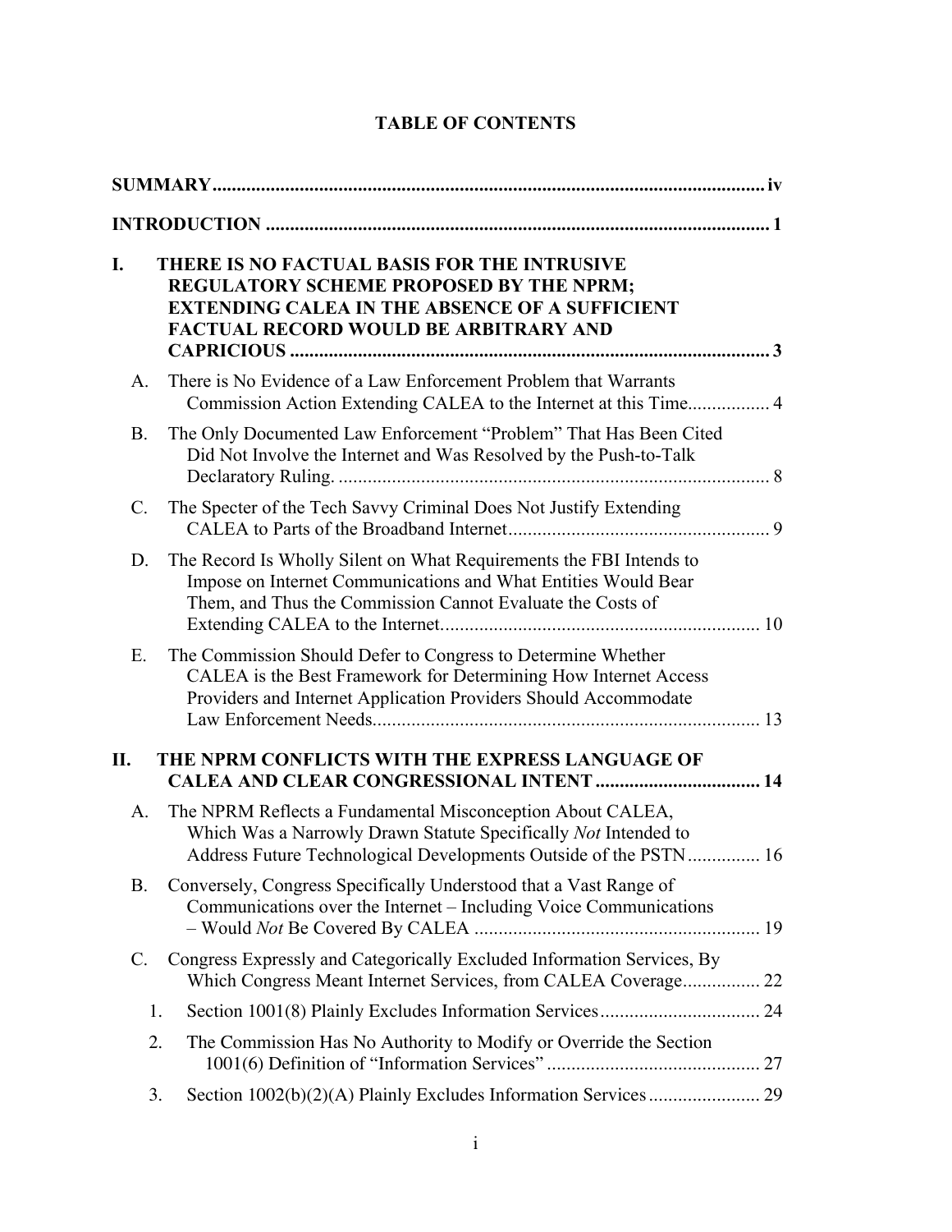# TABLE OF CONTENTS

**SUMMARY** ..... iv

**INTRODUCTION** ..... 1

**I. THERE IS NO FACTUAL BASIS FOR THE INTRUSIVE REGULATORY SCHEME PROPOSED BY THE NPRM; EXTENDING CALEA IN THE ABSENCE OF A SUFFICIENT FACTUAL RECORD WOULD BE ARBITRARY AND CAPRICIOUS** ..... 3

- A. There is No Evidence of a Law Enforcement Problem that Warrants Commission Action Extending CALEA to the Internet at this Time ..... 4
- B. The Only Documented Law Enforcement "Problem" That Has Been Cited Did Not Involve the Internet and Was Resolved by the Push-to-Talk Declaratory Ruling. ..... 8
- C. The Specter of the Tech Savvy Criminal Does Not Justify Extending CALEA to Parts of the Broadband Internet ..... 9
- D. The Record Is Wholly Silent on What Requirements the FBI Intends to Impose on Internet Communications and What Entities Would Bear Them, and Thus the Commission Cannot Evaluate the Costs of Extending CALEA to the Internet. ..... 10
- E. The Commission Should Defer to Congress to Determine Whether CALEA is the Best Framework for Determining How Internet Access Providers and Internet Application Providers Should Accommodate Law Enforcement Needs. ..... 13

**II. THE NPRM CONFLICTS WITH THE EXPRESS LANGUAGE OF CALEA AND CLEAR CONGRESSIONAL INTENT** ..... 14

- A. The NPRM Reflects a Fundamental Misconception About CALEA, Which Was a Narrowly Drawn Statute Specifically *Not* Intended to Address Future Technological Developments Outside of the PSTN ..... 16
- B. Conversely, Congress Specifically Understood that a Vast Range of Communications over the Internet – Including Voice Communications – Would *Not* Be Covered By CALEA ..... 19
- C. Congress Expressly and Categorically Excluded Information Services, By Which Congress Meant Internet Services, from CALEA Coverage ..... 22
  1. Section 1001(8) Plainly Excludes Information Services ..... 24
  2. The Commission Has No Authority to Modify or Override the Section 1001(6) Definition of "Information Services" ..... 27
  3. Section 1002(b)(2)(A) Plainly Excludes Information Services ..... 29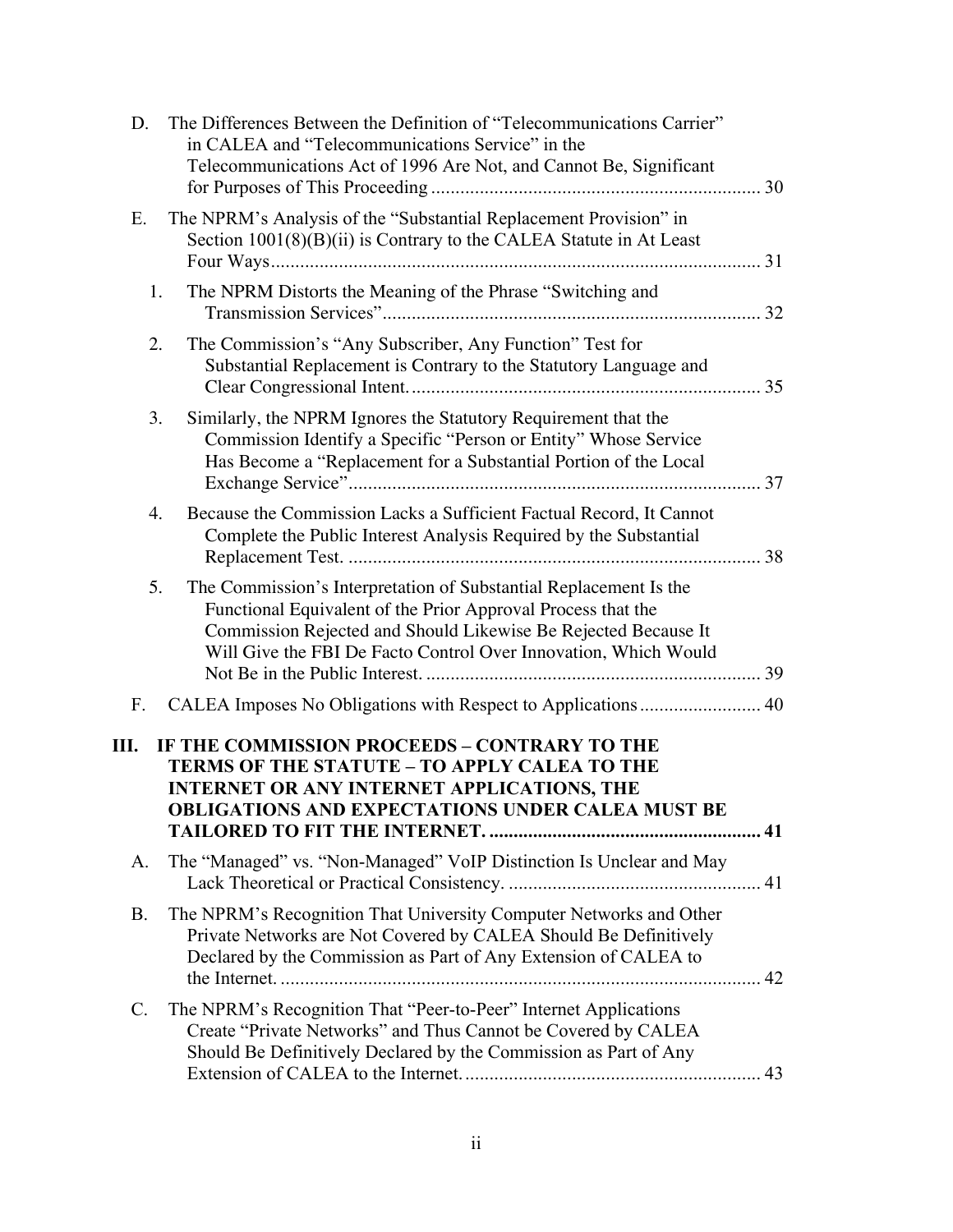D. The Differences Between the Definition of "Telecommunications Carrier" in CALEA and "Telecommunications Service" in the Telecommunications Act of 1996 Are Not, and Cannot Be, Significant for Purposes of This Proceeding ..... 30

E. The NPRM's Analysis of the "Substantial Replacement Provision" in Section 1001(8)(B)(ii) is Contrary to the CALEA Statute in At Least Four Ways ..... 31

1. The NPRM Distorts the Meaning of the Phrase "Switching and Transmission Services" ..... 32

2. The Commission's "Any Subscriber, Any Function" Test for Substantial Replacement is Contrary to the Statutory Language and Clear Congressional Intent ..... 35

3. Similarly, the NPRM Ignores the Statutory Requirement that the Commission Identify a Specific "Person or Entity" Whose Service Has Become a "Replacement for a Substantial Portion of the Local Exchange Service" ..... 37

4. Because the Commission Lacks a Sufficient Factual Record, It Cannot Complete the Public Interest Analysis Required by the Substantial Replacement Test ..... 38

5. The Commission's Interpretation of Substantial Replacement Is the Functional Equivalent of the Prior Approval Process that the Commission Rejected and Should Likewise Be Rejected Because It Will Give the FBI De Facto Control Over Innovation, Which Would Not Be in the Public Interest ..... 39

F. CALEA Imposes No Obligations with Respect to Applications ..... 40

**III. IF THE COMMISSION PROCEEDS – CONTRARY TO THE TERMS OF THE STATUTE – TO APPLY CALEA TO THE INTERNET OR ANY INTERNET APPLICATIONS, THE OBLIGATIONS AND EXPECTATIONS UNDER CALEA MUST BE TAILORED TO FIT THE INTERNET. ..... 41**

A. The "Managed" vs. "Non-Managed" VoIP Distinction Is Unclear and May Lack Theoretical or Practical Consistency ..... 41

B. The NPRM's Recognition That University Computer Networks and Other Private Networks are Not Covered by CALEA Should Be Definitively Declared by the Commission as Part of Any Extension of CALEA to the Internet ..... 42

C. The NPRM's Recognition That "Peer-to-Peer" Internet Applications Create "Private Networks" and Thus Cannot be Covered by CALEA Should Be Definitively Declared by the Commission as Part of Any Extension of CALEA to the Internet ..... 43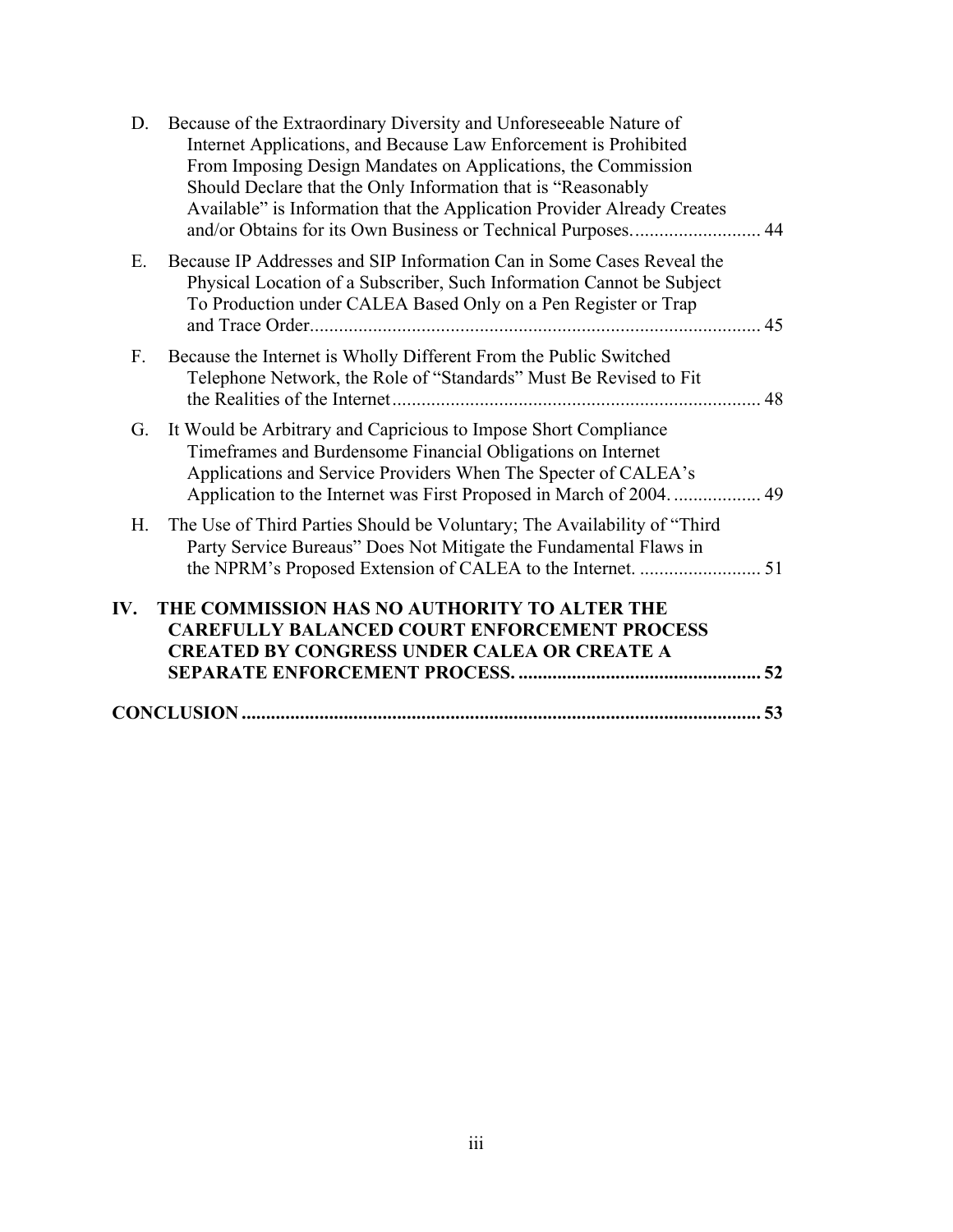D. Because of the Extraordinary Diversity and Unforeseeable Nature of Internet Applications, and Because Law Enforcement is Prohibited From Imposing Design Mandates on Applications, the Commission Should Declare that the Only Information that is "Reasonably Available" is Information that the Application Provider Already Creates and/or Obtains for its Own Business or Technical Purposes........................... 44

E. Because IP Addresses and SIP Information Can in Some Cases Reveal the Physical Location of a Subscriber, Such Information Cannot be Subject To Production under CALEA Based Only on a Pen Register or Trap and Trace Order............................................................................................. 45

F. Because the Internet is Wholly Different From the Public Switched Telephone Network, the Role of "Standards" Must Be Revised to Fit the Realities of the Internet........................................................................... 48

G. It Would be Arbitrary and Capricious to Impose Short Compliance Timeframes and Burdensome Financial Obligations on Internet Applications and Service Providers When The Specter of CALEA's Application to the Internet was First Proposed in March of 2004. .................. 49

H. The Use of Third Parties Should be Voluntary; The Availability of "Third Party Service Bureaus" Does Not Mitigate the Fundamental Flaws in the NPRM's Proposed Extension of CALEA to the Internet. ......................... 51

**IV. THE COMMISSION HAS NO AUTHORITY TO ALTER THE CAREFULLY BALANCED COURT ENFORCEMENT PROCESS CREATED BY CONGRESS UNDER CALEA OR CREATE A SEPARATE ENFORCEMENT PROCESS. .................................................. 52**

**CONCLUSION ......................................................................................................... 53**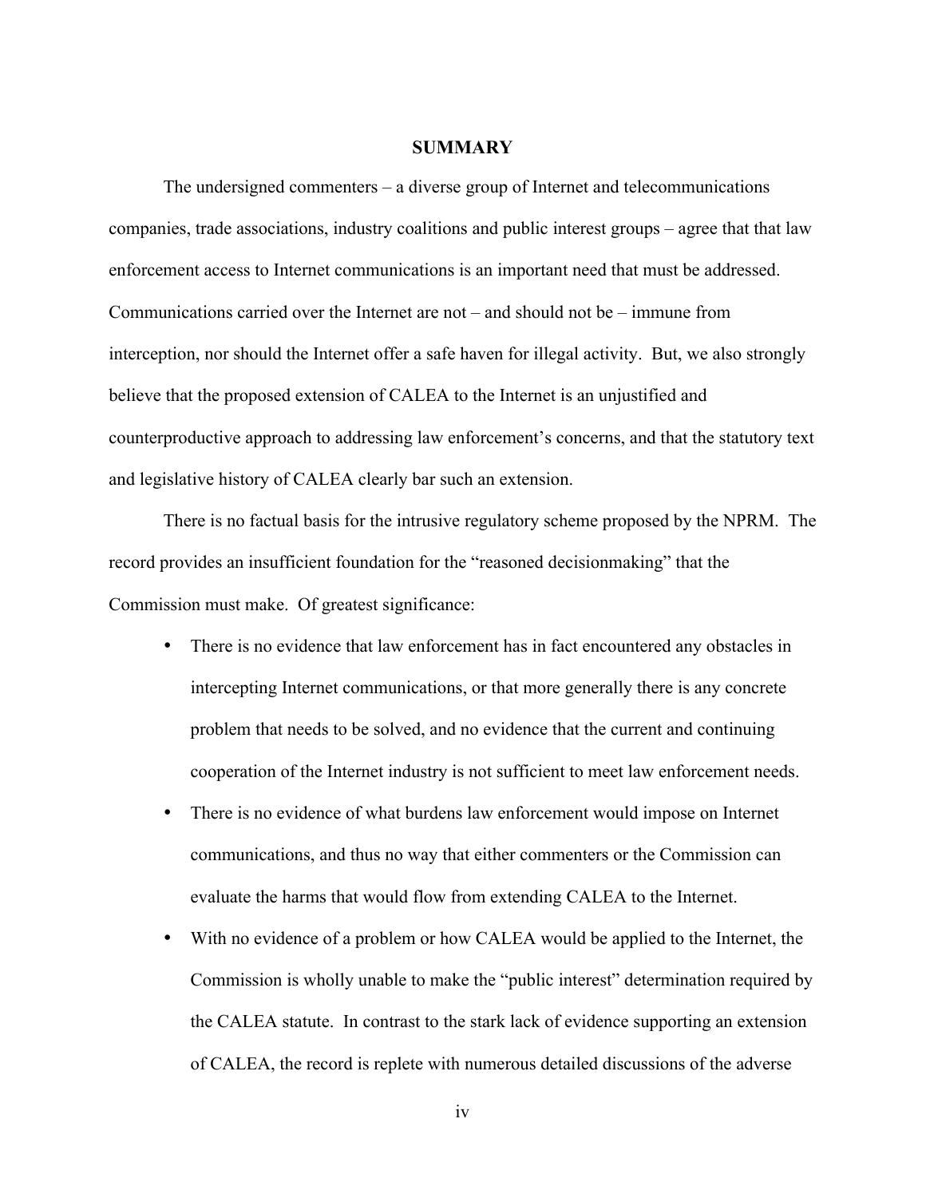## SUMMARY

The undersigned commenters – a diverse group of Internet and telecommunications companies, trade associations, industry coalitions and public interest groups – agree that that law enforcement access to Internet communications is an important need that must be addressed. Communications carried over the Internet are not – and should not be – immune from interception, nor should the Internet offer a safe haven for illegal activity. But, we also strongly believe that the proposed extension of CALEA to the Internet is an unjustified and counterproductive approach to addressing law enforcement's concerns, and that the statutory text and legislative history of CALEA clearly bar such an extension.

There is no factual basis for the intrusive regulatory scheme proposed by the NPRM. The record provides an insufficient foundation for the "reasoned decisionmaking" that the Commission must make. Of greatest significance:

- There is no evidence that law enforcement has in fact encountered any obstacles in intercepting Internet communications, or that more generally there is any concrete problem that needs to be solved, and no evidence that the current and continuing cooperation of the Internet industry is not sufficient to meet law enforcement needs.
- There is no evidence of what burdens law enforcement would impose on Internet communications, and thus no way that either commenters or the Commission can evaluate the harms that would flow from extending CALEA to the Internet.
- With no evidence of a problem or how CALEA would be applied to the Internet, the Commission is wholly unable to make the "public interest" determination required by the CALEA statute. In contrast to the stark lack of evidence supporting an extension of CALEA, the record is replete with numerous detailed discussions of the adverse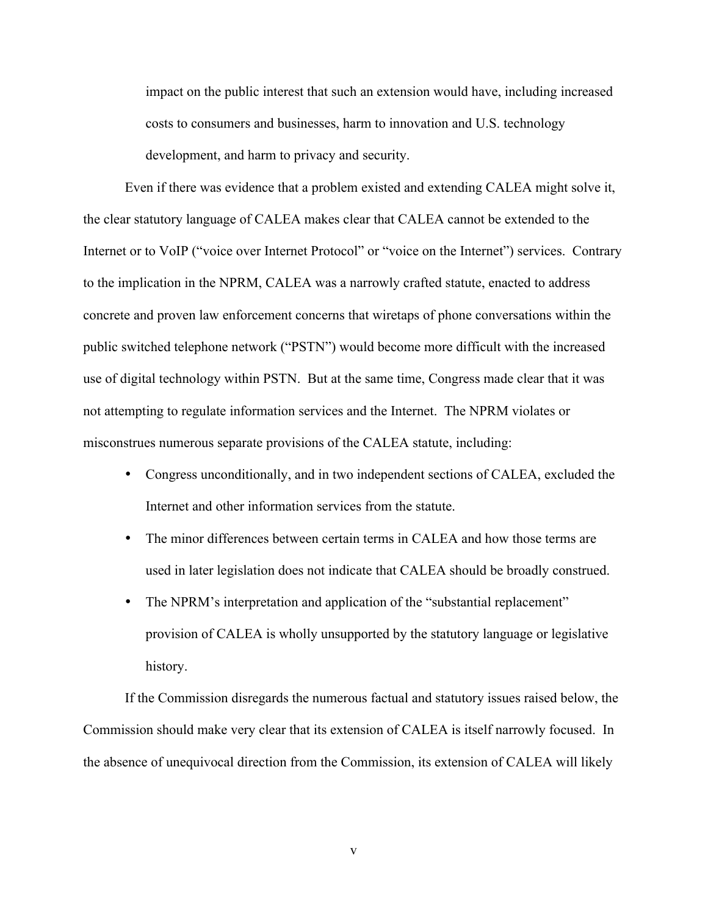impact on the public interest that such an extension would have, including increased costs to consumers and businesses, harm to innovation and U.S. technology development, and harm to privacy and security.

Even if there was evidence that a problem existed and extending CALEA might solve it, the clear statutory language of CALEA makes clear that CALEA cannot be extended to the Internet or to VoIP ("voice over Internet Protocol" or "voice on the Internet") services. Contrary to the implication in the NPRM, CALEA was a narrowly crafted statute, enacted to address concrete and proven law enforcement concerns that wiretaps of phone conversations within the public switched telephone network ("PSTN") would become more difficult with the increased use of digital technology within PSTN. But at the same time, Congress made clear that it was not attempting to regulate information services and the Internet. The NPRM violates or misconstrues numerous separate provisions of the CALEA statute, including:

- Congress unconditionally, and in two independent sections of CALEA, excluded the Internet and other information services from the statute.
- The minor differences between certain terms in CALEA and how those terms are used in later legislation does not indicate that CALEA should be broadly construed.
- The NPRM's interpretation and application of the "substantial replacement" provision of CALEA is wholly unsupported by the statutory language or legislative history.

If the Commission disregards the numerous factual and statutory issues raised below, the Commission should make very clear that its extension of CALEA is itself narrowly focused. In the absence of unequivocal direction from the Commission, its extension of CALEA will likely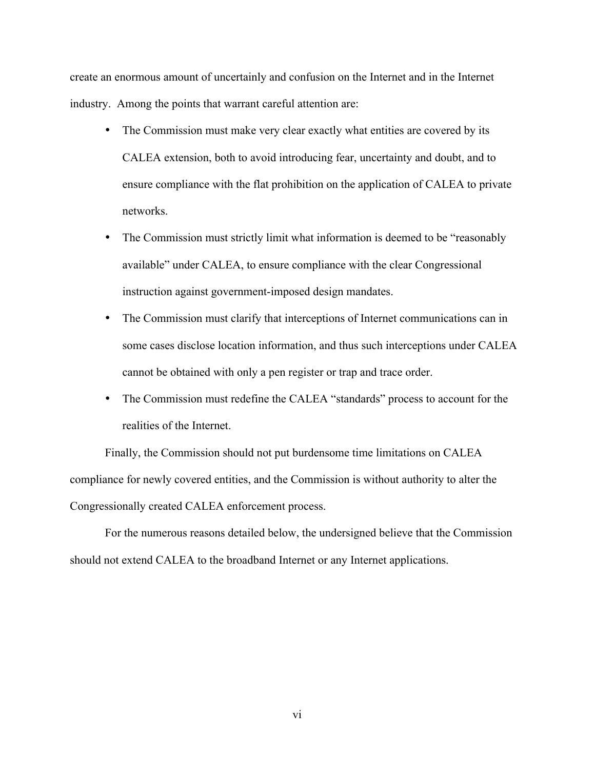create an enormous amount of uncertainly and confusion on the Internet and in the Internet industry. Among the points that warrant careful attention are:

- The Commission must make very clear exactly what entities are covered by its CALEA extension, both to avoid introducing fear, uncertainty and doubt, and to ensure compliance with the flat prohibition on the application of CALEA to private networks.
- The Commission must strictly limit what information is deemed to be "reasonably available" under CALEA, to ensure compliance with the clear Congressional instruction against government-imposed design mandates.
- The Commission must clarify that interceptions of Internet communications can in some cases disclose location information, and thus such interceptions under CALEA cannot be obtained with only a pen register or trap and trace order.
- The Commission must redefine the CALEA "standards" process to account for the realities of the Internet.

Finally, the Commission should not put burdensome time limitations on CALEA compliance for newly covered entities, and the Commission is without authority to alter the Congressionally created CALEA enforcement process.

For the numerous reasons detailed below, the undersigned believe that the Commission should not extend CALEA to the broadband Internet or any Internet applications.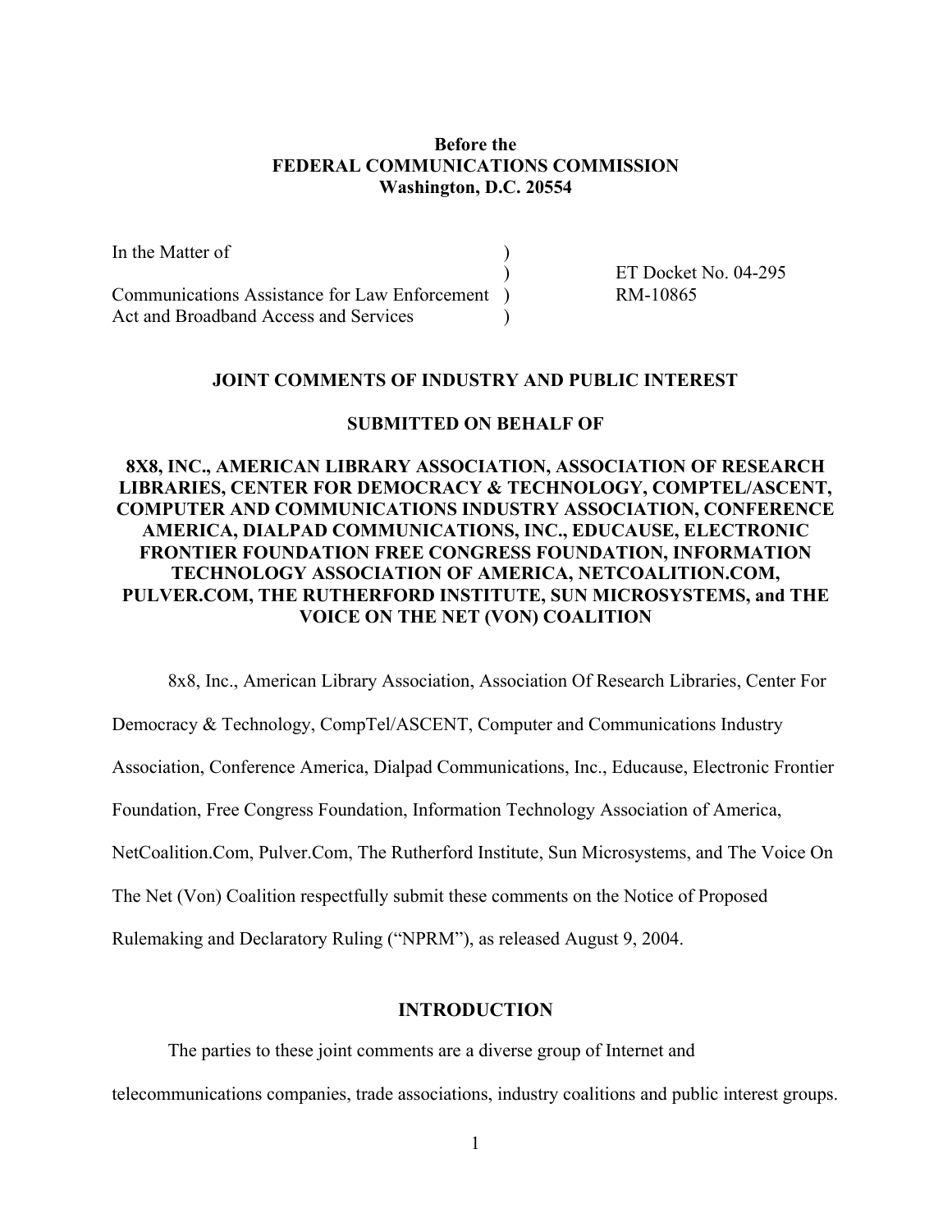**Before the**
**FEDERAL COMMUNICATIONS COMMISSION**
**Washington, D.C. 20554**

| | | |
|---|---|---|
| In the Matter of | ) | |
| | ) | ET Docket No. 04-295 |
| Communications Assistance for Law Enforcement | ) | RM-10865 |
| Act and Broadband Access and Services | ) | |

**JOINT COMMENTS OF INDUSTRY AND PUBLIC INTEREST**

**SUBMITTED ON BEHALF OF**

**8X8, INC., AMERICAN LIBRARY ASSOCIATION, ASSOCIATION OF RESEARCH LIBRARIES, CENTER FOR DEMOCRACY & TECHNOLOGY, COMPTEL/ASCENT, COMPUTER AND COMMUNICATIONS INDUSTRY ASSOCIATION, CONFERENCE AMERICA, DIALPAD COMMUNICATIONS, INC., EDUCAUSE, ELECTRONIC FRONTIER FOUNDATION FREE CONGRESS FOUNDATION, INFORMATION TECHNOLOGY ASSOCIATION OF AMERICA, NETCOALITION.COM, PULVER.COM, THE RUTHERFORD INSTITUTE, SUN MICROSYSTEMS, and THE VOICE ON THE NET (VON) COALITION**

8x8, Inc., American Library Association, Association Of Research Libraries, Center For Democracy & Technology, CompTel/ASCENT, Computer and Communications Industry Association, Conference America, Dialpad Communications, Inc., Educause, Electronic Frontier Foundation, Free Congress Foundation, Information Technology Association of America, NetCoalition.Com, Pulver.Com, The Rutherford Institute, Sun Microsystems, and The Voice On The Net (Von) Coalition respectfully submit these comments on the Notice of Proposed Rulemaking and Declaratory Ruling ("NPRM"), as released August 9, 2004.

## INTRODUCTION

The parties to these joint comments are a diverse group of Internet and telecommunications companies, trade associations, industry coalitions and public interest groups.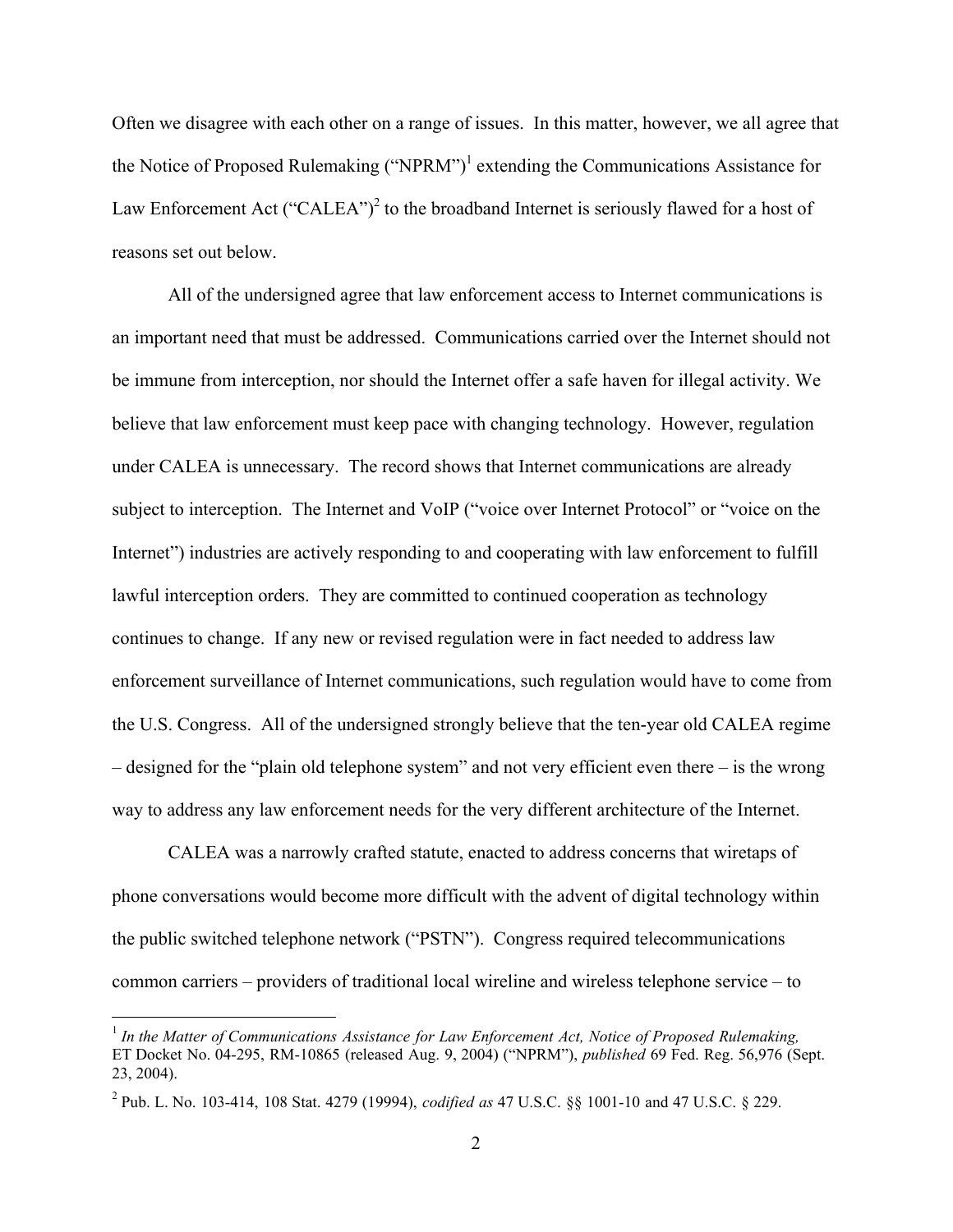Often we disagree with each other on a range of issues. In this matter, however, we all agree that the Notice of Proposed Rulemaking ("NPRM")[1] extending the Communications Assistance for Law Enforcement Act ("CALEA")[2] to the broadband Internet is seriously flawed for a host of reasons set out below.

All of the undersigned agree that law enforcement access to Internet communications is an important need that must be addressed. Communications carried over the Internet should not be immune from interception, nor should the Internet offer a safe haven for illegal activity. We believe that law enforcement must keep pace with changing technology. However, regulation under CALEA is unnecessary. The record shows that Internet communications are already subject to interception. The Internet and VoIP ("voice over Internet Protocol" or "voice on the Internet") industries are actively responding to and cooperating with law enforcement to fulfill lawful interception orders. They are committed to continued cooperation as technology continues to change. If any new or revised regulation were in fact needed to address law enforcement surveillance of Internet communications, such regulation would have to come from the U.S. Congress. All of the undersigned strongly believe that the ten-year old CALEA regime – designed for the "plain old telephone system" and not very efficient even there – is the wrong way to address any law enforcement needs for the very different architecture of the Internet.

CALEA was a narrowly crafted statute, enacted to address concerns that wiretaps of phone conversations would become more difficult with the advent of digital technology within the public switched telephone network ("PSTN"). Congress required telecommunications common carriers – providers of traditional local wireline and wireless telephone service – to

---

[1] *In the Matter of Communications Assistance for Law Enforcement Act, Notice of Proposed Rulemaking,* ET Docket No. 04-295, RM-10865 (released Aug. 9, 2004) ("NPRM"), *published* 69 Fed. Reg. 56,976 (Sept. 23, 2004).

[2] Pub. L. No. 103-414, 108 Stat. 4279 (19994), *codified as* 47 U.S.C. §§ 1001-10 and 47 U.S.C. § 229.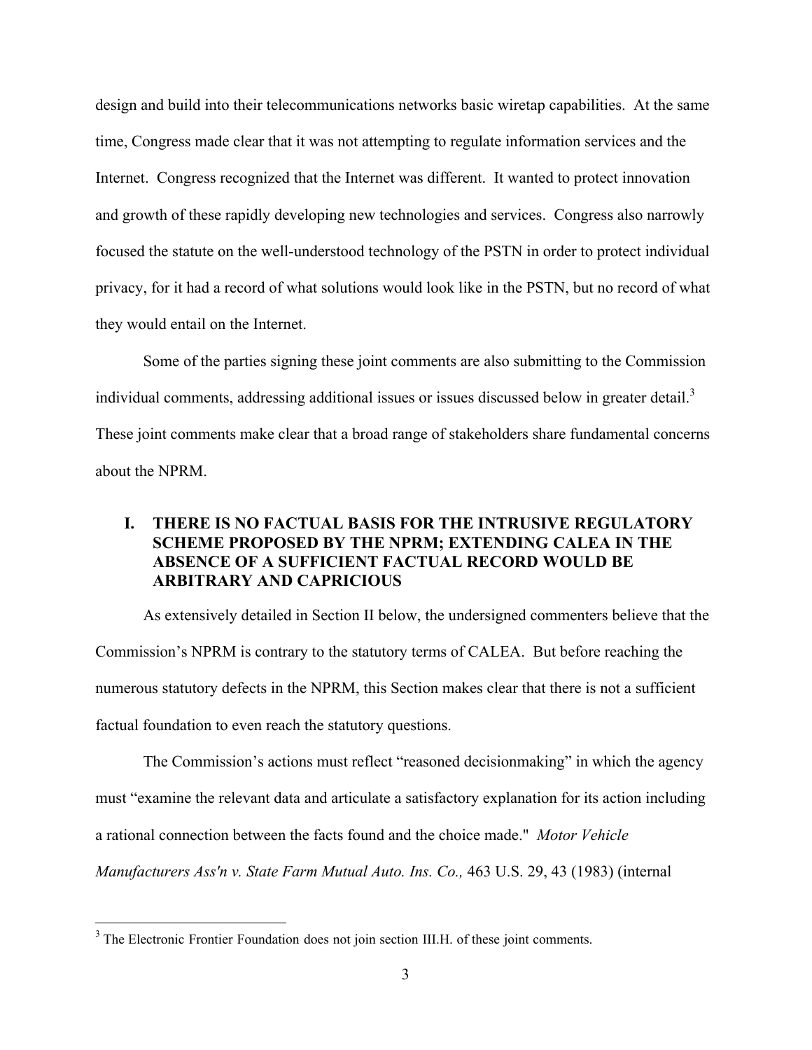design and build into their telecommunications networks basic wiretap capabilities. At the same time, Congress made clear that it was not attempting to regulate information services and the Internet. Congress recognized that the Internet was different. It wanted to protect innovation and growth of these rapidly developing new technologies and services. Congress also narrowly focused the statute on the well-understood technology of the PSTN in order to protect individual privacy, for it had a record of what solutions would look like in the PSTN, but no record of what they would entail on the Internet.

Some of the parties signing these joint comments are also submitting to the Commission individual comments, addressing additional issues or issues discussed below in greater detail.[3] These joint comments make clear that a broad range of stakeholders share fundamental concerns about the NPRM.

## I. THERE IS NO FACTUAL BASIS FOR THE INTRUSIVE REGULATORY SCHEME PROPOSED BY THE NPRM; EXTENDING CALEA IN THE ABSENCE OF A SUFFICIENT FACTUAL RECORD WOULD BE ARBITRARY AND CAPRICIOUS

As extensively detailed in Section II below, the undersigned commenters believe that the Commission's NPRM is contrary to the statutory terms of CALEA. But before reaching the numerous statutory defects in the NPRM, this Section makes clear that there is not a sufficient factual foundation to even reach the statutory questions.

The Commission's actions must reflect "reasoned decisionmaking" in which the agency must "examine the relevant data and articulate a satisfactory explanation for its action including a rational connection between the facts found and the choice made." *Motor Vehicle Manufacturers Ass'n v. State Farm Mutual Auto. Ins. Co.,* 463 U.S. 29, 43 (1983) (internal

[3] The Electronic Frontier Foundation does not join section III.H. of these joint comments.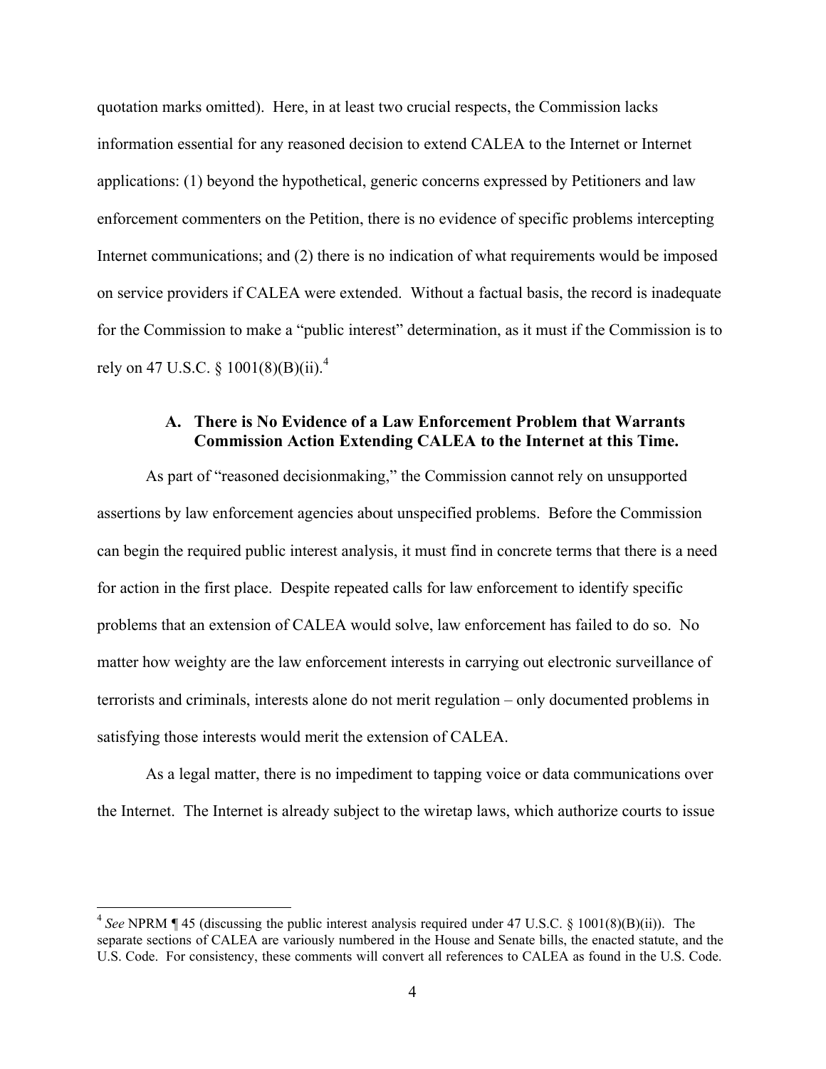quotation marks omitted). Here, in at least two crucial respects, the Commission lacks information essential for any reasoned decision to extend CALEA to the Internet or Internet applications: (1) beyond the hypothetical, generic concerns expressed by Petitioners and law enforcement commenters on the Petition, there is no evidence of specific problems intercepting Internet communications; and (2) there is no indication of what requirements would be imposed on service providers if CALEA were extended. Without a factual basis, the record is inadequate for the Commission to make a "public interest" determination, as it must if the Commission is to rely on 47 U.S.C. § 1001(8)(B)(ii).[4]

### A. There is No Evidence of a Law Enforcement Problem that Warrants Commission Action Extending CALEA to the Internet at this Time.

As part of "reasoned decisionmaking," the Commission cannot rely on unsupported assertions by law enforcement agencies about unspecified problems. Before the Commission can begin the required public interest analysis, it must find in concrete terms that there is a need for action in the first place. Despite repeated calls for law enforcement to identify specific problems that an extension of CALEA would solve, law enforcement has failed to do so. No matter how weighty are the law enforcement interests in carrying out electronic surveillance of terrorists and criminals, interests alone do not merit regulation – only documented problems in satisfying those interests would merit the extension of CALEA.

As a legal matter, there is no impediment to tapping voice or data communications over the Internet. The Internet is already subject to the wiretap laws, which authorize courts to issue

---

[4] *See* NPRM ¶ 45 (discussing the public interest analysis required under 47 U.S.C. § 1001(8)(B)(ii)). The separate sections of CALEA are variously numbered in the House and Senate bills, the enacted statute, and the U.S. Code. For consistency, these comments will convert all references to CALEA as found in the U.S. Code.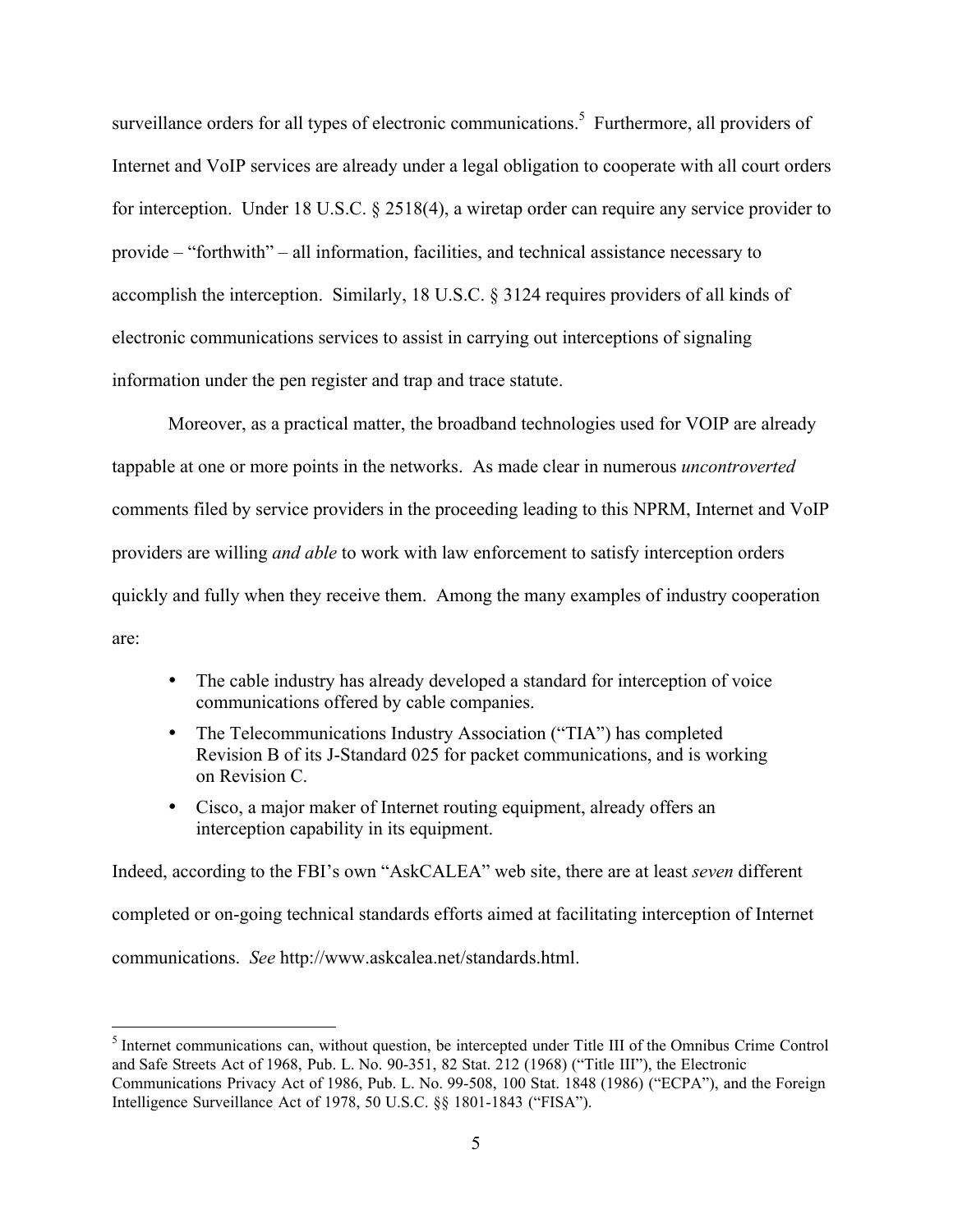surveillance orders for all types of electronic communications.[5] Furthermore, all providers of Internet and VoIP services are already under a legal obligation to cooperate with all court orders for interception. Under 18 U.S.C. § 2518(4), a wiretap order can require any service provider to provide – "forthwith" – all information, facilities, and technical assistance necessary to accomplish the interception. Similarly, 18 U.S.C. § 3124 requires providers of all kinds of electronic communications services to assist in carrying out interceptions of signaling information under the pen register and trap and trace statute.

Moreover, as a practical matter, the broadband technologies used for VOIP are already tappable at one or more points in the networks. As made clear in numerous *uncontroverted* comments filed by service providers in the proceeding leading to this NPRM, Internet and VoIP providers are willing *and able* to work with law enforcement to satisfy interception orders quickly and fully when they receive them. Among the many examples of industry cooperation are:

- The cable industry has already developed a standard for interception of voice communications offered by cable companies.
- The Telecommunications Industry Association ("TIA") has completed Revision B of its J-Standard 025 for packet communications, and is working on Revision C.
- Cisco, a major maker of Internet routing equipment, already offers an interception capability in its equipment.

Indeed, according to the FBI's own "AskCALEA" web site, there are at least *seven* different completed or on-going technical standards efforts aimed at facilitating interception of Internet communications. *See* http://www.askcalea.net/standards.html.

---

[5] Internet communications can, without question, be intercepted under Title III of the Omnibus Crime Control and Safe Streets Act of 1968, Pub. L. No. 90-351, 82 Stat. 212 (1968) ("Title III"), the Electronic Communications Privacy Act of 1986, Pub. L. No. 99-508, 100 Stat. 1848 (1986) ("ECPA"), and the Foreign Intelligence Surveillance Act of 1978, 50 U.S.C. §§ 1801-1843 ("FISA").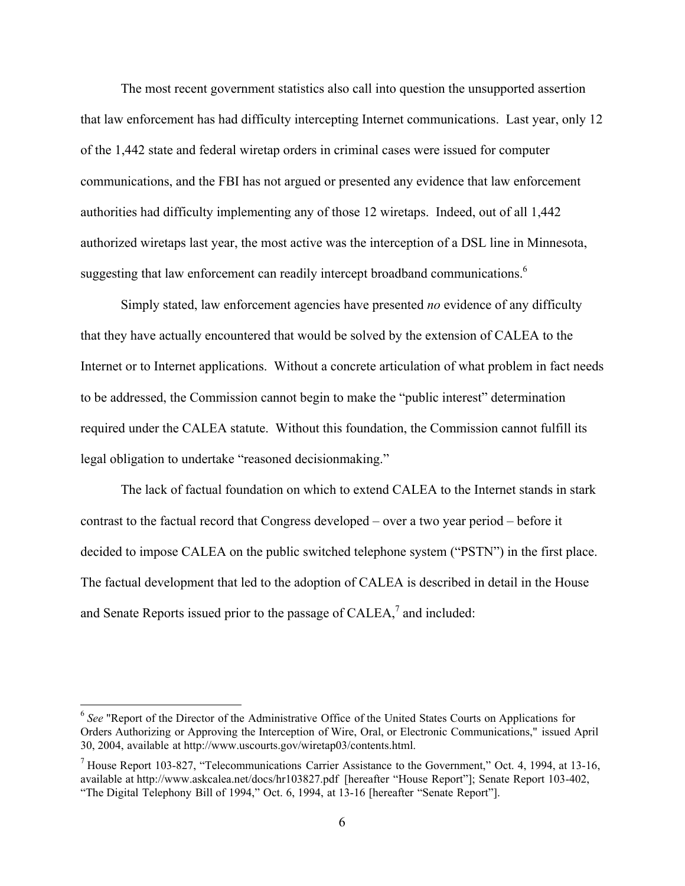The most recent government statistics also call into question the unsupported assertion that law enforcement has had difficulty intercepting Internet communications. Last year, only 12 of the 1,442 state and federal wiretap orders in criminal cases were issued for computer communications, and the FBI has not argued or presented any evidence that law enforcement authorities had difficulty implementing any of those 12 wiretaps. Indeed, out of all 1,442 authorized wiretaps last year, the most active was the interception of a DSL line in Minnesota, suggesting that law enforcement can readily intercept broadband communications.[6]

Simply stated, law enforcement agencies have presented *no* evidence of any difficulty that they have actually encountered that would be solved by the extension of CALEA to the Internet or to Internet applications. Without a concrete articulation of what problem in fact needs to be addressed, the Commission cannot begin to make the "public interest" determination required under the CALEA statute. Without this foundation, the Commission cannot fulfill its legal obligation to undertake "reasoned decisionmaking."

The lack of factual foundation on which to extend CALEA to the Internet stands in stark contrast to the factual record that Congress developed – over a two year period – before it decided to impose CALEA on the public switched telephone system ("PSTN") in the first place. The factual development that led to the adoption of CALEA is described in detail in the House and Senate Reports issued prior to the passage of CALEA,[7] and included:

---

[6] *See* "Report of the Director of the Administrative Office of the United States Courts on Applications for Orders Authorizing or Approving the Interception of Wire, Oral, or Electronic Communications," issued April 30, 2004, available at http://www.uscourts.gov/wiretap03/contents.html.

[7] House Report 103-827, "Telecommunications Carrier Assistance to the Government," Oct. 4, 1994, at 13-16, available at http://www.askcalea.net/docs/hr103827.pdf [hereafter "House Report"]; Senate Report 103-402, "The Digital Telephony Bill of 1994," Oct. 6, 1994, at 13-16 [hereafter "Senate Report"].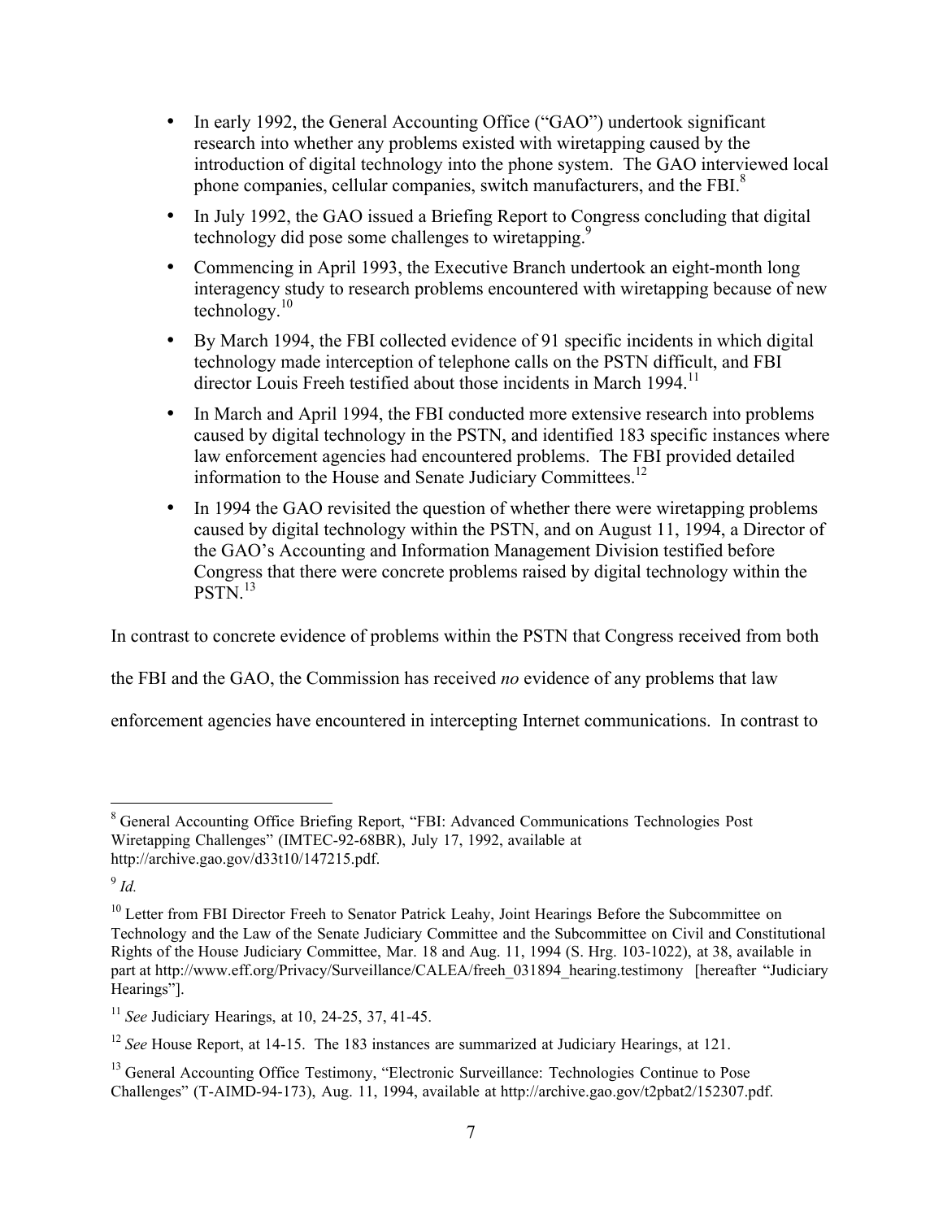- In early 1992, the General Accounting Office ("GAO") undertook significant research into whether any problems existed with wiretapping caused by the introduction of digital technology into the phone system. The GAO interviewed local phone companies, cellular companies, switch manufacturers, and the FBI.[8]
- In July 1992, the GAO issued a Briefing Report to Congress concluding that digital technology did pose some challenges to wiretapping.[9]
- Commencing in April 1993, the Executive Branch undertook an eight-month long interagency study to research problems encountered with wiretapping because of new technology.[10]
- By March 1994, the FBI collected evidence of 91 specific incidents in which digital technology made interception of telephone calls on the PSTN difficult, and FBI director Louis Freeh testified about those incidents in March 1994.[11]
- In March and April 1994, the FBI conducted more extensive research into problems caused by digital technology in the PSTN, and identified 183 specific instances where law enforcement agencies had encountered problems. The FBI provided detailed information to the House and Senate Judiciary Committees.[12]
- In 1994 the GAO revisited the question of whether there were wiretapping problems caused by digital technology within the PSTN, and on August 11, 1994, a Director of the GAO's Accounting and Information Management Division testified before Congress that there were concrete problems raised by digital technology within the PSTN.[13]

In contrast to concrete evidence of problems within the PSTN that Congress received from both the FBI and the GAO, the Commission has received *no* evidence of any problems that law enforcement agencies have encountered in intercepting Internet communications. In contrast to

---

[8] General Accounting Office Briefing Report, "FBI: Advanced Communications Technologies Post Wiretapping Challenges" (IMTEC-92-68BR), July 17, 1992, available at http://archive.gao.gov/d33t10/147215.pdf.

[9] *Id.*

[10] Letter from FBI Director Freeh to Senator Patrick Leahy, Joint Hearings Before the Subcommittee on Technology and the Law of the Senate Judiciary Committee and the Subcommittee on Civil and Constitutional Rights of the House Judiciary Committee, Mar. 18 and Aug. 11, 1994 (S. Hrg. 103-1022), at 38, available in part at http://www.eff.org/Privacy/Surveillance/CALEA/freeh_031894_hearing.testimony [hereafter "Judiciary Hearings"].

[11] *See* Judiciary Hearings, at 10, 24-25, 37, 41-45.

[12] *See* House Report, at 14-15. The 183 instances are summarized at Judiciary Hearings, at 121.

[13] General Accounting Office Testimony, "Electronic Surveillance: Technologies Continue to Pose Challenges" (T-AIMD-94-173), Aug. 11, 1994, available at http://archive.gao.gov/t2pbat2/152307.pdf.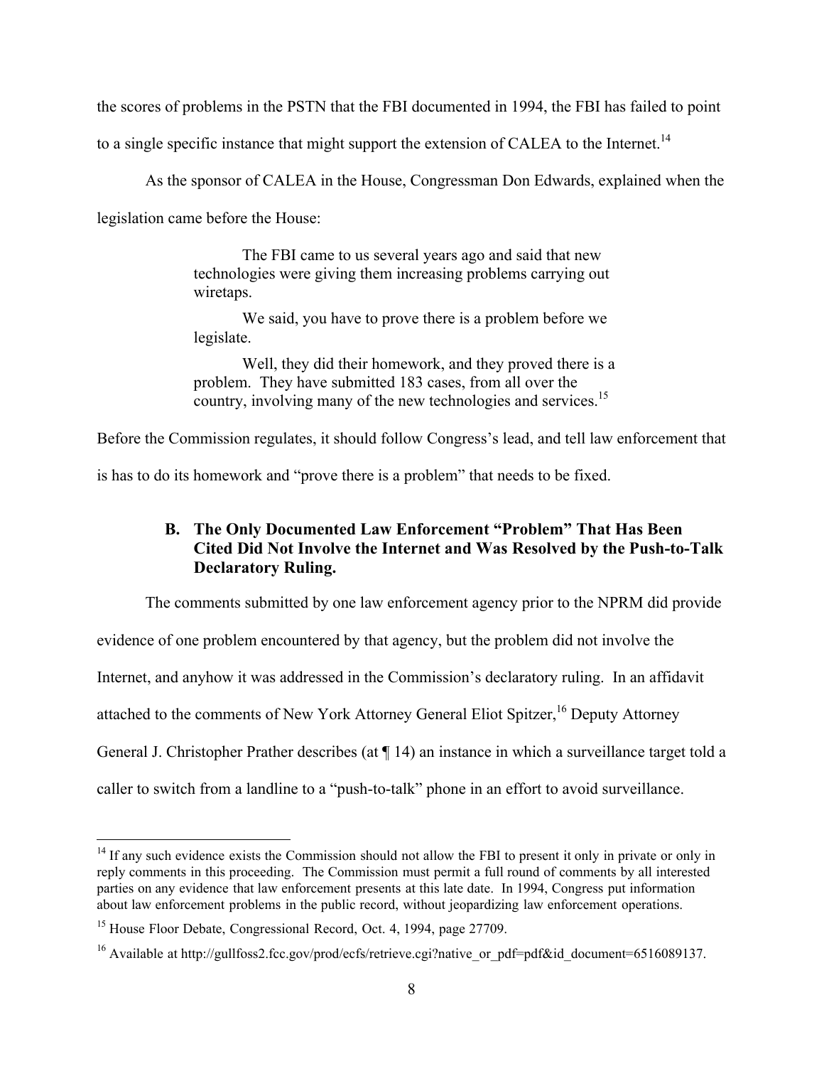the scores of problems in the PSTN that the FBI documented in 1994, the FBI has failed to point to a single specific instance that might support the extension of CALEA to the Internet.[14]

As the sponsor of CALEA in the House, Congressman Don Edwards, explained when the legislation came before the House:

> The FBI came to us several years ago and said that new technologies were giving them increasing problems carrying out wiretaps.
>
> We said, you have to prove there is a problem before we legislate.
>
> Well, they did their homework, and they proved there is a problem. They have submitted 183 cases, from all over the country, involving many of the new technologies and services.[15]

Before the Commission regulates, it should follow Congress's lead, and tell law enforcement that is has to do its homework and "prove there is a problem" that needs to be fixed.

### B. The Only Documented Law Enforcement "Problem" That Has Been Cited Did Not Involve the Internet and Was Resolved by the Push-to-Talk Declaratory Ruling.

The comments submitted by one law enforcement agency prior to the NPRM did provide evidence of one problem encountered by that agency, but the problem did not involve the Internet, and anyhow it was addressed in the Commission's declaratory ruling. In an affidavit attached to the comments of New York Attorney General Eliot Spitzer,[16] Deputy Attorney General J. Christopher Prather describes (at ¶ 14) an instance in which a surveillance target told a caller to switch from a landline to a "push-to-talk" phone in an effort to avoid surveillance.

---

[14] If any such evidence exists the Commission should not allow the FBI to present it only in private or only in reply comments in this proceeding. The Commission must permit a full round of comments by all interested parties on any evidence that law enforcement presents at this late date. In 1994, Congress put information about law enforcement problems in the public record, without jeopardizing law enforcement operations.

[15] House Floor Debate, Congressional Record, Oct. 4, 1994, page 27709.

[16] Available at http://gullfoss2.fcc.gov/prod/ecfs/retrieve.cgi?native_or_pdf=pdf&id_document=6516089137.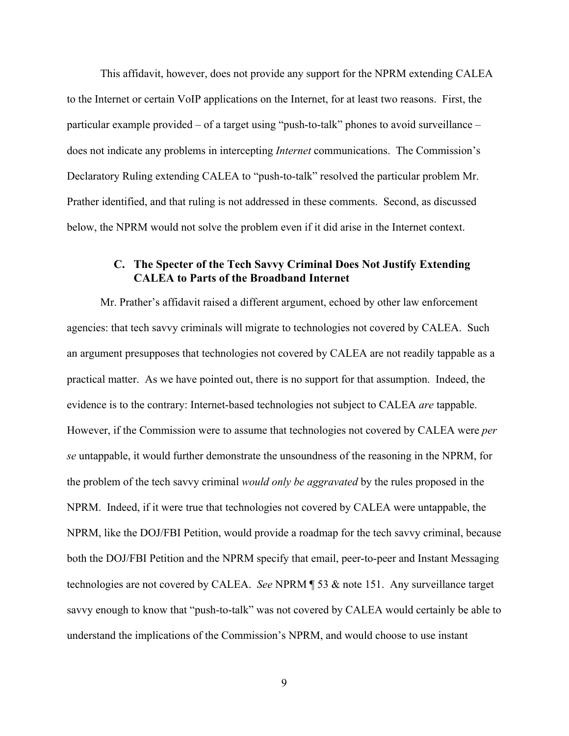This affidavit, however, does not provide any support for the NPRM extending CALEA to the Internet or certain VoIP applications on the Internet, for at least two reasons. First, the particular example provided – of a target using "push-to-talk" phones to avoid surveillance – does not indicate any problems in intercepting *Internet* communications. The Commission's Declaratory Ruling extending CALEA to "push-to-talk" resolved the particular problem Mr. Prather identified, and that ruling is not addressed in these comments. Second, as discussed below, the NPRM would not solve the problem even if it did arise in the Internet context.

### C. The Specter of the Tech Savvy Criminal Does Not Justify Extending CALEA to Parts of the Broadband Internet

Mr. Prather's affidavit raised a different argument, echoed by other law enforcement agencies: that tech savvy criminals will migrate to technologies not covered by CALEA. Such an argument presupposes that technologies not covered by CALEA are not readily tappable as a practical matter. As we have pointed out, there is no support for that assumption. Indeed, the evidence is to the contrary: Internet-based technologies not subject to CALEA *are* tappable. However, if the Commission were to assume that technologies not covered by CALEA were *per se* untappable, it would further demonstrate the unsoundness of the reasoning in the NPRM, for the problem of the tech savvy criminal *would only be aggravated* by the rules proposed in the NPRM. Indeed, if it were true that technologies not covered by CALEA were untappable, the NPRM, like the DOJ/FBI Petition, would provide a roadmap for the tech savvy criminal, because both the DOJ/FBI Petition and the NPRM specify that email, peer-to-peer and Instant Messaging technologies are not covered by CALEA. *See* NPRM ¶ 53 & note 151. Any surveillance target savvy enough to know that "push-to-talk" was not covered by CALEA would certainly be able to understand the implications of the Commission's NPRM, and would choose to use instant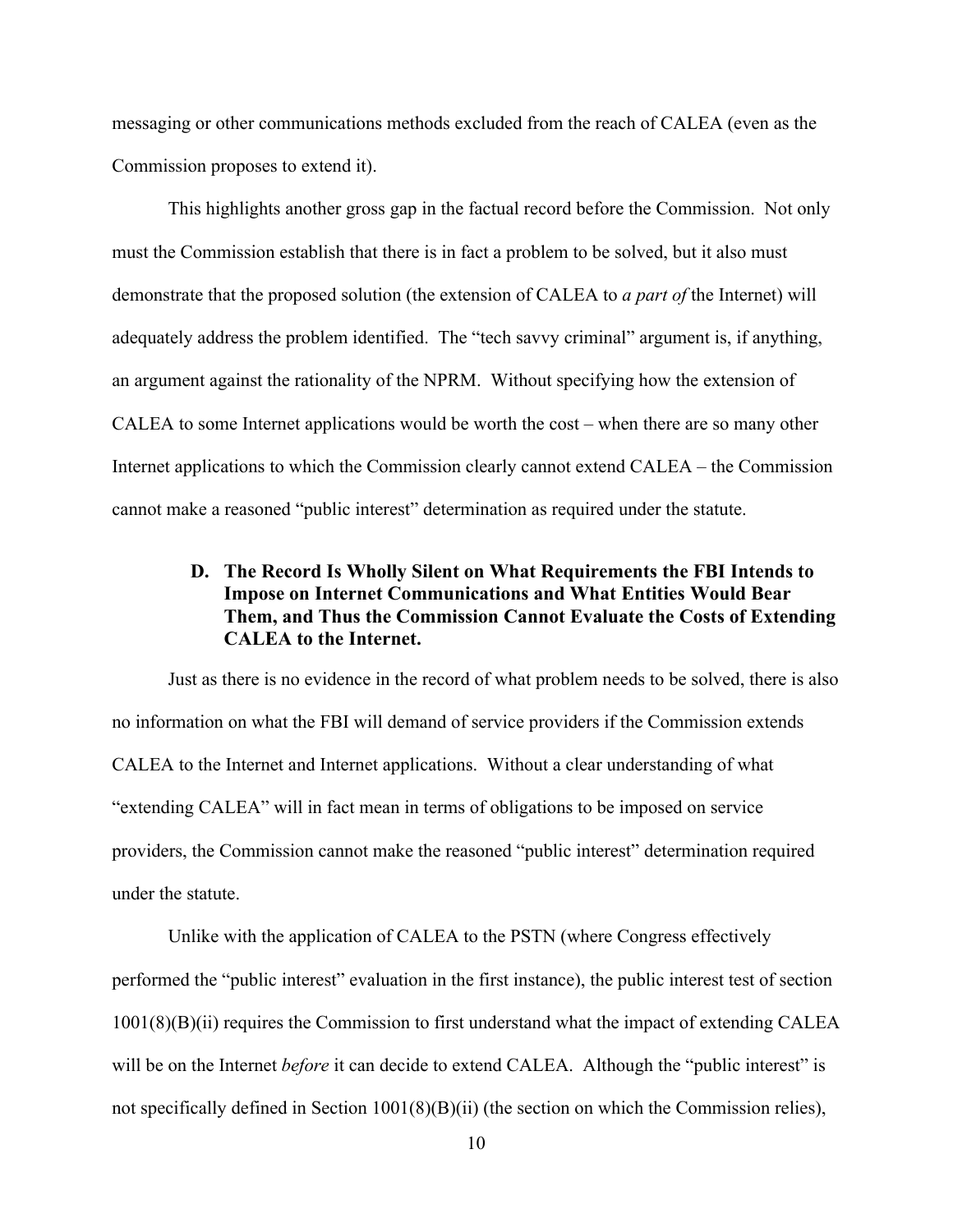messaging or other communications methods excluded from the reach of CALEA (even as the Commission proposes to extend it).

This highlights another gross gap in the factual record before the Commission. Not only must the Commission establish that there is in fact a problem to be solved, but it also must demonstrate that the proposed solution (the extension of CALEA to *a part of* the Internet) will adequately address the problem identified. The "tech savvy criminal" argument is, if anything, an argument against the rationality of the NPRM. Without specifying how the extension of CALEA to some Internet applications would be worth the cost – when there are so many other Internet applications to which the Commission clearly cannot extend CALEA – the Commission cannot make a reasoned "public interest" determination as required under the statute.

### D. The Record Is Wholly Silent on What Requirements the FBI Intends to Impose on Internet Communications and What Entities Would Bear Them, and Thus the Commission Cannot Evaluate the Costs of Extending CALEA to the Internet.

Just as there is no evidence in the record of what problem needs to be solved, there is also no information on what the FBI will demand of service providers if the Commission extends CALEA to the Internet and Internet applications. Without a clear understanding of what "extending CALEA" will in fact mean in terms of obligations to be imposed on service providers, the Commission cannot make the reasoned "public interest" determination required under the statute.

Unlike with the application of CALEA to the PSTN (where Congress effectively performed the "public interest" evaluation in the first instance), the public interest test of section 1001(8)(B)(ii) requires the Commission to first understand what the impact of extending CALEA will be on the Internet *before* it can decide to extend CALEA. Although the "public interest" is not specifically defined in Section 1001(8)(B)(ii) (the section on which the Commission relies),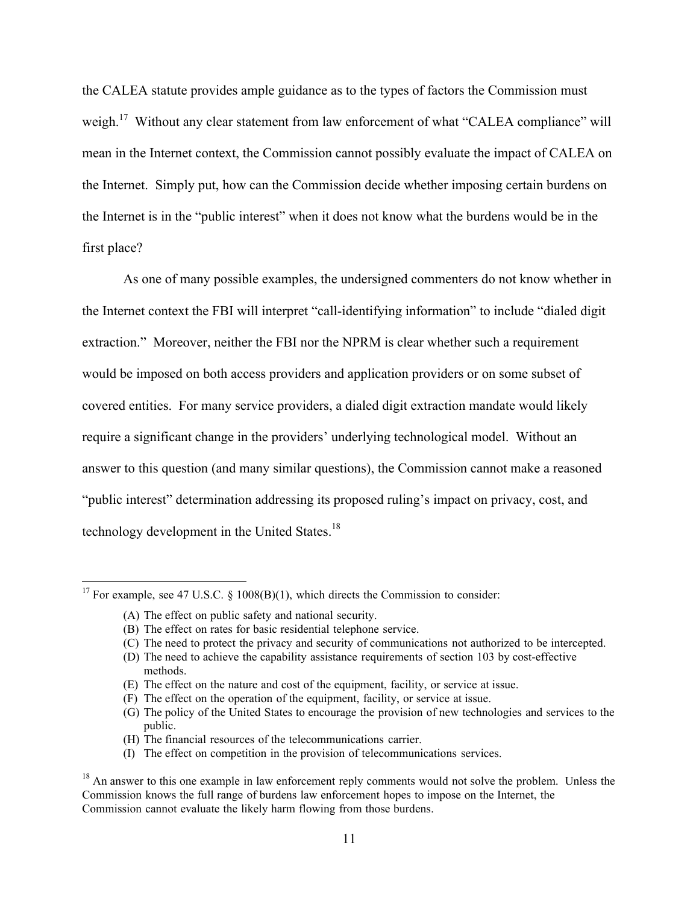the CALEA statute provides ample guidance as to the types of factors the Commission must weigh.[17] Without any clear statement from law enforcement of what "CALEA compliance" will mean in the Internet context, the Commission cannot possibly evaluate the impact of CALEA on the Internet. Simply put, how can the Commission decide whether imposing certain burdens on the Internet is in the "public interest" when it does not know what the burdens would be in the first place?

As one of many possible examples, the undersigned commenters do not know whether in the Internet context the FBI will interpret "call-identifying information" to include "dialed digit extraction." Moreover, neither the FBI nor the NPRM is clear whether such a requirement would be imposed on both access providers and application providers or on some subset of covered entities. For many service providers, a dialed digit extraction mandate would likely require a significant change in the providers' underlying technological model. Without an answer to this question (and many similar questions), the Commission cannot make a reasoned "public interest" determination addressing its proposed ruling's impact on privacy, cost, and technology development in the United States.[18]

---

[17] For example, see 47 U.S.C. § 1008(B)(1), which directs the Commission to consider:

(A) The effect on public safety and national security.
(B) The effect on rates for basic residential telephone service.
(C) The need to protect the privacy and security of communications not authorized to be intercepted.
(D) The need to achieve the capability assistance requirements of section 103 by cost-effective methods.
(E) The effect on the nature and cost of the equipment, facility, or service at issue.
(F) The effect on the operation of the equipment, facility, or service at issue.
(G) The policy of the United States to encourage the provision of new technologies and services to the public.
(H) The financial resources of the telecommunications carrier.
(I) The effect on competition in the provision of telecommunications services.

[18] An answer to this one example in law enforcement reply comments would not solve the problem. Unless the Commission knows the full range of burdens law enforcement hopes to impose on the Internet, the Commission cannot evaluate the likely harm flowing from those burdens.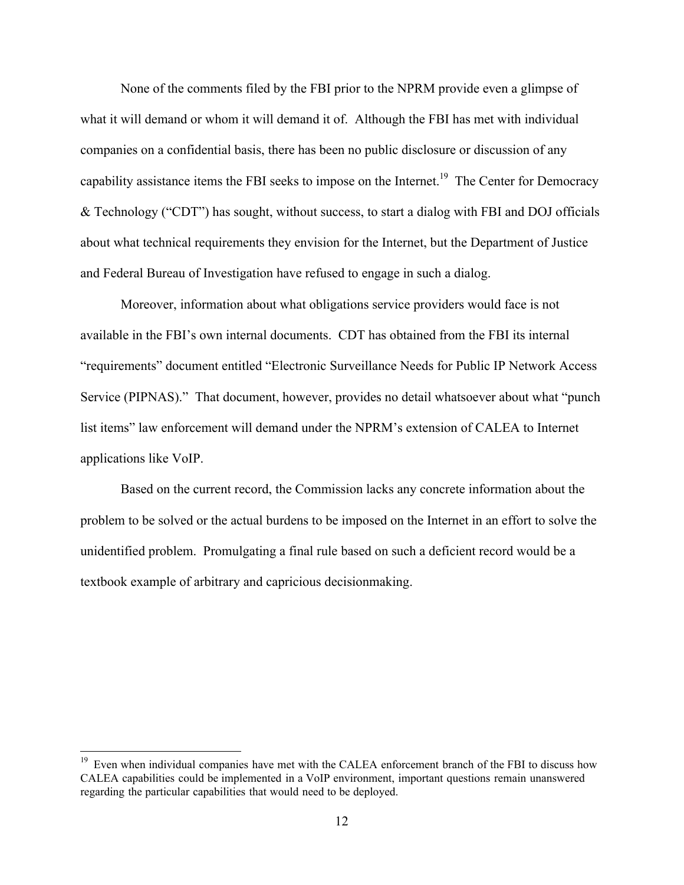None of the comments filed by the FBI prior to the NPRM provide even a glimpse of what it will demand or whom it will demand it of. Although the FBI has met with individual companies on a confidential basis, there has been no public disclosure or discussion of any capability assistance items the FBI seeks to impose on the Internet.[19] The Center for Democracy & Technology ("CDT") has sought, without success, to start a dialog with FBI and DOJ officials about what technical requirements they envision for the Internet, but the Department of Justice and Federal Bureau of Investigation have refused to engage in such a dialog.

Moreover, information about what obligations service providers would face is not available in the FBI's own internal documents. CDT has obtained from the FBI its internal "requirements" document entitled "Electronic Surveillance Needs for Public IP Network Access Service (PIPNAS)." That document, however, provides no detail whatsoever about what "punch list items" law enforcement will demand under the NPRM's extension of CALEA to Internet applications like VoIP.

Based on the current record, the Commission lacks any concrete information about the problem to be solved or the actual burdens to be imposed on the Internet in an effort to solve the unidentified problem. Promulgating a final rule based on such a deficient record would be a textbook example of arbitrary and capricious decisionmaking.

---

[19] Even when individual companies have met with the CALEA enforcement branch of the FBI to discuss how CALEA capabilities could be implemented in a VoIP environment, important questions remain unanswered regarding the particular capabilities that would need to be deployed.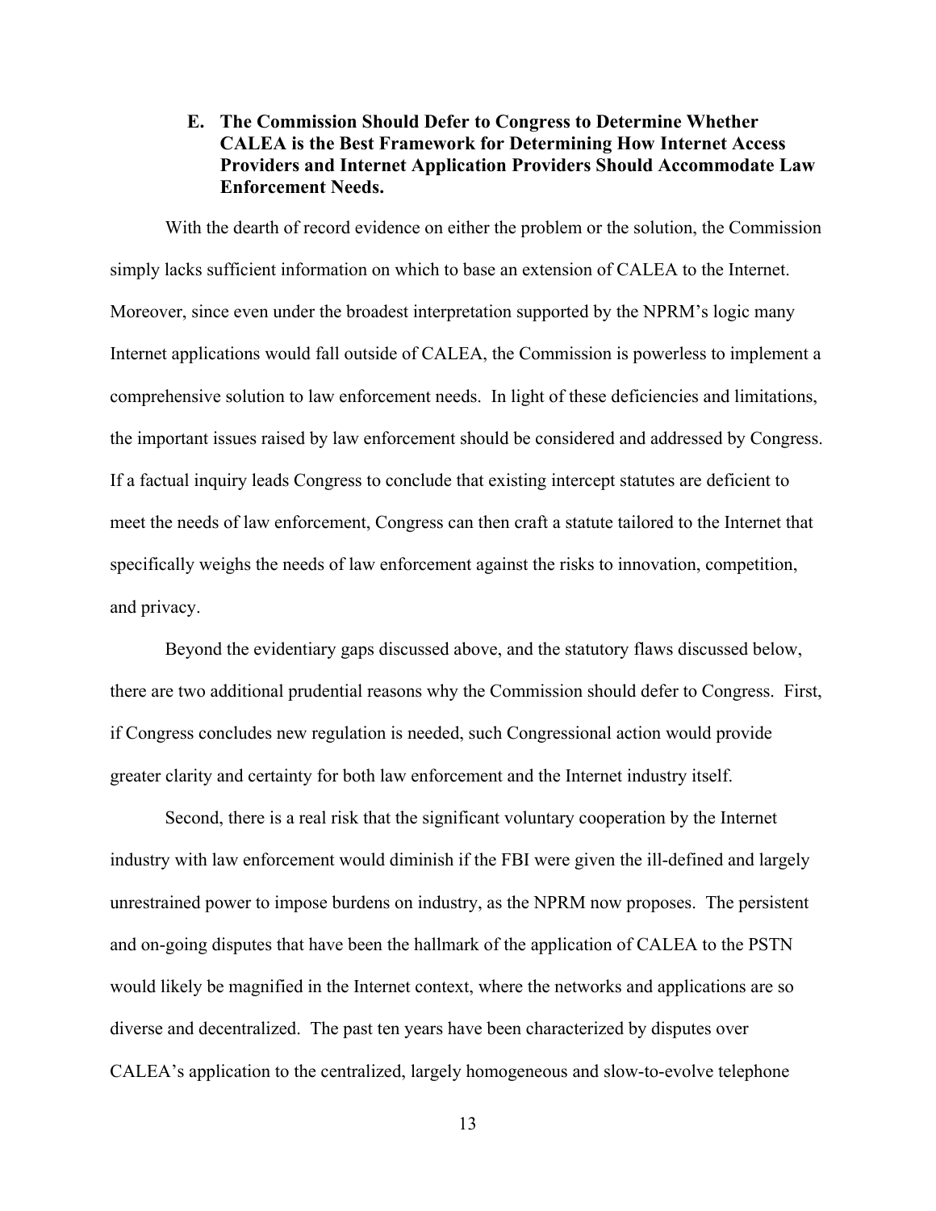### E. The Commission Should Defer to Congress to Determine Whether CALEA is the Best Framework for Determining How Internet Access Providers and Internet Application Providers Should Accommodate Law Enforcement Needs.

With the dearth of record evidence on either the problem or the solution, the Commission simply lacks sufficient information on which to base an extension of CALEA to the Internet. Moreover, since even under the broadest interpretation supported by the NPRM's logic many Internet applications would fall outside of CALEA, the Commission is powerless to implement a comprehensive solution to law enforcement needs. In light of these deficiencies and limitations, the important issues raised by law enforcement should be considered and addressed by Congress. If a factual inquiry leads Congress to conclude that existing intercept statutes are deficient to meet the needs of law enforcement, Congress can then craft a statute tailored to the Internet that specifically weighs the needs of law enforcement against the risks to innovation, competition, and privacy.

Beyond the evidentiary gaps discussed above, and the statutory flaws discussed below, there are two additional prudential reasons why the Commission should defer to Congress. First, if Congress concludes new regulation is needed, such Congressional action would provide greater clarity and certainty for both law enforcement and the Internet industry itself.

Second, there is a real risk that the significant voluntary cooperation by the Internet industry with law enforcement would diminish if the FBI were given the ill-defined and largely unrestrained power to impose burdens on industry, as the NPRM now proposes. The persistent and on-going disputes that have been the hallmark of the application of CALEA to the PSTN would likely be magnified in the Internet context, where the networks and applications are so diverse and decentralized. The past ten years have been characterized by disputes over CALEA's application to the centralized, largely homogeneous and slow-to-evolve telephone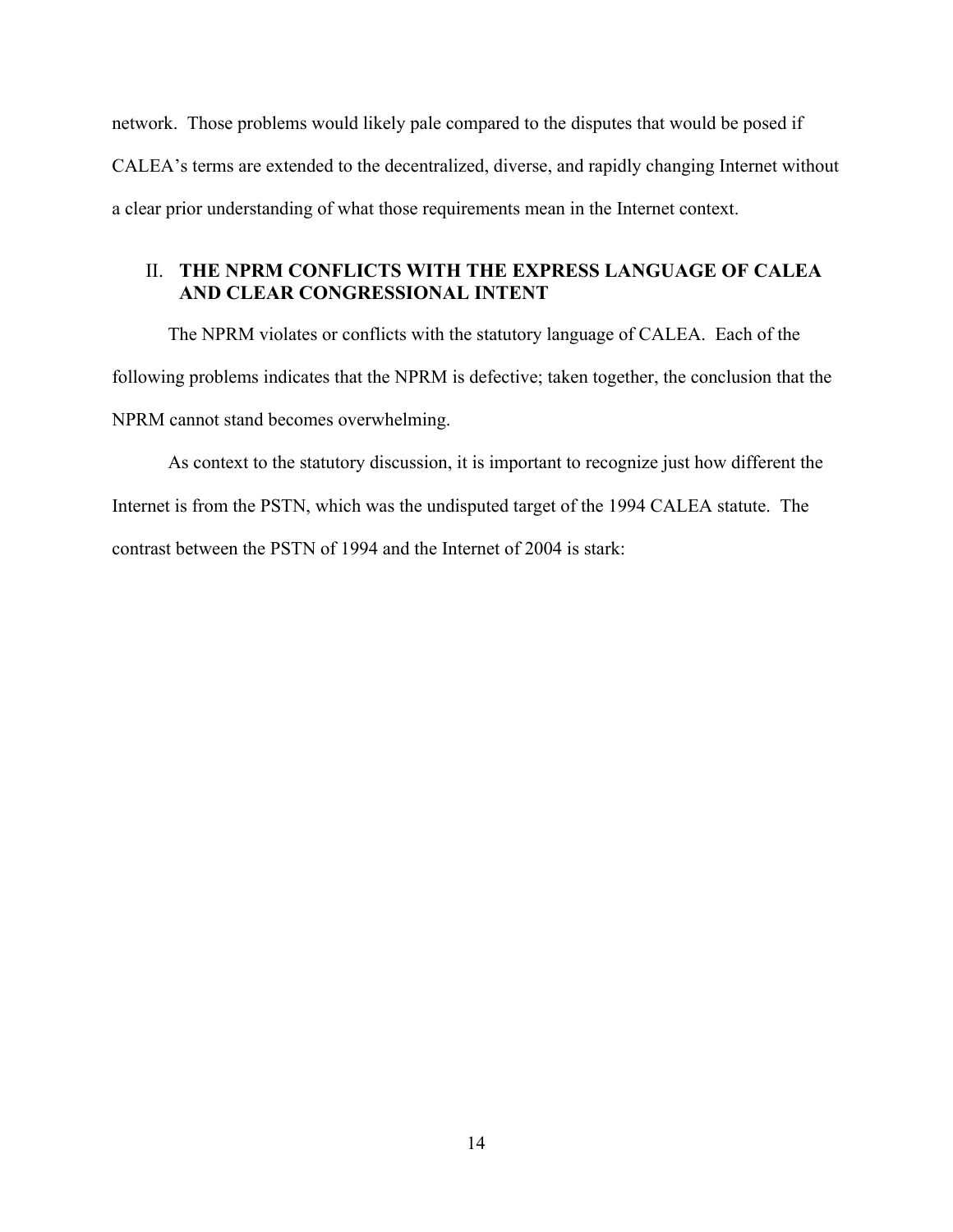network. Those problems would likely pale compared to the disputes that would be posed if CALEA's terms are extended to the decentralized, diverse, and rapidly changing Internet without a clear prior understanding of what those requirements mean in the Internet context.

## II. THE NPRM CONFLICTS WITH THE EXPRESS LANGUAGE OF CALEA AND CLEAR CONGRESSIONAL INTENT

The NPRM violates or conflicts with the statutory language of CALEA. Each of the following problems indicates that the NPRM is defective; taken together, the conclusion that the NPRM cannot stand becomes overwhelming.

As context to the statutory discussion, it is important to recognize just how different the Internet is from the PSTN, which was the undisputed target of the 1994 CALEA statute. The contrast between the PSTN of 1994 and the Internet of 2004 is stark: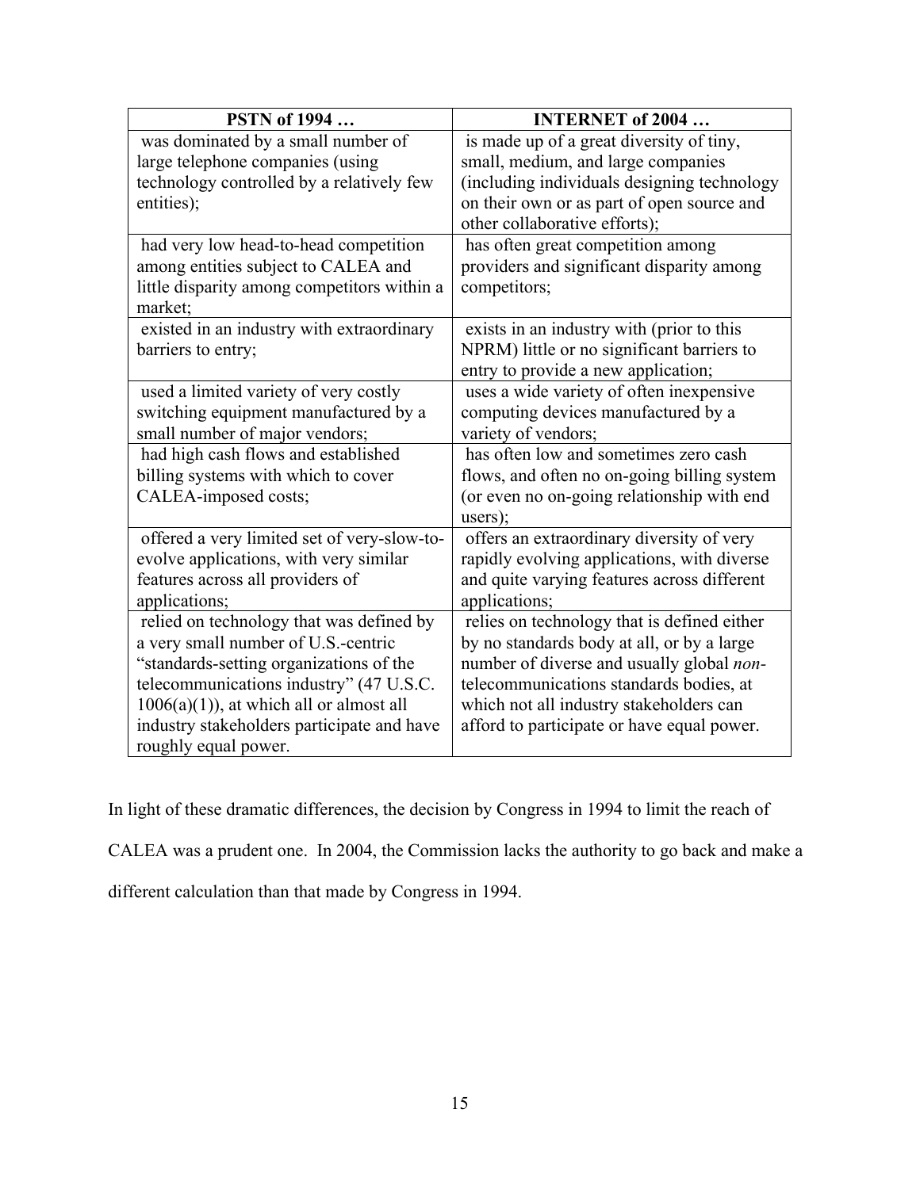| PSTN of 1994 … | INTERNET of 2004 … |
|---|---|
| was dominated by a small number of large telephone companies (using technology controlled by a relatively few entities); | is made up of a great diversity of tiny, small, medium, and large companies (including individuals designing technology on their own or as part of open source and other collaborative efforts); |
| had very low head-to-head competition among entities subject to CALEA and little disparity among competitors within a market; | has often great competition among providers and significant disparity among competitors; |
| existed in an industry with extraordinary barriers to entry; | exists in an industry with (prior to this NPRM) little or no significant barriers to entry to provide a new application; |
| used a limited variety of very costly switching equipment manufactured by a small number of major vendors; | uses a wide variety of often inexpensive computing devices manufactured by a variety of vendors; |
| had high cash flows and established billing systems with which to cover CALEA-imposed costs; | has often low and sometimes zero cash flows, and often no on-going billing system (or even no on-going relationship with end users); |
| offered a very limited set of very-slow-to-evolve applications, with very similar features across all providers of applications; | offers an extraordinary diversity of very rapidly evolving applications, with diverse and quite varying features across different applications; |
| relied on technology that was defined by a very small number of U.S.-centric "standards-setting organizations of the telecommunications industry" (47 U.S.C. 1006(a)(1)), at which all or almost all industry stakeholders participate and have roughly equal power. | relies on technology that is defined either by no standards body at all, or by a large number of diverse and usually global *non*-telecommunications standards bodies, at which not all industry stakeholders can afford to participate or have equal power. |

In light of these dramatic differences, the decision by Congress in 1994 to limit the reach of CALEA was a prudent one. In 2004, the Commission lacks the authority to go back and make a different calculation than that made by Congress in 1994.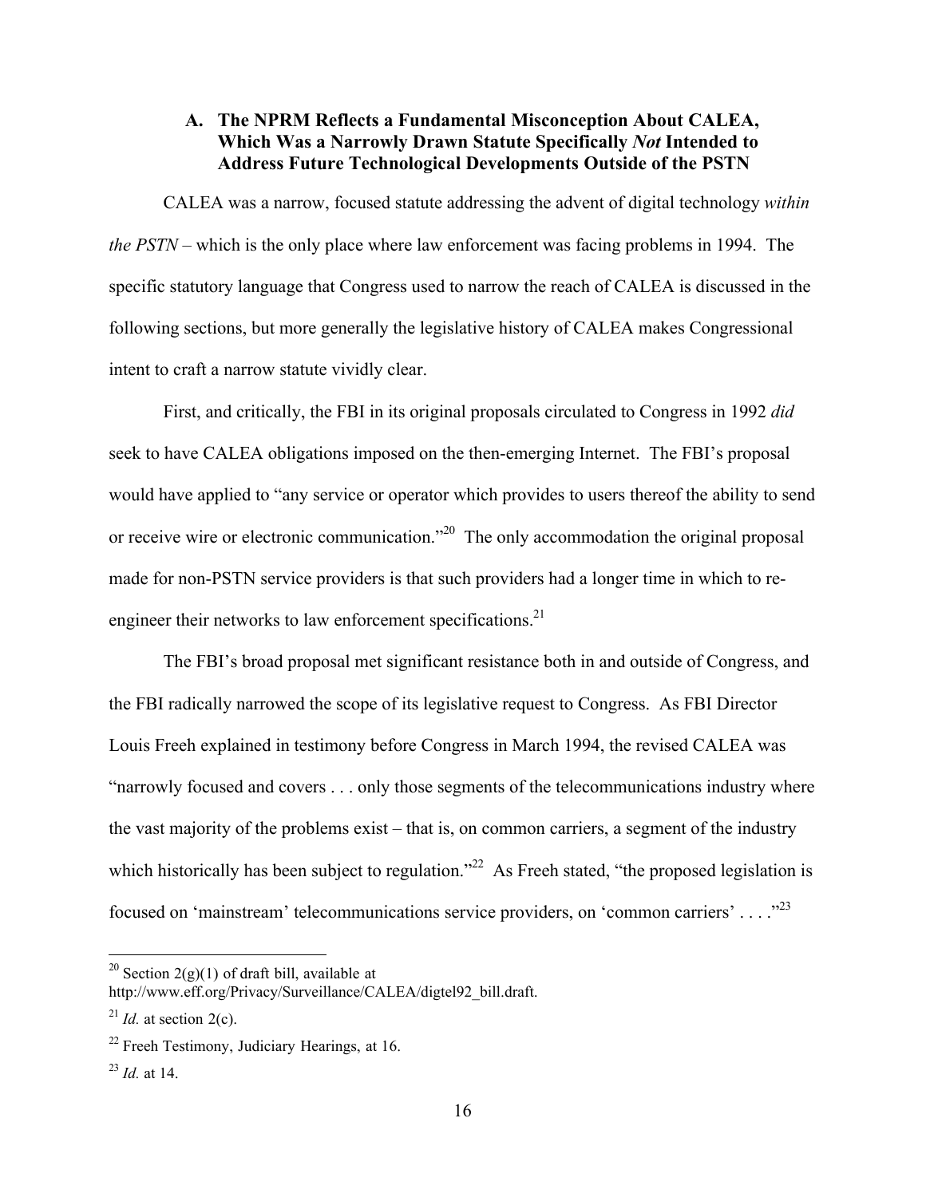### A. The NPRM Reflects a Fundamental Misconception About CALEA, Which Was a Narrowly Drawn Statute Specifically *Not* Intended to Address Future Technological Developments Outside of the PSTN

CALEA was a narrow, focused statute addressing the advent of digital technology *within the PSTN* – which is the only place where law enforcement was facing problems in 1994. The specific statutory language that Congress used to narrow the reach of CALEA is discussed in the following sections, but more generally the legislative history of CALEA makes Congressional intent to craft a narrow statute vividly clear.

First, and critically, the FBI in its original proposals circulated to Congress in 1992 *did* seek to have CALEA obligations imposed on the then-emerging Internet. The FBI's proposal would have applied to "any service or operator which provides to users thereof the ability to send or receive wire or electronic communication."[20] The only accommodation the original proposal made for non-PSTN service providers is that such providers had a longer time in which to re-engineer their networks to law enforcement specifications.[21]

The FBI's broad proposal met significant resistance both in and outside of Congress, and the FBI radically narrowed the scope of its legislative request to Congress. As FBI Director Louis Freeh explained in testimony before Congress in March 1994, the revised CALEA was "narrowly focused and covers . . . only those segments of the telecommunications industry where the vast majority of the problems exist – that is, on common carriers, a segment of the industry which historically has been subject to regulation."[22] As Freeh stated, "the proposed legislation is focused on 'mainstream' telecommunications service providers, on 'common carriers' . . . ."[23]

---

[20] Section 2(g)(1) of draft bill, available at http://www.eff.org/Privacy/Surveillance/CALEA/digtel92_bill.draft.

[21] *Id.* at section 2(c).

[22] Freeh Testimony, Judiciary Hearings, at 16.

[23] *Id.* at 14.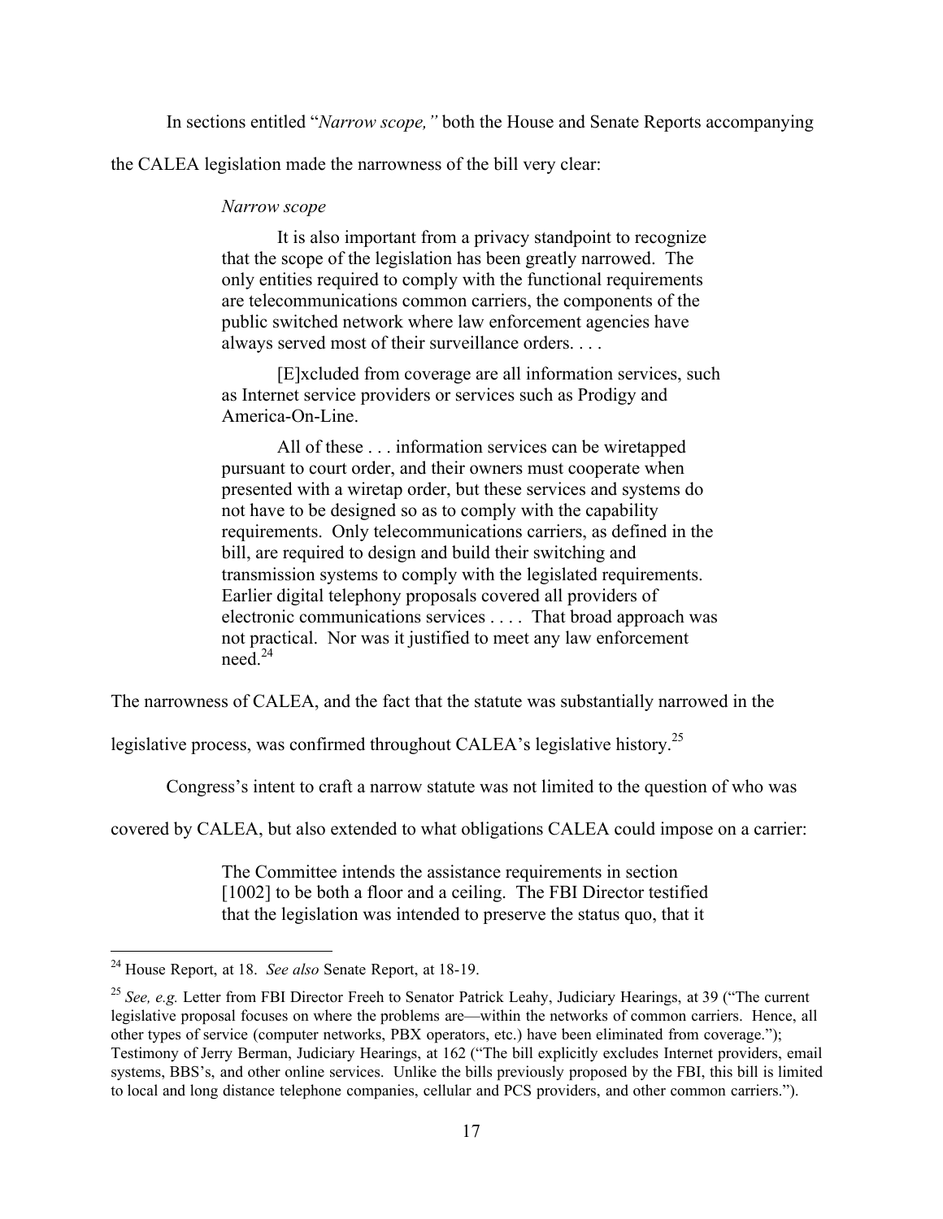In sections entitled "*Narrow scope,"* both the House and Senate Reports accompanying the CALEA legislation made the narrowness of the bill very clear:

> *Narrow scope*
>
> It is also important from a privacy standpoint to recognize that the scope of the legislation has been greatly narrowed. The only entities required to comply with the functional requirements are telecommunications common carriers, the components of the public switched network where law enforcement agencies have always served most of their surveillance orders. . . .
>
> [E]xcluded from coverage are all information services, such as Internet service providers or services such as Prodigy and America-On-Line.
>
> All of these . . . information services can be wiretapped pursuant to court order, and their owners must cooperate when presented with a wiretap order, but these services and systems do not have to be designed so as to comply with the capability requirements. Only telecommunications carriers, as defined in the bill, are required to design and build their switching and transmission systems to comply with the legislated requirements. Earlier digital telephony proposals covered all providers of electronic communications services . . . . That broad approach was not practical. Nor was it justified to meet any law enforcement need.[24]

The narrowness of CALEA, and the fact that the statute was substantially narrowed in the legislative process, was confirmed throughout CALEA's legislative history.[25]

Congress's intent to craft a narrow statute was not limited to the question of who was covered by CALEA, but also extended to what obligations CALEA could impose on a carrier:

> The Committee intends the assistance requirements in section [1002] to be both a floor and a ceiling. The FBI Director testified that the legislation was intended to preserve the status quo, that it

---

[24] House Report, at 18. *See also* Senate Report, at 18-19.

[25] *See, e.g.* Letter from FBI Director Freeh to Senator Patrick Leahy, Judiciary Hearings, at 39 ("The current legislative proposal focuses on where the problems are—within the networks of common carriers. Hence, all other types of service (computer networks, PBX operators, etc.) have been eliminated from coverage."); Testimony of Jerry Berman, Judiciary Hearings, at 162 ("The bill explicitly excludes Internet providers, email systems, BBS's, and other online services. Unlike the bills previously proposed by the FBI, this bill is limited to local and long distance telephone companies, cellular and PCS providers, and other common carriers.").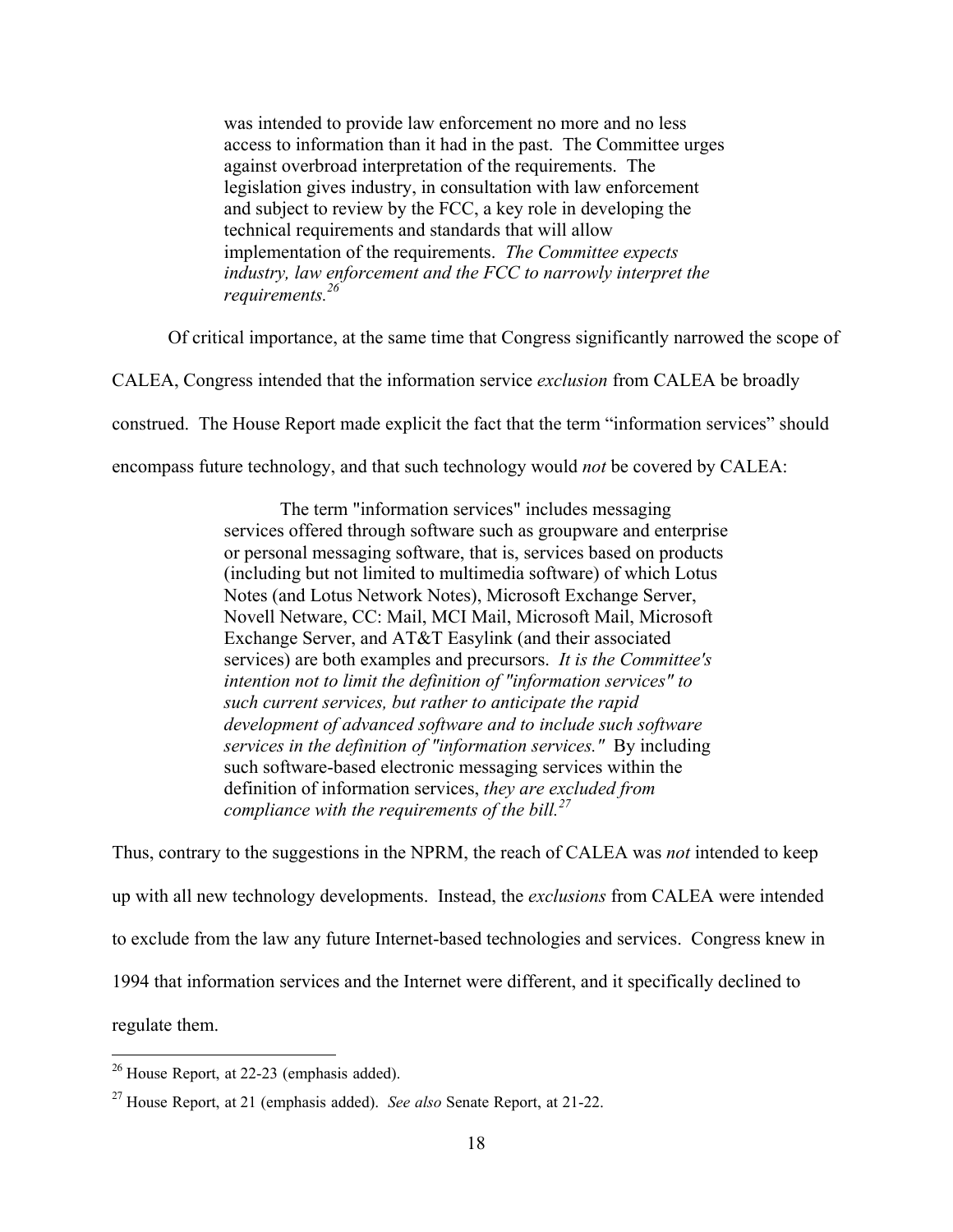> was intended to provide law enforcement no more and no less access to information than it had in the past. The Committee urges against overbroad interpretation of the requirements. The legislation gives industry, in consultation with law enforcement and subject to review by the FCC, a key role in developing the technical requirements and standards that will allow implementation of the requirements. *The Committee expects industry, law enforcement and the FCC to narrowly interpret the requirements.*[26]

Of critical importance, at the same time that Congress significantly narrowed the scope of CALEA, Congress intended that the information service *exclusion* from CALEA be broadly construed. The House Report made explicit the fact that the term "information services" should encompass future technology, and that such technology would *not* be covered by CALEA:

> The term "information services" includes messaging services offered through software such as groupware and enterprise or personal messaging software, that is, services based on products (including but not limited to multimedia software) of which Lotus Notes (and Lotus Network Notes), Microsoft Exchange Server, Novell Netware, CC: Mail, MCI Mail, Microsoft Mail, Microsoft Exchange Server, and AT&T Easylink (and their associated services) are both examples and precursors. *It is the Committee's intention not to limit the definition of "information services" to such current services, but rather to anticipate the rapid development of advanced software and to include such software services in the definition of "information services."* By including such software-based electronic messaging services within the definition of information services, *they are excluded from compliance with the requirements of the bill.*[27]

Thus, contrary to the suggestions in the NPRM, the reach of CALEA was *not* intended to keep up with all new technology developments. Instead, the *exclusions* from CALEA were intended to exclude from the law any future Internet-based technologies and services. Congress knew in 1994 that information services and the Internet were different, and it specifically declined to regulate them.

---

[26] House Report, at 22-23 (emphasis added).

[27] House Report, at 21 (emphasis added). *See also* Senate Report, at 21-22.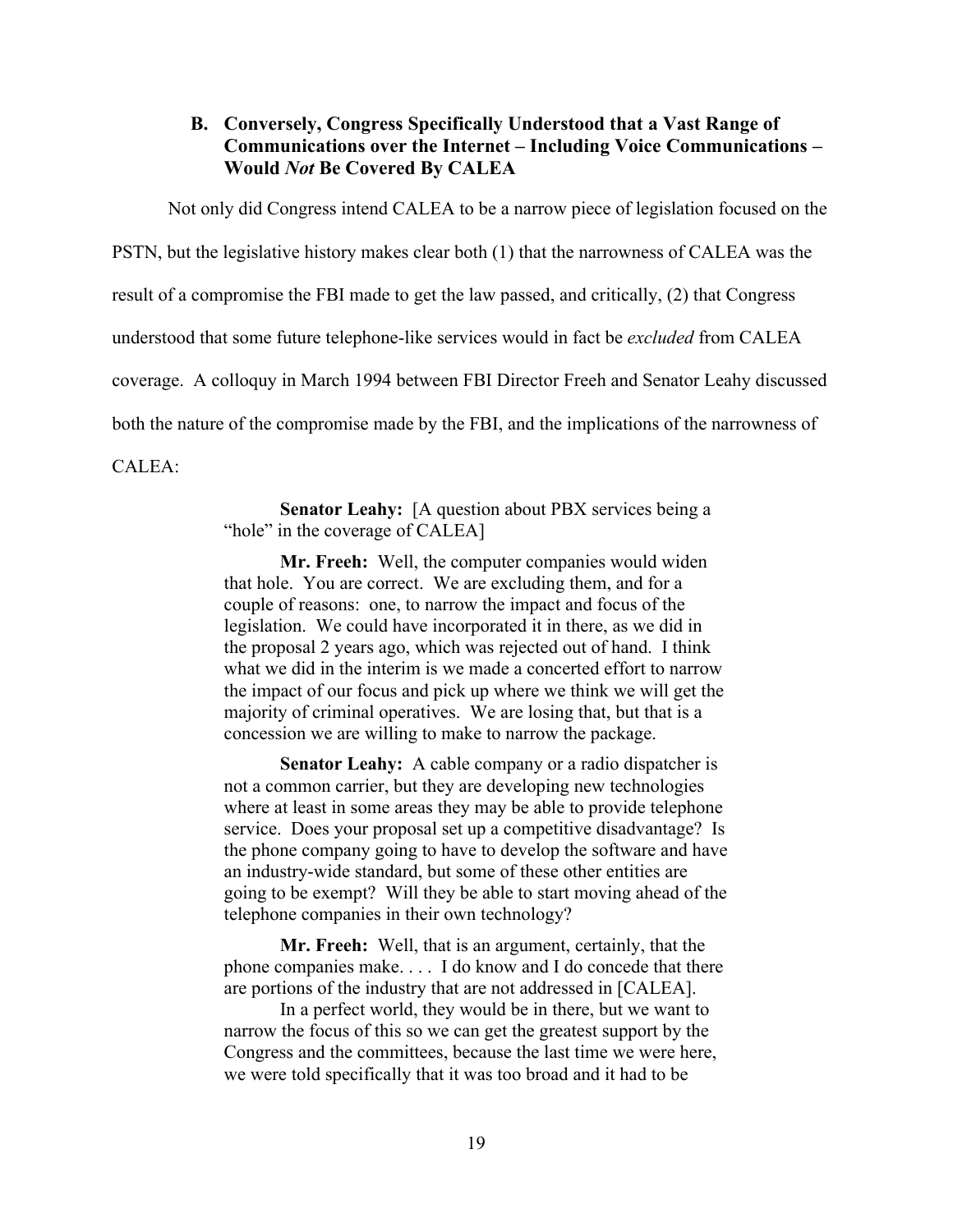### B. Conversely, Congress Specifically Understood that a Vast Range of Communications over the Internet – Including Voice Communications – Would *Not* Be Covered By CALEA

Not only did Congress intend CALEA to be a narrow piece of legislation focused on the PSTN, but the legislative history makes clear both (1) that the narrowness of CALEA was the result of a compromise the FBI made to get the law passed, and critically, (2) that Congress understood that some future telephone-like services would in fact be *excluded* from CALEA coverage. A colloquy in March 1994 between FBI Director Freeh and Senator Leahy discussed both the nature of the compromise made by the FBI, and the implications of the narrowness of CALEA:

> **Senator Leahy:** [A question about PBX services being a "hole" in the coverage of CALEA]
>
> **Mr. Freeh:** Well, the computer companies would widen that hole. You are correct. We are excluding them, and for a couple of reasons: one, to narrow the impact and focus of the legislation. We could have incorporated it in there, as we did in the proposal 2 years ago, which was rejected out of hand. I think what we did in the interim is we made a concerted effort to narrow the impact of our focus and pick up where we think we will get the majority of criminal operatives. We are losing that, but that is a concession we are willing to make to narrow the package.
>
> **Senator Leahy:** A cable company or a radio dispatcher is not a common carrier, but they are developing new technologies where at least in some areas they may be able to provide telephone service. Does your proposal set up a competitive disadvantage? Is the phone company going to have to develop the software and have an industry-wide standard, but some of these other entities are going to be exempt? Will they be able to start moving ahead of the telephone companies in their own technology?
>
> **Mr. Freeh:** Well, that is an argument, certainly, that the phone companies make. . . . I do know and I do concede that there are portions of the industry that are not addressed in [CALEA].
>
> In a perfect world, they would be in there, but we want to narrow the focus of this so we can get the greatest support by the Congress and the committees, because the last time we were here, we were told specifically that it was too broad and it had to be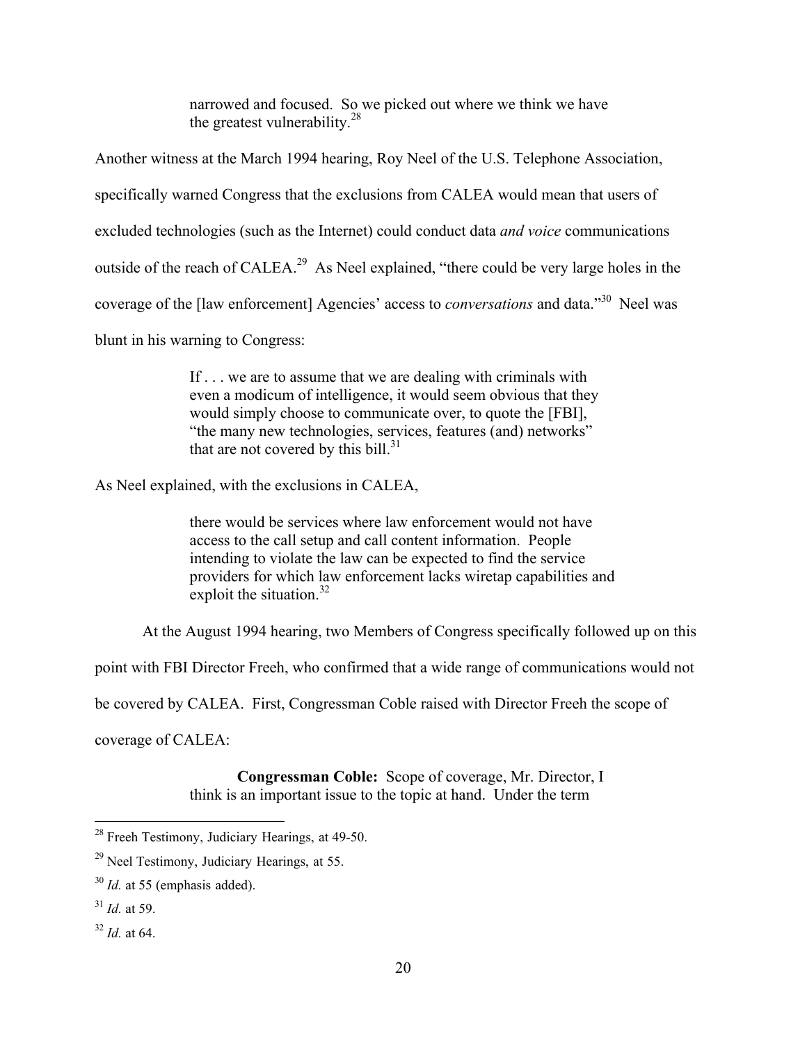> narrowed and focused. So we picked out where we think we have the greatest vulnerability.[28]

Another witness at the March 1994 hearing, Roy Neel of the U.S. Telephone Association, specifically warned Congress that the exclusions from CALEA would mean that users of excluded technologies (such as the Internet) could conduct data *and voice* communications outside of the reach of CALEA.[29] As Neel explained, "there could be very large holes in the coverage of the [law enforcement] Agencies' access to *conversations* and data."[30] Neel was blunt in his warning to Congress:

> If . . . we are to assume that we are dealing with criminals with even a modicum of intelligence, it would seem obvious that they would simply choose to communicate over, to quote the [FBI], "the many new technologies, services, features (and) networks" that are not covered by this bill.[31]

As Neel explained, with the exclusions in CALEA,

> there would be services where law enforcement would not have access to the call setup and call content information. People intending to violate the law can be expected to find the service providers for which law enforcement lacks wiretap capabilities and exploit the situation.[32]

At the August 1994 hearing, two Members of Congress specifically followed up on this point with FBI Director Freeh, who confirmed that a wide range of communications would not be covered by CALEA. First, Congressman Coble raised with Director Freeh the scope of coverage of CALEA:

> **Congressman Coble:** Scope of coverage, Mr. Director, I think is an important issue to the topic at hand. Under the term

---

[28] Freeh Testimony, Judiciary Hearings, at 49-50.

[29] Neel Testimony, Judiciary Hearings, at 55.

[30] *Id.* at 55 (emphasis added).

[31] *Id.* at 59.

[32] *Id.* at 64.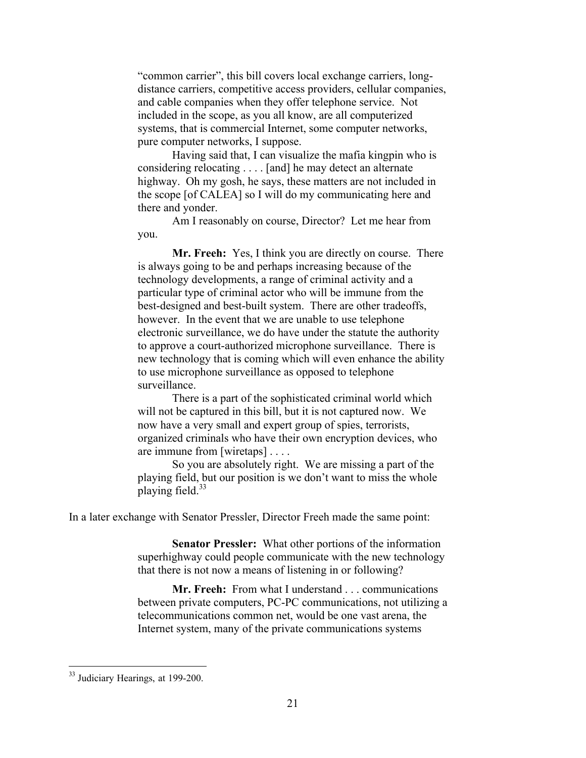> "common carrier", this bill covers local exchange carriers, long-distance carriers, competitive access providers, cellular companies, and cable companies when they offer telephone service. Not included in the scope, as you all know, are all computerized systems, that is commercial Internet, some computer networks, pure computer networks, I suppose.
>
> Having said that, I can visualize the mafia kingpin who is considering relocating . . . . [and] he may detect an alternate highway. Oh my gosh, he says, these matters are not included in the scope [of CALEA] so I will do my communicating here and there and yonder.
>
> Am I reasonably on course, Director? Let me hear from you.
>
> **Mr. Freeh:** Yes, I think you are directly on course. There is always going to be and perhaps increasing because of the technology developments, a range of criminal activity and a particular type of criminal actor who will be immune from the best-designed and best-built system. There are other tradeoffs, however. In the event that we are unable to use telephone electronic surveillance, we do have under the statute the authority to approve a court-authorized microphone surveillance. There is new technology that is coming which will even enhance the ability to use microphone surveillance as opposed to telephone surveillance.
>
> There is a part of the sophisticated criminal world which will not be captured in this bill, but it is not captured now. We now have a very small and expert group of spies, terrorists, organized criminals who have their own encryption devices, who are immune from [wiretaps] . . . .
>
> So you are absolutely right. We are missing a part of the playing field, but our position is we don't want to miss the whole playing field.[33]

In a later exchange with Senator Pressler, Director Freeh made the same point:

> **Senator Pressler:** What other portions of the information superhighway could people communicate with the new technology that there is not now a means of listening in or following?
>
> **Mr. Freeh:** From what I understand . . . communications between private computers, PC-PC communications, not utilizing a telecommunications common net, would be one vast arena, the Internet system, many of the private communications systems

[33] Judiciary Hearings, at 199-200.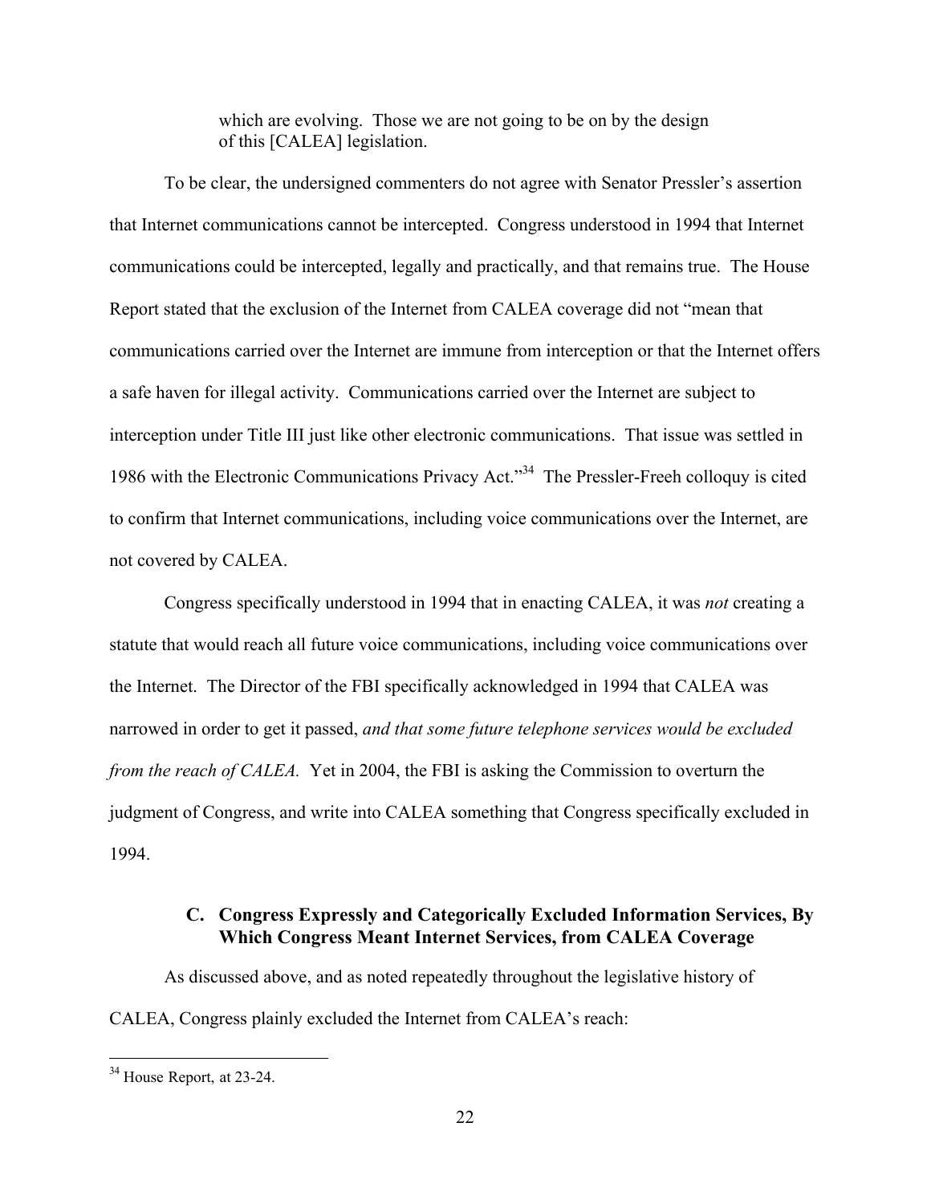> which are evolving. Those we are not going to be on by the design of this [CALEA] legislation.

To be clear, the undersigned commenters do not agree with Senator Pressler's assertion that Internet communications cannot be intercepted. Congress understood in 1994 that Internet communications could be intercepted, legally and practically, and that remains true. The House Report stated that the exclusion of the Internet from CALEA coverage did not "mean that communications carried over the Internet are immune from interception or that the Internet offers a safe haven for illegal activity. Communications carried over the Internet are subject to interception under Title III just like other electronic communications. That issue was settled in 1986 with the Electronic Communications Privacy Act."[34] The Pressler-Freeh colloquy is cited to confirm that Internet communications, including voice communications over the Internet, are not covered by CALEA.

Congress specifically understood in 1994 that in enacting CALEA, it was *not* creating a statute that would reach all future voice communications, including voice communications over the Internet. The Director of the FBI specifically acknowledged in 1994 that CALEA was narrowed in order to get it passed, *and that some future telephone services would be excluded from the reach of CALEA.* Yet in 2004, the FBI is asking the Commission to overturn the judgment of Congress, and write into CALEA something that Congress specifically excluded in 1994.

### C. Congress Expressly and Categorically Excluded Information Services, By Which Congress Meant Internet Services, from CALEA Coverage

As discussed above, and as noted repeatedly throughout the legislative history of CALEA, Congress plainly excluded the Internet from CALEA's reach:

[34] House Report, at 23-24.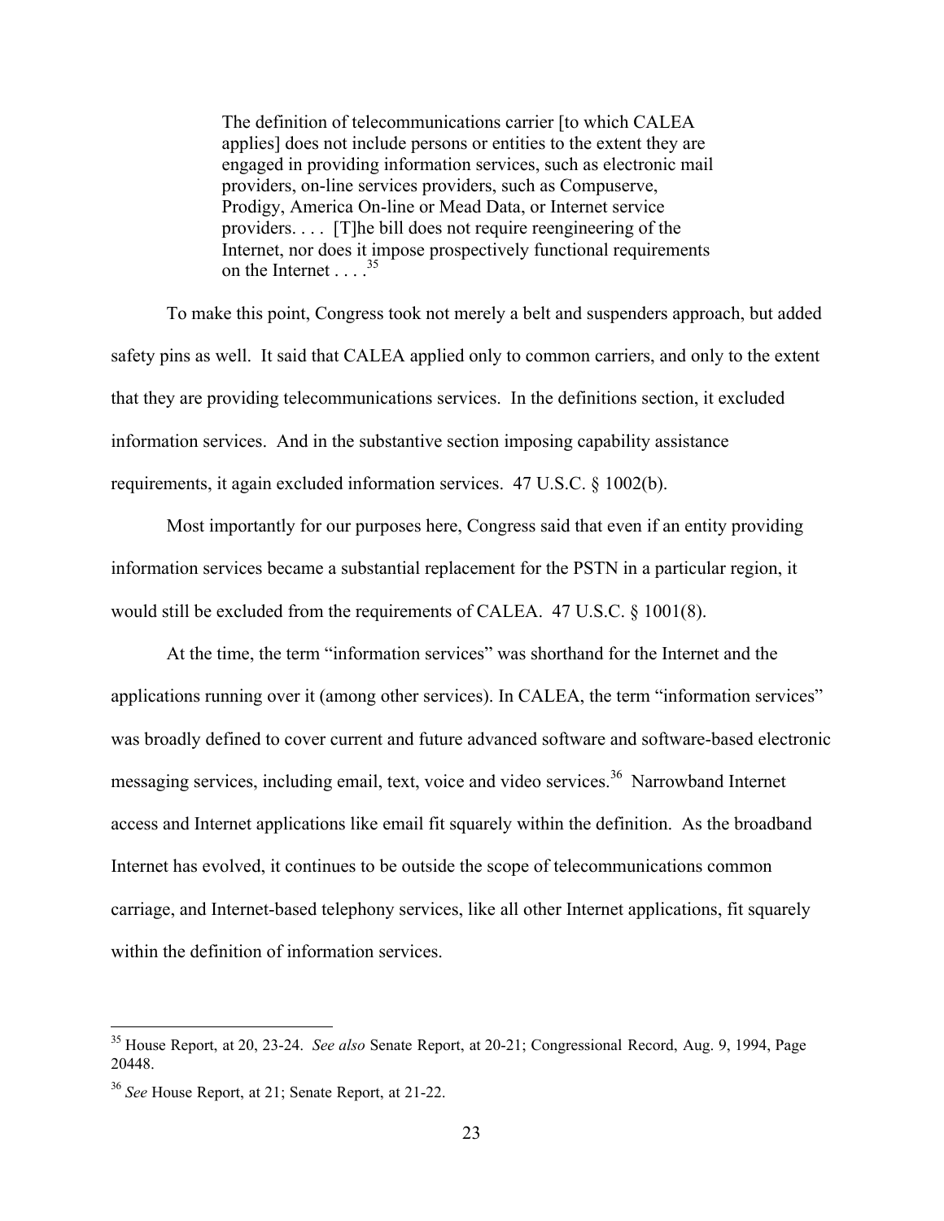> The definition of telecommunications carrier [to which CALEA applies] does not include persons or entities to the extent they are engaged in providing information services, such as electronic mail providers, on-line services providers, such as Compuserve, Prodigy, America On-line or Mead Data, or Internet service providers. . . . [T]he bill does not require reengineering of the Internet, nor does it impose prospectively functional requirements on the Internet . . . .[35]

To make this point, Congress took not merely a belt and suspenders approach, but added safety pins as well. It said that CALEA applied only to common carriers, and only to the extent that they are providing telecommunications services. In the definitions section, it excluded information services. And in the substantive section imposing capability assistance requirements, it again excluded information services. 47 U.S.C. § 1002(b).

Most importantly for our purposes here, Congress said that even if an entity providing information services became a substantial replacement for the PSTN in a particular region, it would still be excluded from the requirements of CALEA. 47 U.S.C. § 1001(8).

At the time, the term "information services" was shorthand for the Internet and the applications running over it (among other services). In CALEA, the term "information services" was broadly defined to cover current and future advanced software and software-based electronic messaging services, including email, text, voice and video services.[36] Narrowband Internet access and Internet applications like email fit squarely within the definition. As the broadband Internet has evolved, it continues to be outside the scope of telecommunications common carriage, and Internet-based telephony services, like all other Internet applications, fit squarely within the definition of information services.

---

[35] House Report, at 20, 23-24. *See also* Senate Report, at 20-21; Congressional Record, Aug. 9, 1994, Page 20448.

[36] *See* House Report, at 21; Senate Report, at 21-22.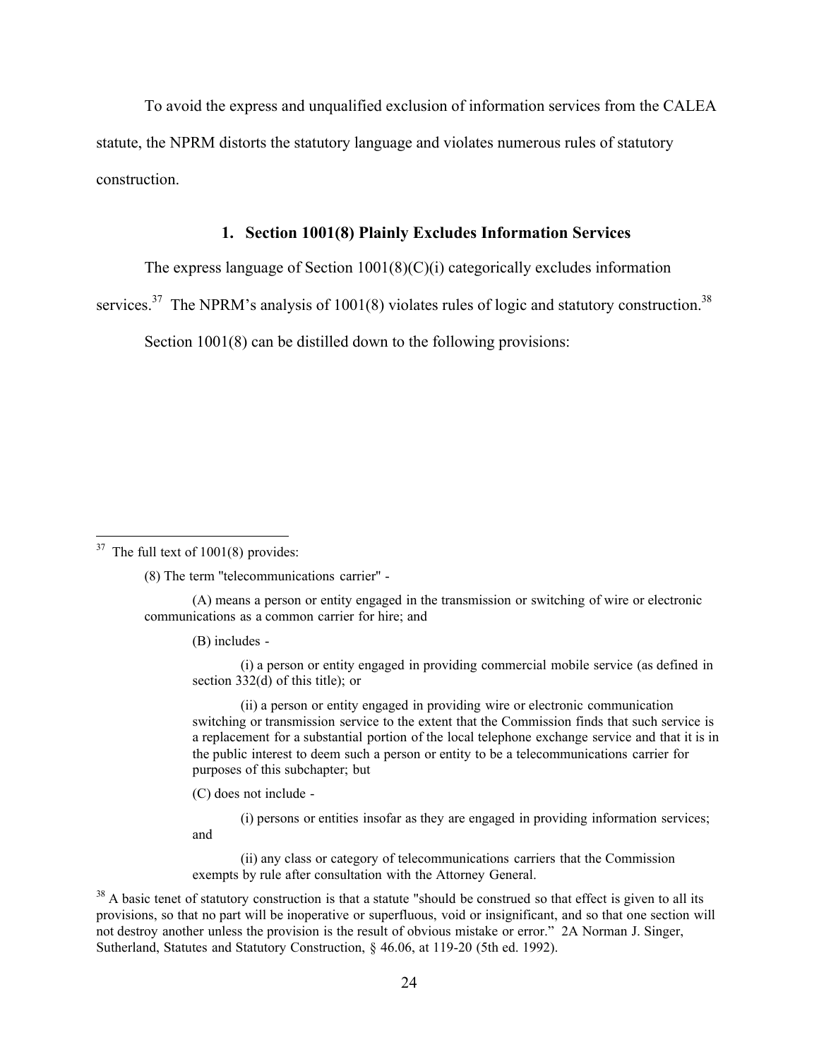To avoid the express and unqualified exclusion of information services from the CALEA statute, the NPRM distorts the statutory language and violates numerous rules of statutory construction.

### 1. Section 1001(8) Plainly Excludes Information Services

The express language of Section 1001(8)(C)(i) categorically excludes information services.[37] The NPRM's analysis of 1001(8) violates rules of logic and statutory construction.[38]

Section 1001(8) can be distilled down to the following provisions:

---

[37] The full text of 1001(8) provides:

> (8) The term "telecommunications carrier" -
>
> (A) means a person or entity engaged in the transmission or switching of wire or electronic communications as a common carrier for hire; and
>
> (B) includes -
>
> (i) a person or entity engaged in providing commercial mobile service (as defined in section 332(d) of this title); or
>
> (ii) a person or entity engaged in providing wire or electronic communication switching or transmission service to the extent that the Commission finds that such service is a replacement for a substantial portion of the local telephone exchange service and that it is in the public interest to deem such a person or entity to be a telecommunications carrier for purposes of this subchapter; but
>
> (C) does not include -
>
> (i) persons or entities insofar as they are engaged in providing information services; and
>
> (ii) any class or category of telecommunications carriers that the Commission exempts by rule after consultation with the Attorney General.

[38] A basic tenet of statutory construction is that a statute "should be construed so that effect is given to all its provisions, so that no part will be inoperative or superfluous, void or insignificant, and so that one section will not destroy another unless the provision is the result of obvious mistake or error." 2A Norman J. Singer, Sutherland, Statutes and Statutory Construction, § 46.06, at 119-20 (5th ed. 1992).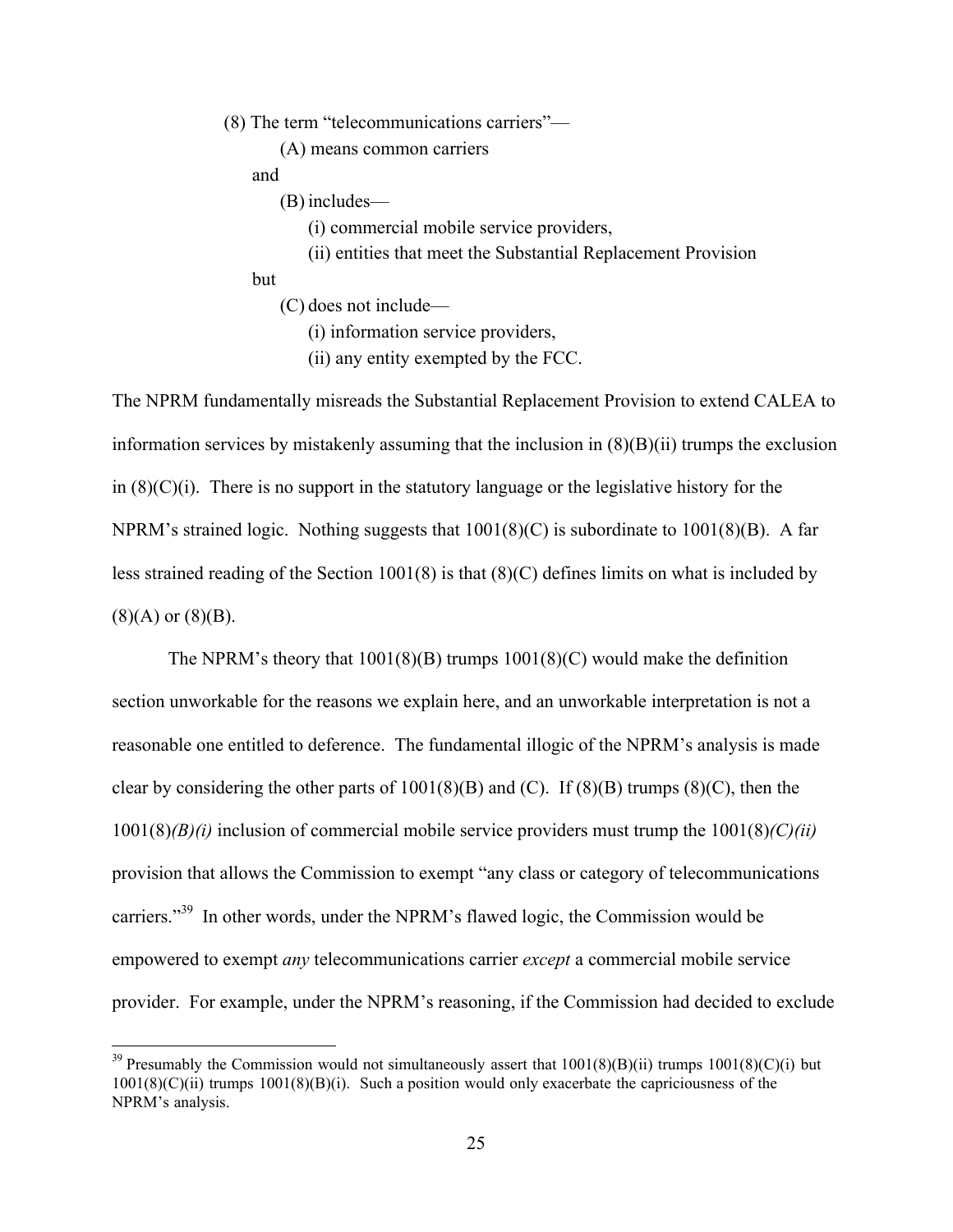(8) The term "telecommunications carriers"—

(A) means common carriers

and

(B) includes—

(i) commercial mobile service providers,

(ii) entities that meet the Substantial Replacement Provision

but

(C) does not include—

(i) information service providers,

(ii) any entity exempted by the FCC.

The NPRM fundamentally misreads the Substantial Replacement Provision to extend CALEA to information services by mistakenly assuming that the inclusion in (8)(B)(ii) trumps the exclusion in (8)(C)(i). There is no support in the statutory language or the legislative history for the NPRM's strained logic. Nothing suggests that 1001(8)(C) is subordinate to 1001(8)(B). A far less strained reading of the Section 1001(8) is that (8)(C) defines limits on what is included by (8)(A) or (8)(B).

The NPRM's theory that 1001(8)(B) trumps 1001(8)(C) would make the definition section unworkable for the reasons we explain here, and an unworkable interpretation is not a reasonable one entitled to deference. The fundamental illogic of the NPRM's analysis is made clear by considering the other parts of 1001(8)(B) and (C). If (8)(B) trumps (8)(C), then the 1001(8)*(B)(i)* inclusion of commercial mobile service providers must trump the 1001(8)*(C)(ii)* provision that allows the Commission to exempt "any class or category of telecommunications carriers."[39] In other words, under the NPRM's flawed logic, the Commission would be empowered to exempt *any* telecommunications carrier *except* a commercial mobile service provider. For example, under the NPRM's reasoning, if the Commission had decided to exclude

[39] Presumably the Commission would not simultaneously assert that 1001(8)(B)(ii) trumps 1001(8)(C)(i) but 1001(8)(C)(ii) trumps 1001(8)(B)(i). Such a position would only exacerbate the capriciousness of the NPRM's analysis.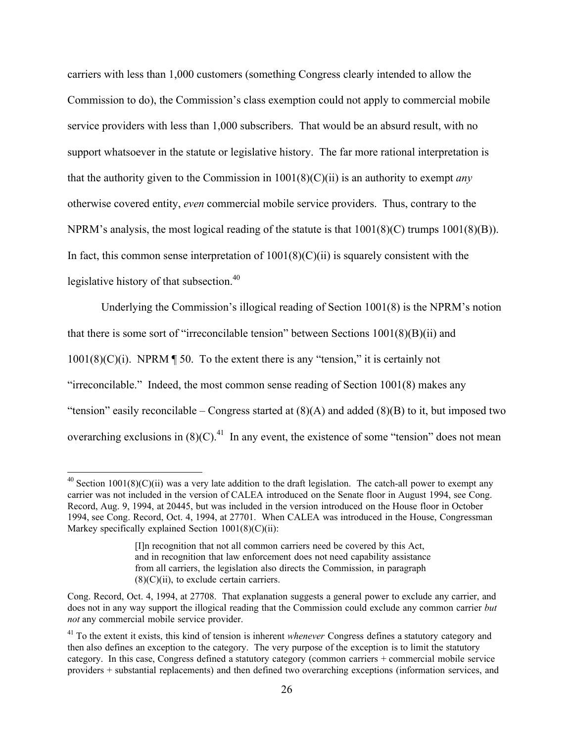carriers with less than 1,000 customers (something Congress clearly intended to allow the Commission to do), the Commission's class exemption could not apply to commercial mobile service providers with less than 1,000 subscribers. That would be an absurd result, with no support whatsoever in the statute or legislative history. The far more rational interpretation is that the authority given to the Commission in 1001(8)(C)(ii) is an authority to exempt *any* otherwise covered entity, *even* commercial mobile service providers. Thus, contrary to the NPRM's analysis, the most logical reading of the statute is that 1001(8)(C) trumps 1001(8)(B)). In fact, this common sense interpretation of 1001(8)(C)(ii) is squarely consistent with the legislative history of that subsection.[40]

Underlying the Commission's illogical reading of Section 1001(8) is the NPRM's notion that there is some sort of "irreconcilable tension" between Sections 1001(8)(B)(ii) and 1001(8)(C)(i). NPRM ¶ 50. To the extent there is any "tension," it is certainly not "irreconcilable." Indeed, the most common sense reading of Section 1001(8) makes any "tension" easily reconcilable – Congress started at (8)(A) and added (8)(B) to it, but imposed two overarching exclusions in (8)(C).[41] In any event, the existence of some "tension" does not mean

---

[40] Section 1001(8)(C)(ii) was a very late addition to the draft legislation. The catch-all power to exempt any carrier was not included in the version of CALEA introduced on the Senate floor in August 1994, see Cong. Record, Aug. 9, 1994, at 20445, but was included in the version introduced on the House floor in October 1994, see Cong. Record, Oct. 4, 1994, at 27701. When CALEA was introduced in the House, Congressman Markey specifically explained Section 1001(8)(C)(ii):

> [I]n recognition that not all common carriers need be covered by this Act, and in recognition that law enforcement does not need capability assistance from all carriers, the legislation also directs the Commission, in paragraph (8)(C)(ii), to exclude certain carriers.

Cong. Record, Oct. 4, 1994, at 27708. That explanation suggests a general power to exclude any carrier, and does not in any way support the illogical reading that the Commission could exclude any common carrier *but not* any commercial mobile service provider.

[41] To the extent it exists, this kind of tension is inherent *whenever* Congress defines a statutory category and then also defines an exception to the category. The very purpose of the exception is to limit the statutory category. In this case, Congress defined a statutory category (common carriers + commercial mobile service providers + substantial replacements) and then defined two overarching exceptions (information services, and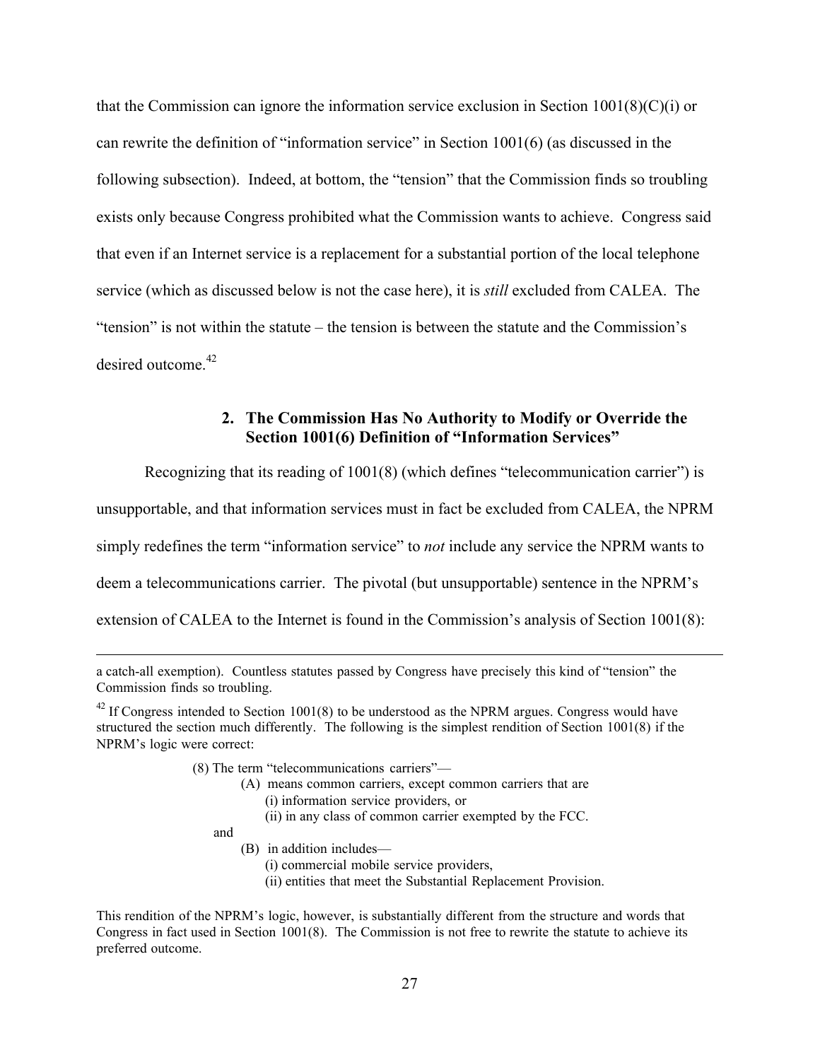that the Commission can ignore the information service exclusion in Section 1001(8)(C)(i) or can rewrite the definition of "information service" in Section 1001(6) (as discussed in the following subsection). Indeed, at bottom, the "tension" that the Commission finds so troubling exists only because Congress prohibited what the Commission wants to achieve. Congress said that even if an Internet service is a replacement for a substantial portion of the local telephone service (which as discussed below is not the case here), it is *still* excluded from CALEA. The "tension" is not within the statute – the tension is between the statute and the Commission's desired outcome.[42]

### 2. The Commission Has No Authority to Modify or Override the Section 1001(6) Definition of "Information Services"

Recognizing that its reading of 1001(8) (which defines "telecommunication carrier") is unsupportable, and that information services must in fact be excluded from CALEA, the NPRM simply redefines the term "information service" to *not* include any service the NPRM wants to deem a telecommunications carrier. The pivotal (but unsupportable) sentence in the NPRM's extension of CALEA to the Internet is found in the Commission's analysis of Section 1001(8):

---

a catch-all exemption). Countless statutes passed by Congress have precisely this kind of "tension" the Commission finds so troubling.

[42] If Congress intended to Section 1001(8) to be understood as the NPRM argues. Congress would have structured the section much differently. The following is the simplest rendition of Section 1001(8) if the NPRM's logic were correct:

> (8) The term "telecommunications carriers"—
> (A) means common carriers, except common carriers that are
> (i) information service providers, or
> (ii) in any class of common carrier exempted by the FCC.
> and
> (B) in addition includes—
> (i) commercial mobile service providers,
> (ii) entities that meet the Substantial Replacement Provision.

This rendition of the NPRM's logic, however, is substantially different from the structure and words that Congress in fact used in Section 1001(8). The Commission is not free to rewrite the statute to achieve its preferred outcome.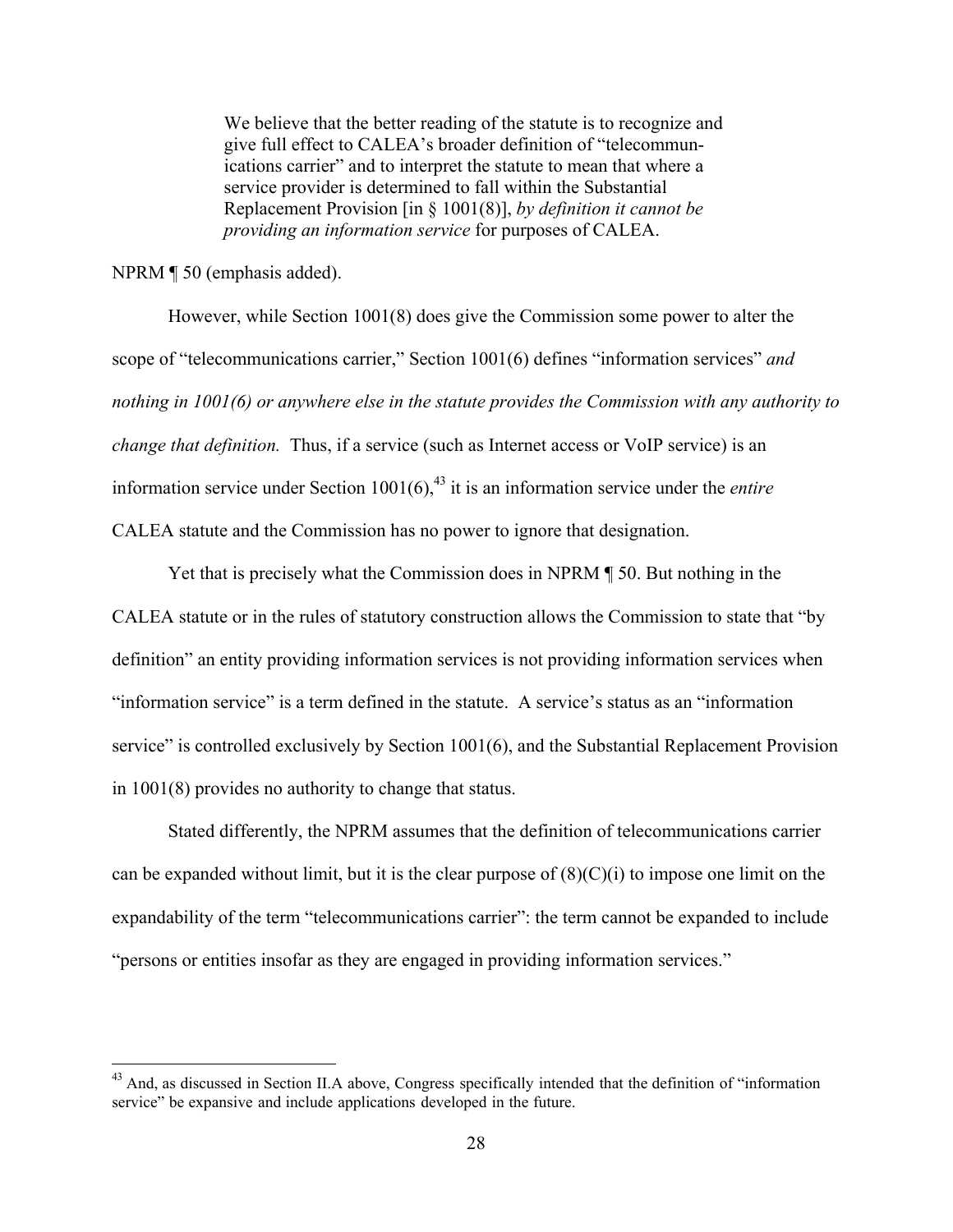> We believe that the better reading of the statute is to recognize and give full effect to CALEA's broader definition of "telecommunications carrier" and to interpret the statute to mean that where a service provider is determined to fall within the Substantial Replacement Provision [in § 1001(8)], *by definition it cannot be providing an information service* for purposes of CALEA.

NPRM ¶ 50 (emphasis added).

However, while Section 1001(8) does give the Commission some power to alter the scope of "telecommunications carrier," Section 1001(6) defines "information services" *and nothing in 1001(6) or anywhere else in the statute provides the Commission with any authority to change that definition.* Thus, if a service (such as Internet access or VoIP service) is an information service under Section 1001(6),[43] it is an information service under the *entire* CALEA statute and the Commission has no power to ignore that designation.

Yet that is precisely what the Commission does in NPRM ¶ 50. But nothing in the CALEA statute or in the rules of statutory construction allows the Commission to state that "by definition" an entity providing information services is not providing information services when "information service" is a term defined in the statute. A service's status as an "information service" is controlled exclusively by Section 1001(6), and the Substantial Replacement Provision in 1001(8) provides no authority to change that status.

Stated differently, the NPRM assumes that the definition of telecommunications carrier can be expanded without limit, but it is the clear purpose of (8)(C)(i) to impose one limit on the expandability of the term "telecommunications carrier": the term cannot be expanded to include "persons or entities insofar as they are engaged in providing information services."

[43] And, as discussed in Section II.A above, Congress specifically intended that the definition of "information service" be expansive and include applications developed in the future.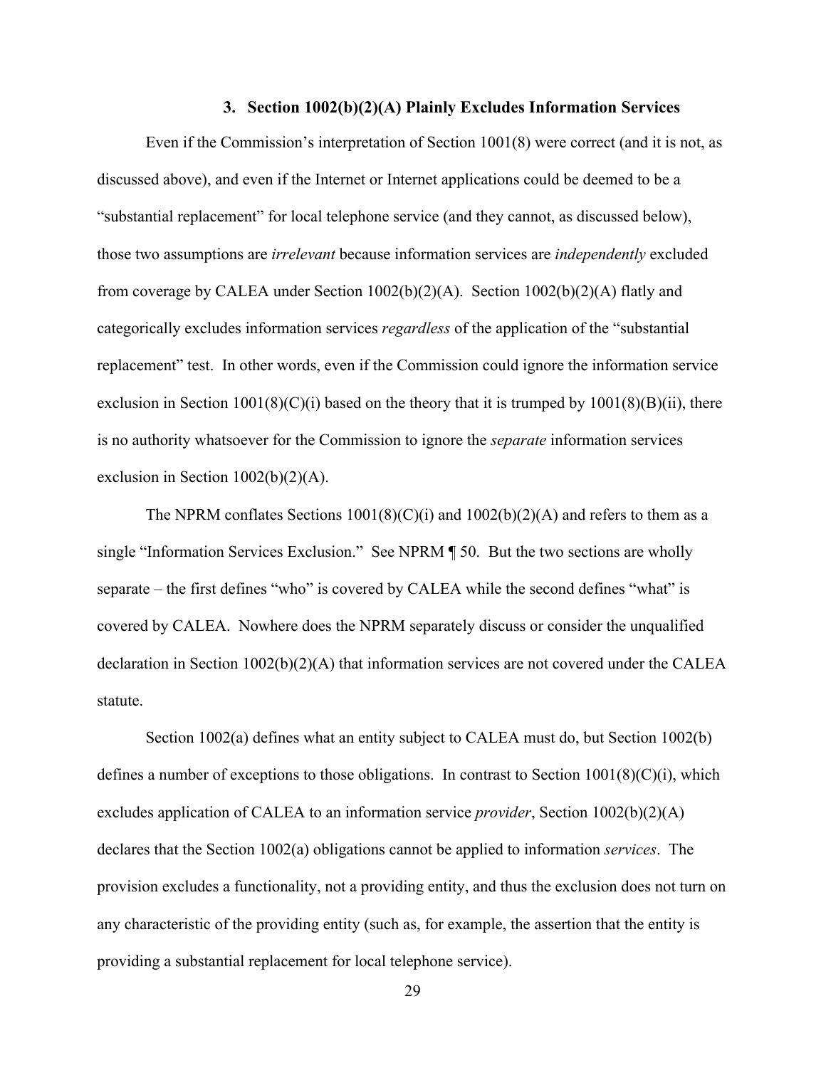### 3. Section 1002(b)(2)(A) Plainly Excludes Information Services

Even if the Commission's interpretation of Section 1001(8) were correct (and it is not, as discussed above), and even if the Internet or Internet applications could be deemed to be a "substantial replacement" for local telephone service (and they cannot, as discussed below), those two assumptions are *irrelevant* because information services are *independently* excluded from coverage by CALEA under Section 1002(b)(2)(A). Section 1002(b)(2)(A) flatly and categorically excludes information services *regardless* of the application of the "substantial replacement" test. In other words, even if the Commission could ignore the information service exclusion in Section 1001(8)(C)(i) based on the theory that it is trumped by 1001(8)(B)(ii), there is no authority whatsoever for the Commission to ignore the *separate* information services exclusion in Section 1002(b)(2)(A).

The NPRM conflates Sections 1001(8)(C)(i) and 1002(b)(2)(A) and refers to them as a single "Information Services Exclusion." See NPRM ¶ 50. But the two sections are wholly separate – the first defines "who" is covered by CALEA while the second defines "what" is covered by CALEA. Nowhere does the NPRM separately discuss or consider the unqualified declaration in Section 1002(b)(2)(A) that information services are not covered under the CALEA statute.

Section 1002(a) defines what an entity subject to CALEA must do, but Section 1002(b) defines a number of exceptions to those obligations. In contrast to Section 1001(8)(C)(i), which excludes application of CALEA to an information service *provider*, Section 1002(b)(2)(A) declares that the Section 1002(a) obligations cannot be applied to information *services*. The provision excludes a functionality, not a providing entity, and thus the exclusion does not turn on any characteristic of the providing entity (such as, for example, the assertion that the entity is providing a substantial replacement for local telephone service).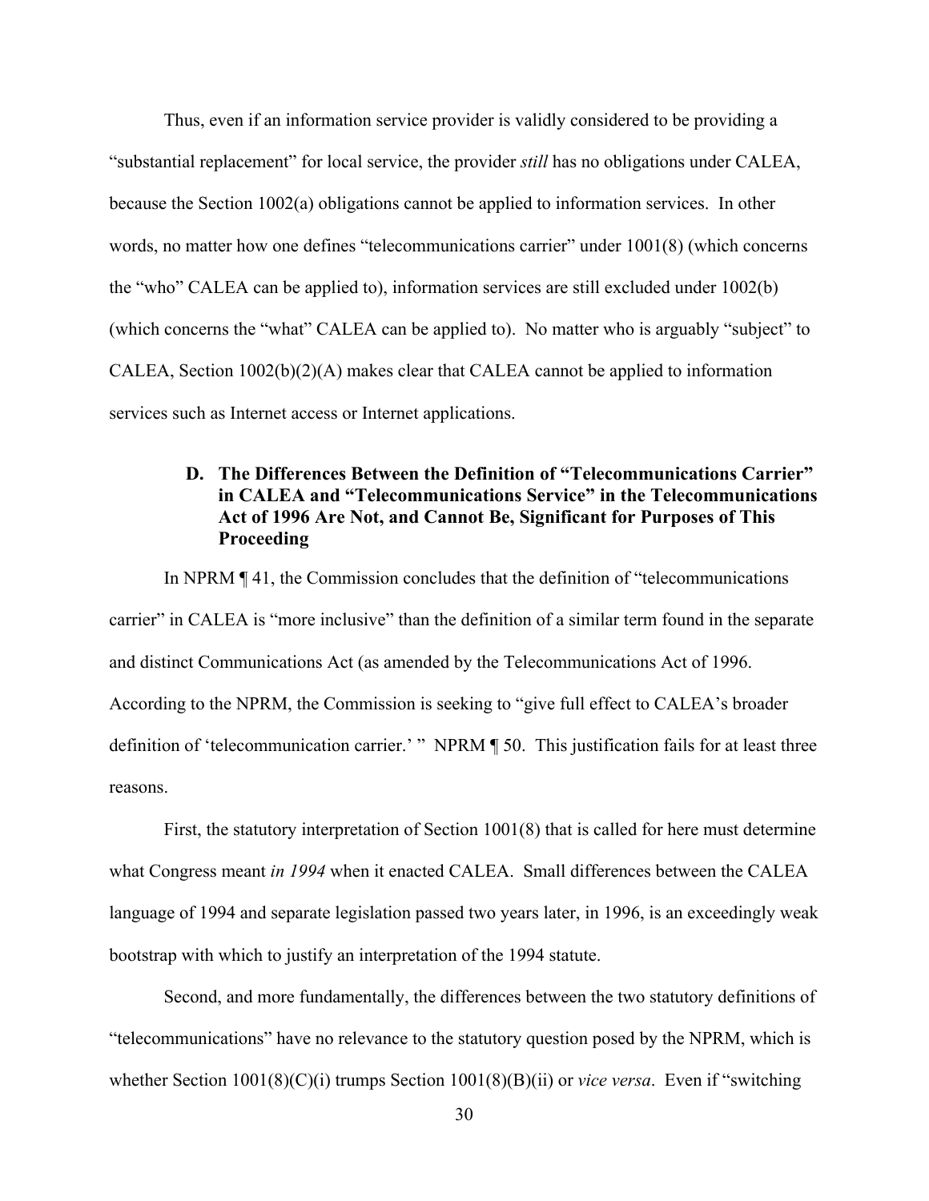Thus, even if an information service provider is validly considered to be providing a "substantial replacement" for local service, the provider *still* has no obligations under CALEA, because the Section 1002(a) obligations cannot be applied to information services. In other words, no matter how one defines "telecommunications carrier" under 1001(8) (which concerns the "who" CALEA can be applied to), information services are still excluded under 1002(b) (which concerns the "what" CALEA can be applied to). No matter who is arguably "subject" to CALEA, Section 1002(b)(2)(A) makes clear that CALEA cannot be applied to information services such as Internet access or Internet applications.

### D. The Differences Between the Definition of "Telecommunications Carrier" in CALEA and "Telecommunications Service" in the Telecommunications Act of 1996 Are Not, and Cannot Be, Significant for Purposes of This Proceeding

In NPRM ¶ 41, the Commission concludes that the definition of "telecommunications carrier" in CALEA is "more inclusive" than the definition of a similar term found in the separate and distinct Communications Act (as amended by the Telecommunications Act of 1996. According to the NPRM, the Commission is seeking to "give full effect to CALEA's broader definition of 'telecommunication carrier.' " NPRM ¶ 50. This justification fails for at least three reasons.

First, the statutory interpretation of Section 1001(8) that is called for here must determine what Congress meant *in 1994* when it enacted CALEA. Small differences between the CALEA language of 1994 and separate legislation passed two years later, in 1996, is an exceedingly weak bootstrap with which to justify an interpretation of the 1994 statute.

Second, and more fundamentally, the differences between the two statutory definitions of "telecommunications" have no relevance to the statutory question posed by the NPRM, which is whether Section 1001(8)(C)(i) trumps Section 1001(8)(B)(ii) or *vice versa*. Even if "switching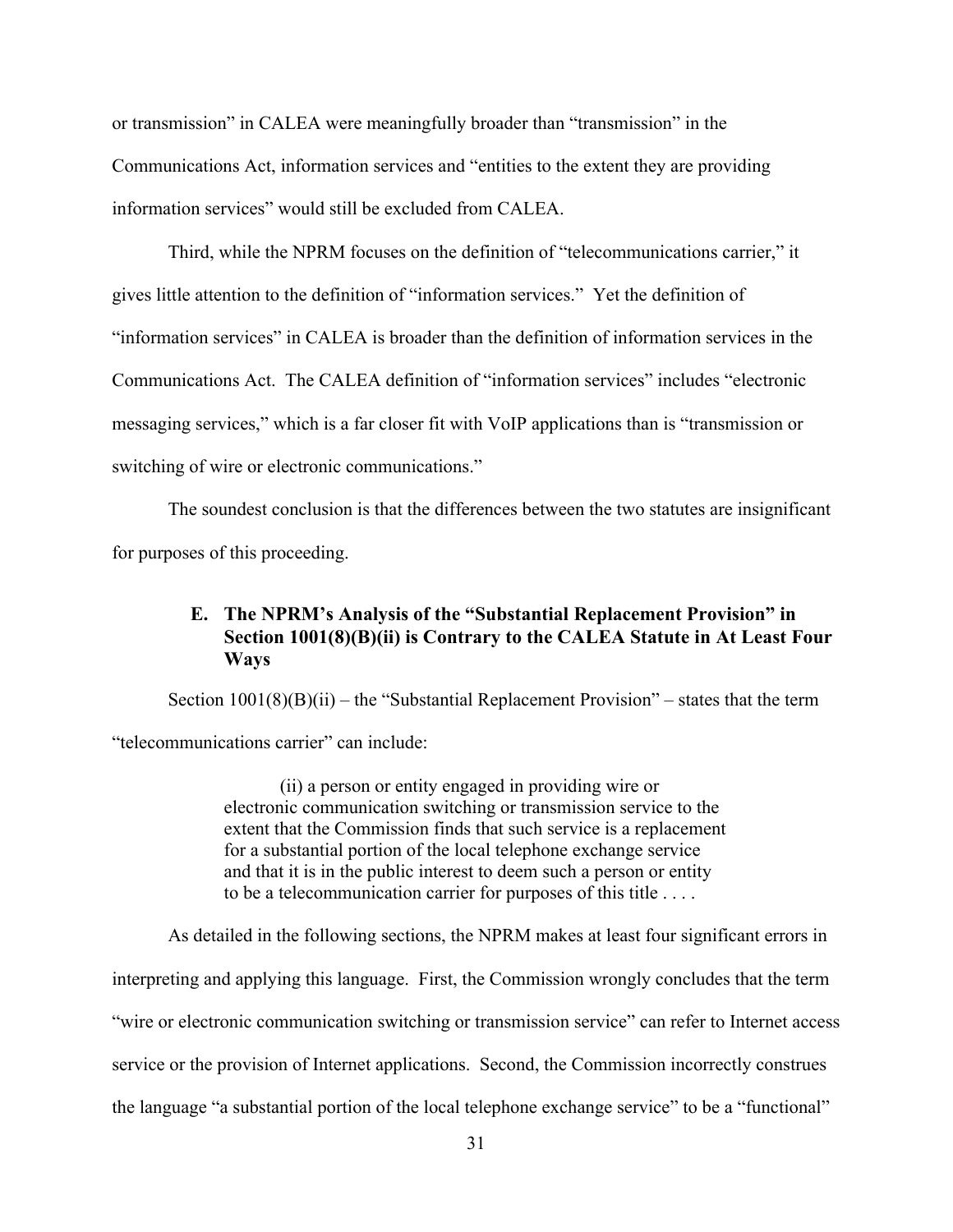or transmission" in CALEA were meaningfully broader than "transmission" in the Communications Act, information services and "entities to the extent they are providing information services" would still be excluded from CALEA.

Third, while the NPRM focuses on the definition of "telecommunications carrier," it gives little attention to the definition of "information services." Yet the definition of "information services" in CALEA is broader than the definition of information services in the Communications Act. The CALEA definition of "information services" includes "electronic messaging services," which is a far closer fit with VoIP applications than is "transmission or switching of wire or electronic communications."

The soundest conclusion is that the differences between the two statutes are insignificant for purposes of this proceeding.

### E. The NPRM's Analysis of the "Substantial Replacement Provision" in Section 1001(8)(B)(ii) is Contrary to the CALEA Statute in At Least Four Ways

Section 1001(8)(B)(ii) – the "Substantial Replacement Provision" – states that the term "telecommunications carrier" can include:

> (ii) a person or entity engaged in providing wire or electronic communication switching or transmission service to the extent that the Commission finds that such service is a replacement for a substantial portion of the local telephone exchange service and that it is in the public interest to deem such a person or entity to be a telecommunication carrier for purposes of this title . . . .

As detailed in the following sections, the NPRM makes at least four significant errors in interpreting and applying this language. First, the Commission wrongly concludes that the term "wire or electronic communication switching or transmission service" can refer to Internet access service or the provision of Internet applications. Second, the Commission incorrectly construes the language "a substantial portion of the local telephone exchange service" to be a "functional"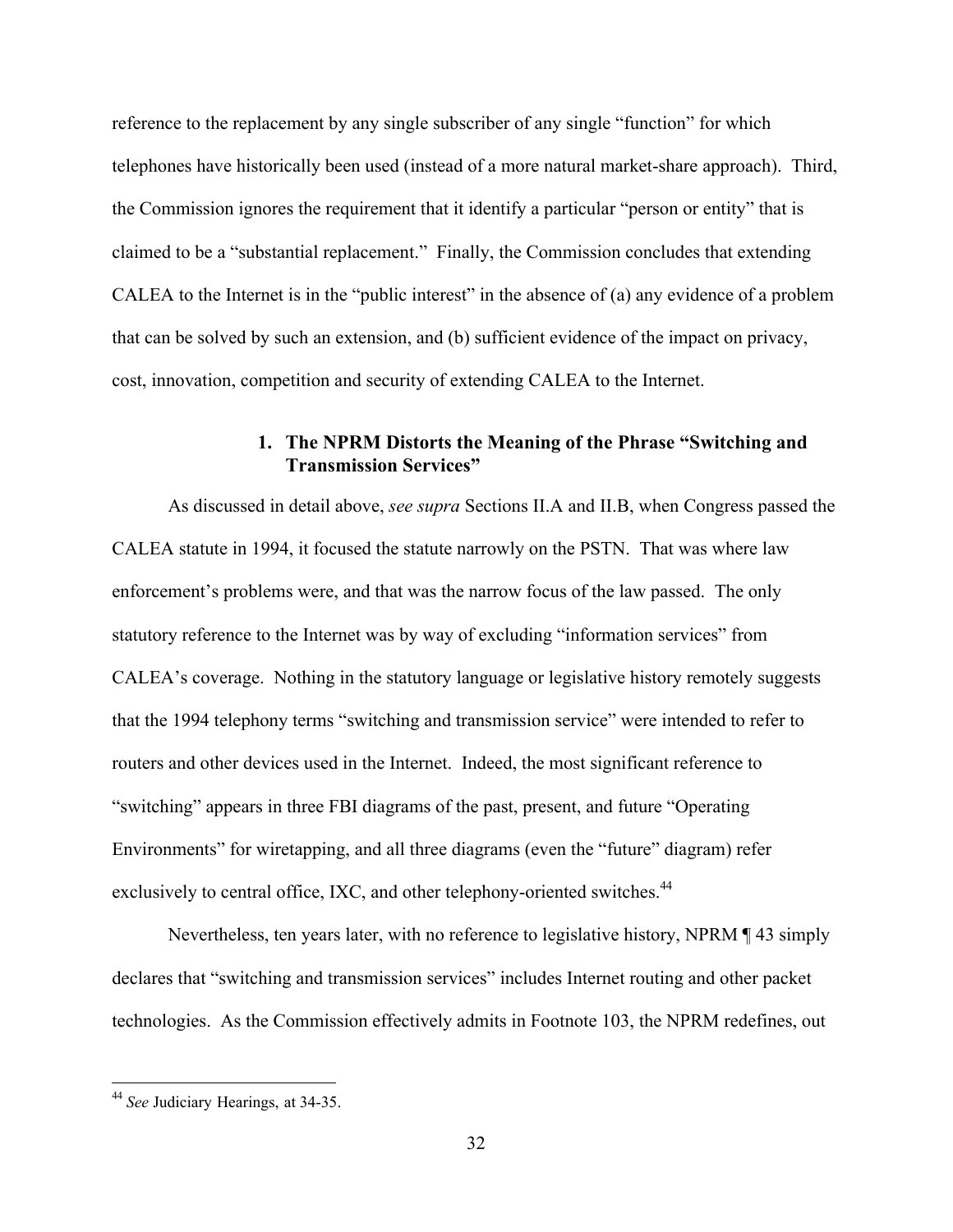reference to the replacement by any single subscriber of any single "function" for which telephones have historically been used (instead of a more natural market-share approach). Third, the Commission ignores the requirement that it identify a particular "person or entity" that is claimed to be a "substantial replacement." Finally, the Commission concludes that extending CALEA to the Internet is in the "public interest" in the absence of (a) any evidence of a problem that can be solved by such an extension, and (b) sufficient evidence of the impact on privacy, cost, innovation, competition and security of extending CALEA to the Internet.

#### 1. The NPRM Distorts the Meaning of the Phrase "Switching and Transmission Services"

As discussed in detail above, *see supra* Sections II.A and II.B, when Congress passed the CALEA statute in 1994, it focused the statute narrowly on the PSTN. That was where law enforcement's problems were, and that was the narrow focus of the law passed. The only statutory reference to the Internet was by way of excluding "information services" from CALEA's coverage. Nothing in the statutory language or legislative history remotely suggests that the 1994 telephony terms "switching and transmission service" were intended to refer to routers and other devices used in the Internet. Indeed, the most significant reference to "switching" appears in three FBI diagrams of the past, present, and future "Operating Environments" for wiretapping, and all three diagrams (even the "future" diagram) refer exclusively to central office, IXC, and other telephony-oriented switches.[44]

Nevertheless, ten years later, with no reference to legislative history, NPRM ¶ 43 simply declares that "switching and transmission services" includes Internet routing and other packet technologies. As the Commission effectively admits in Footnote 103, the NPRM redefines, out

---

[44] *See* Judiciary Hearings, at 34-35.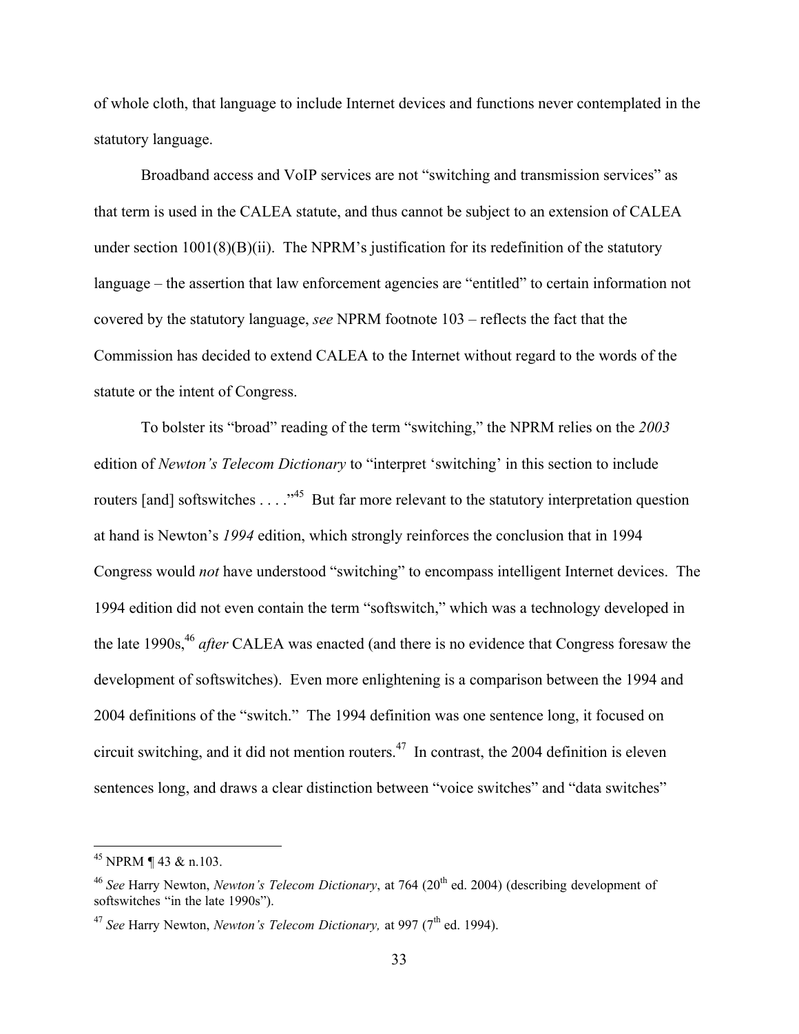of whole cloth, that language to include Internet devices and functions never contemplated in the statutory language.

Broadband access and VoIP services are not "switching and transmission services" as that term is used in the CALEA statute, and thus cannot be subject to an extension of CALEA under section 1001(8)(B)(ii). The NPRM's justification for its redefinition of the statutory language – the assertion that law enforcement agencies are "entitled" to certain information not covered by the statutory language, *see* NPRM footnote 103 – reflects the fact that the Commission has decided to extend CALEA to the Internet without regard to the words of the statute or the intent of Congress.

To bolster its "broad" reading of the term "switching," the NPRM relies on the *2003* edition of *Newton's Telecom Dictionary* to "interpret 'switching' in this section to include routers [and] softswitches . . . ."[45] But far more relevant to the statutory interpretation question at hand is Newton's *1994* edition, which strongly reinforces the conclusion that in 1994 Congress would *not* have understood "switching" to encompass intelligent Internet devices. The 1994 edition did not even contain the term "softswitch," which was a technology developed in the late 1990s,[46] *after* CALEA was enacted (and there is no evidence that Congress foresaw the development of softswitches). Even more enlightening is a comparison between the 1994 and 2004 definitions of the "switch." The 1994 definition was one sentence long, it focused on circuit switching, and it did not mention routers.[47] In contrast, the 2004 definition is eleven sentences long, and draws a clear distinction between "voice switches" and "data switches"

---

[45] NPRM ¶ 43 & n.103.

[46] *See* Harry Newton, *Newton's Telecom Dictionary*, at 764 (20th ed. 2004) (describing development of softswitches "in the late 1990s").

[47] *See* Harry Newton, *Newton's Telecom Dictionary,* at 997 (7th ed. 1994).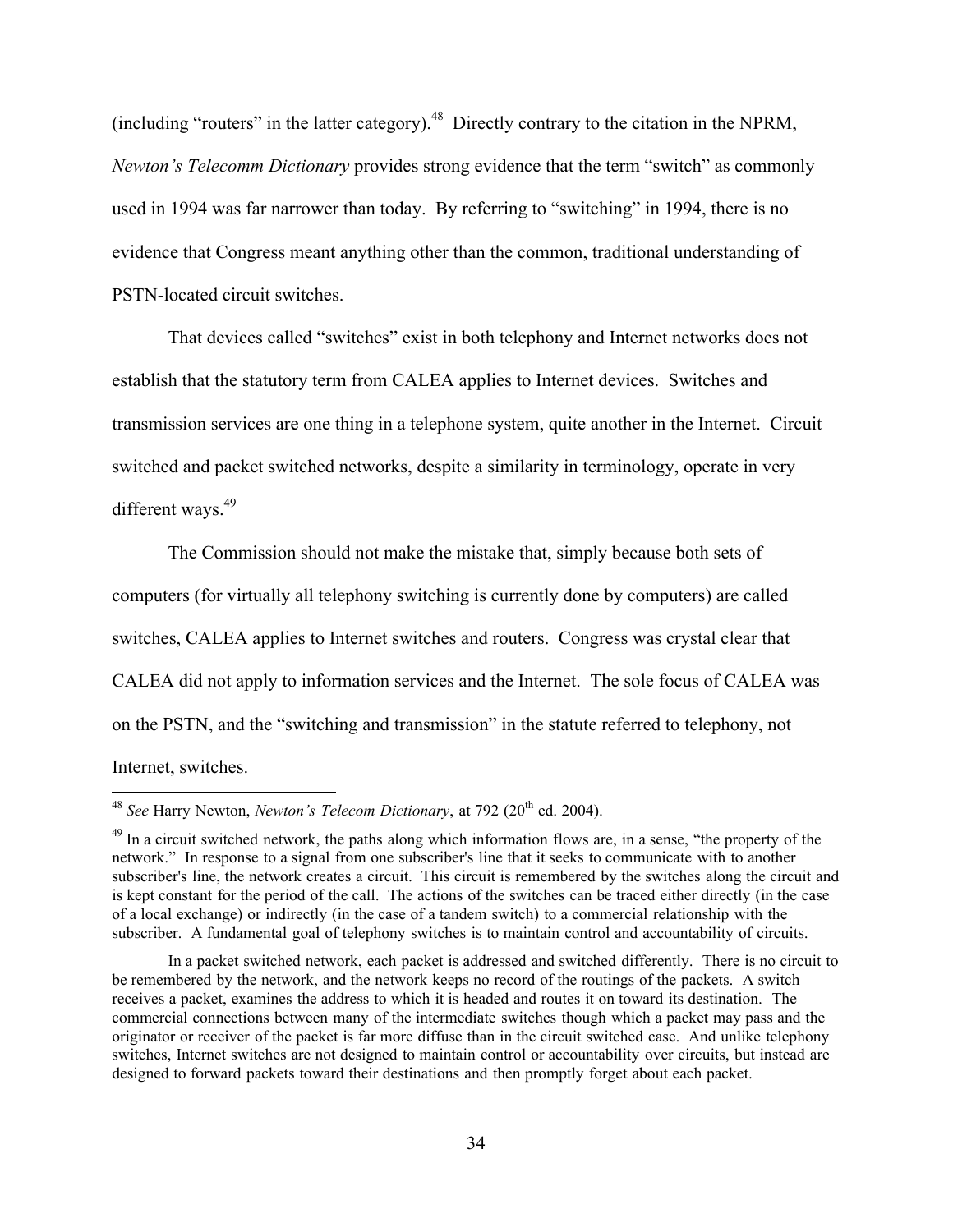(including "routers" in the latter category).[48] Directly contrary to the citation in the NPRM, *Newton's Telecomm Dictionary* provides strong evidence that the term "switch" as commonly used in 1994 was far narrower than today. By referring to "switching" in 1994, there is no evidence that Congress meant anything other than the common, traditional understanding of PSTN-located circuit switches.

That devices called "switches" exist in both telephony and Internet networks does not establish that the statutory term from CALEA applies to Internet devices. Switches and transmission services are one thing in a telephone system, quite another in the Internet. Circuit switched and packet switched networks, despite a similarity in terminology, operate in very different ways.[49]

The Commission should not make the mistake that, simply because both sets of computers (for virtually all telephony switching is currently done by computers) are called switches, CALEA applies to Internet switches and routers. Congress was crystal clear that CALEA did not apply to information services and the Internet. The sole focus of CALEA was on the PSTN, and the "switching and transmission" in the statute referred to telephony, not Internet, switches.

---

[48] *See* Harry Newton, *Newton's Telecom Dictionary*, at 792 (20th ed. 2004).

[49] In a circuit switched network, the paths along which information flows are, in a sense, "the property of the network." In response to a signal from one subscriber's line that it seeks to communicate with to another subscriber's line, the network creates a circuit. This circuit is remembered by the switches along the circuit and is kept constant for the period of the call. The actions of the switches can be traced either directly (in the case of a local exchange) or indirectly (in the case of a tandem switch) to a commercial relationship with the subscriber. A fundamental goal of telephony switches is to maintain control and accountability of circuits.

In a packet switched network, each packet is addressed and switched differently. There is no circuit to be remembered by the network, and the network keeps no record of the routings of the packets. A switch receives a packet, examines the address to which it is headed and routes it on toward its destination. The commercial connections between many of the intermediate switches though which a packet may pass and the originator or receiver of the packet is far more diffuse than in the circuit switched case. And unlike telephony switches, Internet switches are not designed to maintain control or accountability over circuits, but instead are designed to forward packets toward their destinations and then promptly forget about each packet.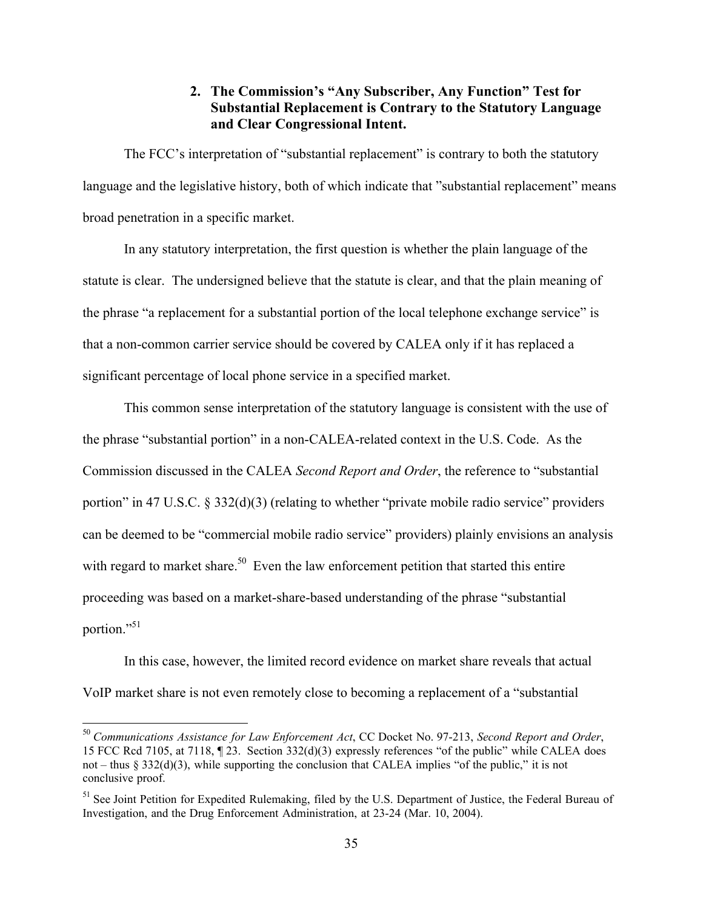### 2. The Commission's "Any Subscriber, Any Function" Test for Substantial Replacement is Contrary to the Statutory Language and Clear Congressional Intent.

The FCC's interpretation of "substantial replacement" is contrary to both the statutory language and the legislative history, both of which indicate that "substantial replacement" means broad penetration in a specific market.

In any statutory interpretation, the first question is whether the plain language of the statute is clear. The undersigned believe that the statute is clear, and that the plain meaning of the phrase "a replacement for a substantial portion of the local telephone exchange service" is that a non-common carrier service should be covered by CALEA only if it has replaced a significant percentage of local phone service in a specified market.

This common sense interpretation of the statutory language is consistent with the use of the phrase "substantial portion" in a non-CALEA-related context in the U.S. Code. As the Commission discussed in the CALEA *Second Report and Order*, the reference to "substantial portion" in 47 U.S.C. § 332(d)(3) (relating to whether "private mobile radio service" providers can be deemed to be "commercial mobile radio service" providers) plainly envisions an analysis with regard to market share.[50] Even the law enforcement petition that started this entire proceeding was based on a market-share-based understanding of the phrase "substantial portion."[51]

In this case, however, the limited record evidence on market share reveals that actual VoIP market share is not even remotely close to becoming a replacement of a "substantial

---

[50] *Communications Assistance for Law Enforcement Act*, CC Docket No. 97-213, *Second Report and Order*, 15 FCC Rcd 7105, at 7118, ¶ 23. Section 332(d)(3) expressly references "of the public" while CALEA does not – thus § 332(d)(3), while supporting the conclusion that CALEA implies "of the public," it is not conclusive proof.

[51] See Joint Petition for Expedited Rulemaking, filed by the U.S. Department of Justice, the Federal Bureau of Investigation, and the Drug Enforcement Administration, at 23-24 (Mar. 10, 2004).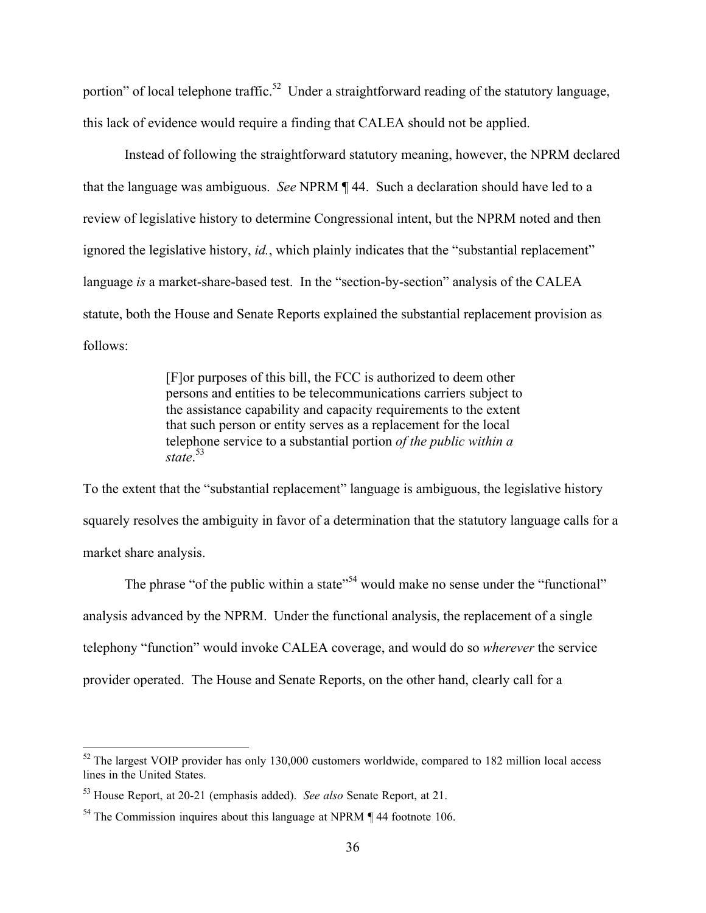portion" of local telephone traffic.[52] Under a straightforward reading of the statutory language, this lack of evidence would require a finding that CALEA should not be applied.

Instead of following the straightforward statutory meaning, however, the NPRM declared that the language was ambiguous. *See* NPRM ¶ 44. Such a declaration should have led to a review of legislative history to determine Congressional intent, but the NPRM noted and then ignored the legislative history, *id.*, which plainly indicates that the "substantial replacement" language *is* a market-share-based test. In the "section-by-section" analysis of the CALEA statute, both the House and Senate Reports explained the substantial replacement provision as follows:

> [F]or purposes of this bill, the FCC is authorized to deem other persons and entities to be telecommunications carriers subject to the assistance capability and capacity requirements to the extent that such person or entity serves as a replacement for the local telephone service to a substantial portion *of the public within a state*.[53]

To the extent that the "substantial replacement" language is ambiguous, the legislative history squarely resolves the ambiguity in favor of a determination that the statutory language calls for a market share analysis.

The phrase "of the public within a state"[54] would make no sense under the "functional" analysis advanced by the NPRM. Under the functional analysis, the replacement of a single telephony "function" would invoke CALEA coverage, and would do so *wherever* the service provider operated. The House and Senate Reports, on the other hand, clearly call for a

---

[52] The largest VOIP provider has only 130,000 customers worldwide, compared to 182 million local access lines in the United States.

[53] House Report, at 20-21 (emphasis added). *See also* Senate Report, at 21.

[54] The Commission inquires about this language at NPRM ¶ 44 footnote 106.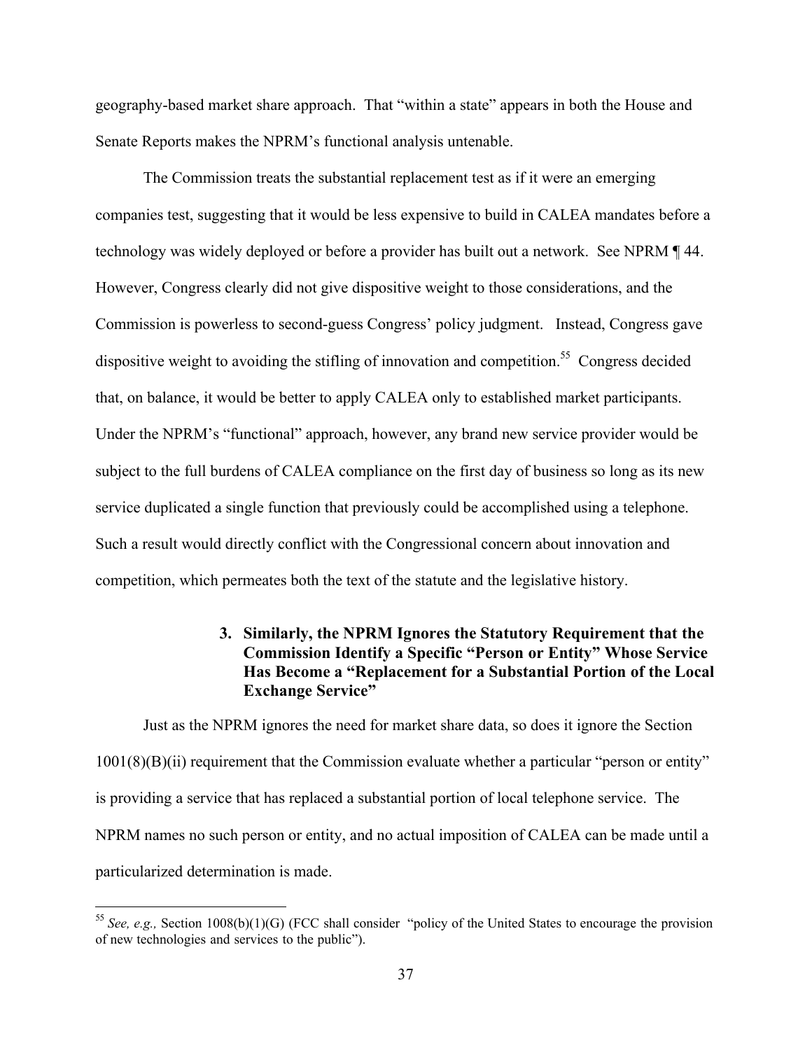geography-based market share approach. That "within a state" appears in both the House and Senate Reports makes the NPRM's functional analysis untenable.

The Commission treats the substantial replacement test as if it were an emerging companies test, suggesting that it would be less expensive to build in CALEA mandates before a technology was widely deployed or before a provider has built out a network. See NPRM ¶ 44. However, Congress clearly did not give dispositive weight to those considerations, and the Commission is powerless to second-guess Congress' policy judgment. Instead, Congress gave dispositive weight to avoiding the stifling of innovation and competition.[55] Congress decided that, on balance, it would be better to apply CALEA only to established market participants. Under the NPRM's "functional" approach, however, any brand new service provider would be subject to the full burdens of CALEA compliance on the first day of business so long as its new service duplicated a single function that previously could be accomplished using a telephone. Such a result would directly conflict with the Congressional concern about innovation and competition, which permeates both the text of the statute and the legislative history.

### 3. Similarly, the NPRM Ignores the Statutory Requirement that the Commission Identify a Specific "Person or Entity" Whose Service Has Become a "Replacement for a Substantial Portion of the Local Exchange Service"

Just as the NPRM ignores the need for market share data, so does it ignore the Section 1001(8)(B)(ii) requirement that the Commission evaluate whether a particular "person or entity" is providing a service that has replaced a substantial portion of local telephone service. The NPRM names no such person or entity, and no actual imposition of CALEA can be made until a particularized determination is made.

---

[55] *See, e.g.,* Section 1008(b)(1)(G) (FCC shall consider "policy of the United States to encourage the provision of new technologies and services to the public").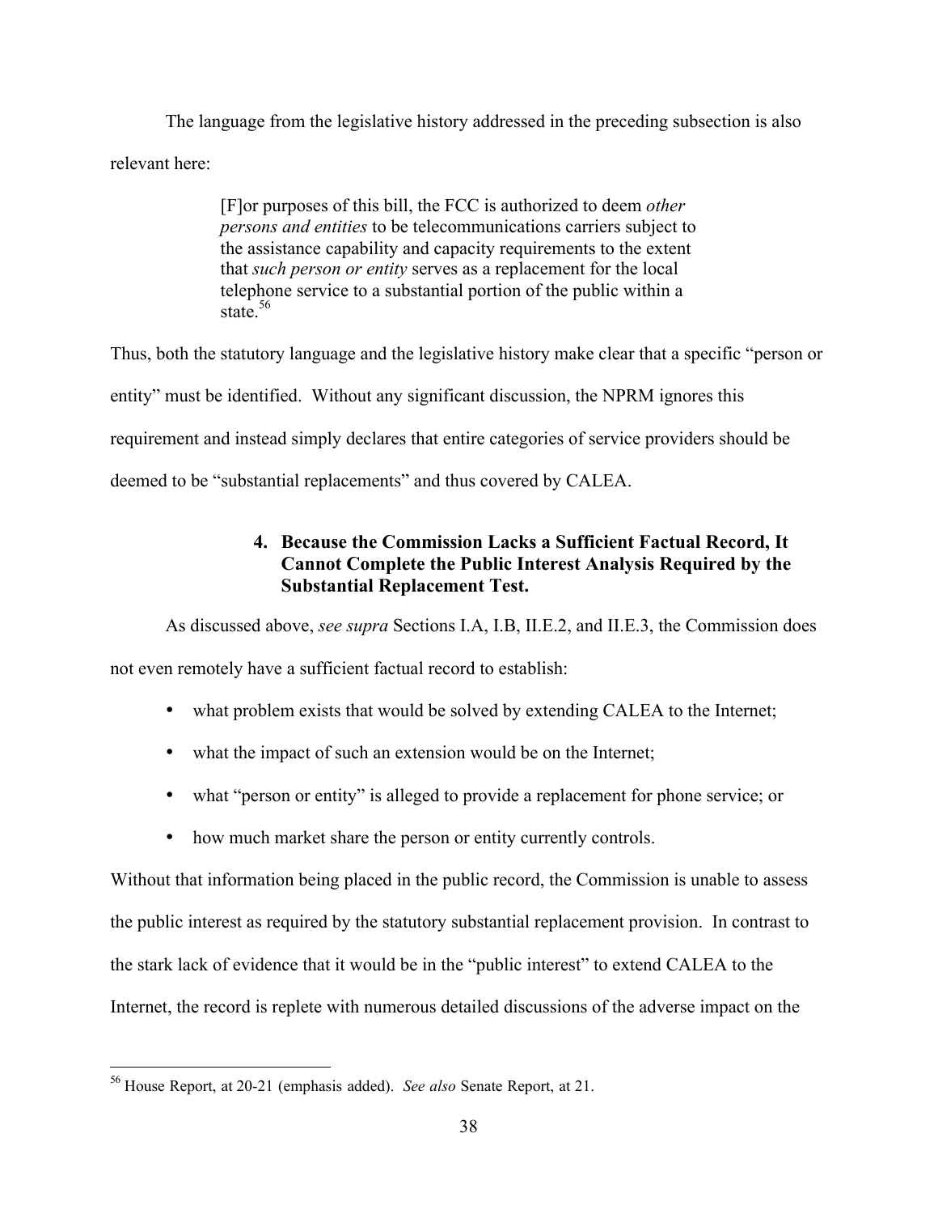The language from the legislative history addressed in the preceding subsection is also relevant here:

> [F]or purposes of this bill, the FCC is authorized to deem *other persons and entities* to be telecommunications carriers subject to the assistance capability and capacity requirements to the extent that *such person or entity* serves as a replacement for the local telephone service to a substantial portion of the public within a state.[56]

Thus, both the statutory language and the legislative history make clear that a specific "person or entity" must be identified. Without any significant discussion, the NPRM ignores this requirement and instead simply declares that entire categories of service providers should be deemed to be "substantial replacements" and thus covered by CALEA.

#### 4. Because the Commission Lacks a Sufficient Factual Record, It Cannot Complete the Public Interest Analysis Required by the Substantial Replacement Test.

As discussed above, *see supra* Sections I.A, I.B, II.E.2, and II.E.3, the Commission does not even remotely have a sufficient factual record to establish:

- what problem exists that would be solved by extending CALEA to the Internet;
- what the impact of such an extension would be on the Internet;
- what "person or entity" is alleged to provide a replacement for phone service; or
- how much market share the person or entity currently controls.

Without that information being placed in the public record, the Commission is unable to assess the public interest as required by the statutory substantial replacement provision. In contrast to the stark lack of evidence that it would be in the "public interest" to extend CALEA to the Internet, the record is replete with numerous detailed discussions of the adverse impact on the

---

[56] House Report, at 20-21 (emphasis added). *See also* Senate Report, at 21.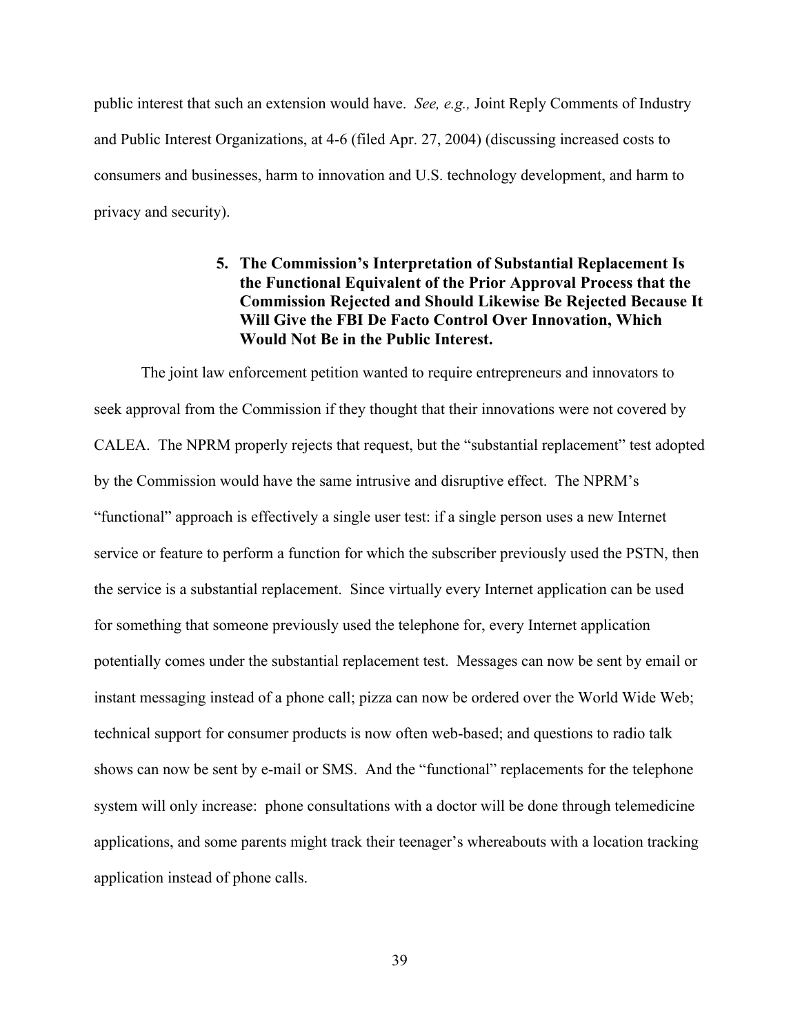public interest that such an extension would have. *See, e.g.,* Joint Reply Comments of Industry and Public Interest Organizations, at 4-6 (filed Apr. 27, 2004) (discussing increased costs to consumers and businesses, harm to innovation and U.S. technology development, and harm to privacy and security).

#### 5. The Commission's Interpretation of Substantial Replacement Is the Functional Equivalent of the Prior Approval Process that the Commission Rejected and Should Likewise Be Rejected Because It Will Give the FBI De Facto Control Over Innovation, Which Would Not Be in the Public Interest.

The joint law enforcement petition wanted to require entrepreneurs and innovators to seek approval from the Commission if they thought that their innovations were not covered by CALEA. The NPRM properly rejects that request, but the "substantial replacement" test adopted by the Commission would have the same intrusive and disruptive effect. The NPRM's "functional" approach is effectively a single user test: if a single person uses a new Internet service or feature to perform a function for which the subscriber previously used the PSTN, then the service is a substantial replacement. Since virtually every Internet application can be used for something that someone previously used the telephone for, every Internet application potentially comes under the substantial replacement test. Messages can now be sent by email or instant messaging instead of a phone call; pizza can now be ordered over the World Wide Web; technical support for consumer products is now often web-based; and questions to radio talk shows can now be sent by e-mail or SMS. And the "functional" replacements for the telephone system will only increase: phone consultations with a doctor will be done through telemedicine applications, and some parents might track their teenager's whereabouts with a location tracking application instead of phone calls.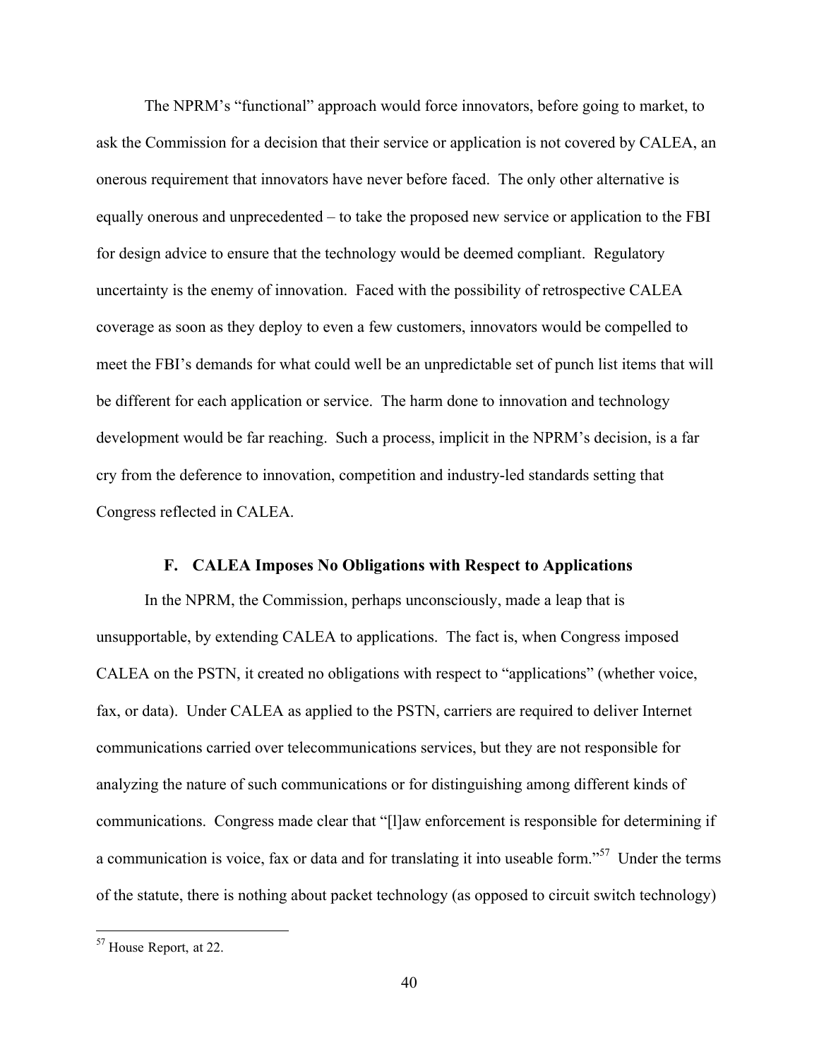The NPRM's "functional" approach would force innovators, before going to market, to ask the Commission for a decision that their service or application is not covered by CALEA, an onerous requirement that innovators have never before faced. The only other alternative is equally onerous and unprecedented – to take the proposed new service or application to the FBI for design advice to ensure that the technology would be deemed compliant. Regulatory uncertainty is the enemy of innovation. Faced with the possibility of retrospective CALEA coverage as soon as they deploy to even a few customers, innovators would be compelled to meet the FBI's demands for what could well be an unpredictable set of punch list items that will be different for each application or service. The harm done to innovation and technology development would be far reaching. Such a process, implicit in the NPRM's decision, is a far cry from the deference to innovation, competition and industry-led standards setting that Congress reflected in CALEA.

### F. CALEA Imposes No Obligations with Respect to Applications

In the NPRM, the Commission, perhaps unconsciously, made a leap that is unsupportable, by extending CALEA to applications. The fact is, when Congress imposed CALEA on the PSTN, it created no obligations with respect to "applications" (whether voice, fax, or data). Under CALEA as applied to the PSTN, carriers are required to deliver Internet communications carried over telecommunications services, but they are not responsible for analyzing the nature of such communications or for distinguishing among different kinds of communications. Congress made clear that "[l]aw enforcement is responsible for determining if a communication is voice, fax or data and for translating it into useable form."[57] Under the terms of the statute, there is nothing about packet technology (as opposed to circuit switch technology)

[57] House Report, at 22.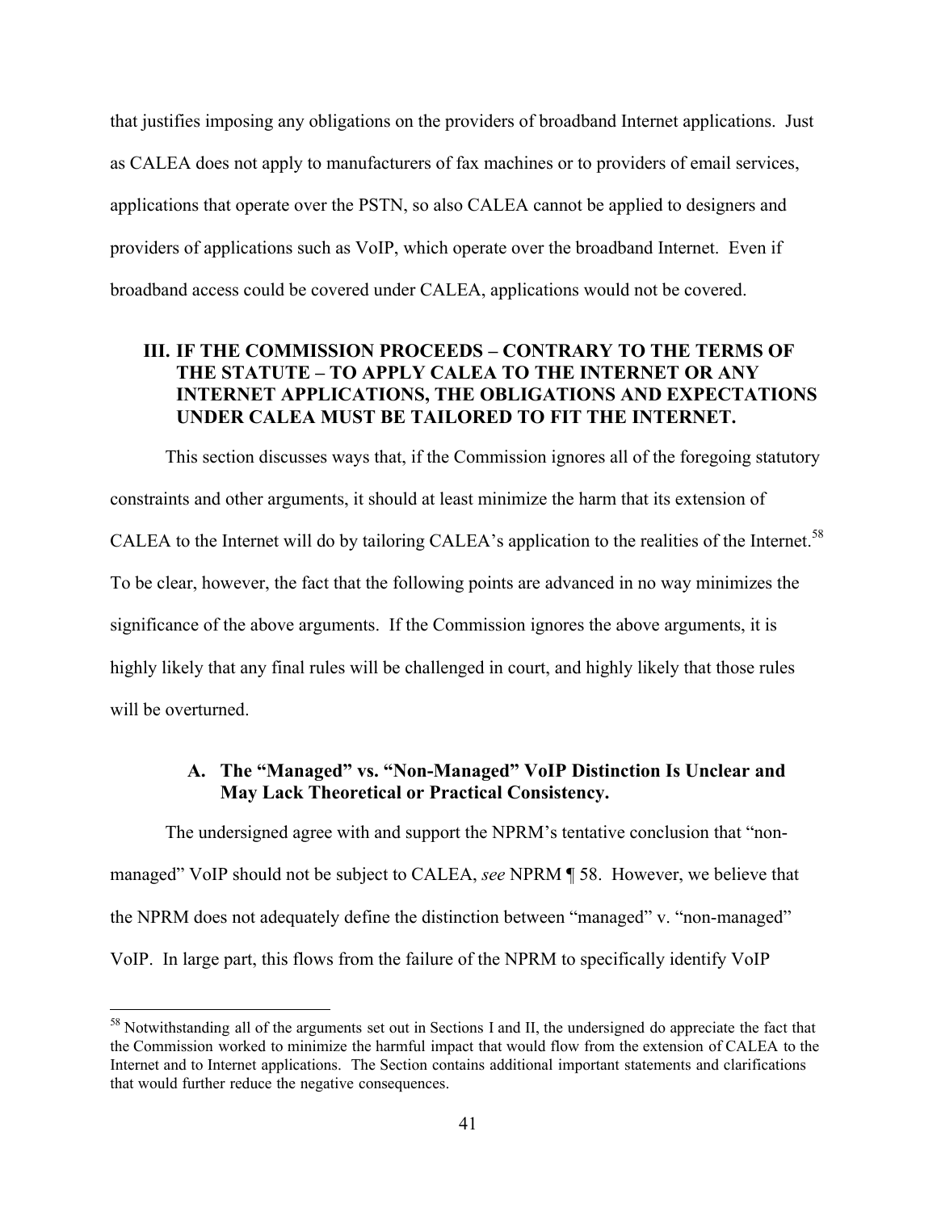that justifies imposing any obligations on the providers of broadband Internet applications. Just as CALEA does not apply to manufacturers of fax machines or to providers of email services, applications that operate over the PSTN, so also CALEA cannot be applied to designers and providers of applications such as VoIP, which operate over the broadband Internet. Even if broadband access could be covered under CALEA, applications would not be covered.

## III. IF THE COMMISSION PROCEEDS – CONTRARY TO THE TERMS OF THE STATUTE – TO APPLY CALEA TO THE INTERNET OR ANY INTERNET APPLICATIONS, THE OBLIGATIONS AND EXPECTATIONS UNDER CALEA MUST BE TAILORED TO FIT THE INTERNET.

This section discusses ways that, if the Commission ignores all of the foregoing statutory constraints and other arguments, it should at least minimize the harm that its extension of CALEA to the Internet will do by tailoring CALEA's application to the realities of the Internet.[58] To be clear, however, the fact that the following points are advanced in no way minimizes the significance of the above arguments. If the Commission ignores the above arguments, it is highly likely that any final rules will be challenged in court, and highly likely that those rules will be overturned.

### A. The "Managed" vs. "Non-Managed" VoIP Distinction Is Unclear and May Lack Theoretical or Practical Consistency.

The undersigned agree with and support the NPRM's tentative conclusion that "non-managed" VoIP should not be subject to CALEA, *see* NPRM ¶ 58. However, we believe that the NPRM does not adequately define the distinction between "managed" v. "non-managed" VoIP. In large part, this flows from the failure of the NPRM to specifically identify VoIP

---

[58] Notwithstanding all of the arguments set out in Sections I and II, the undersigned do appreciate the fact that the Commission worked to minimize the harmful impact that would flow from the extension of CALEA to the Internet and to Internet applications. The Section contains additional important statements and clarifications that would further reduce the negative consequences.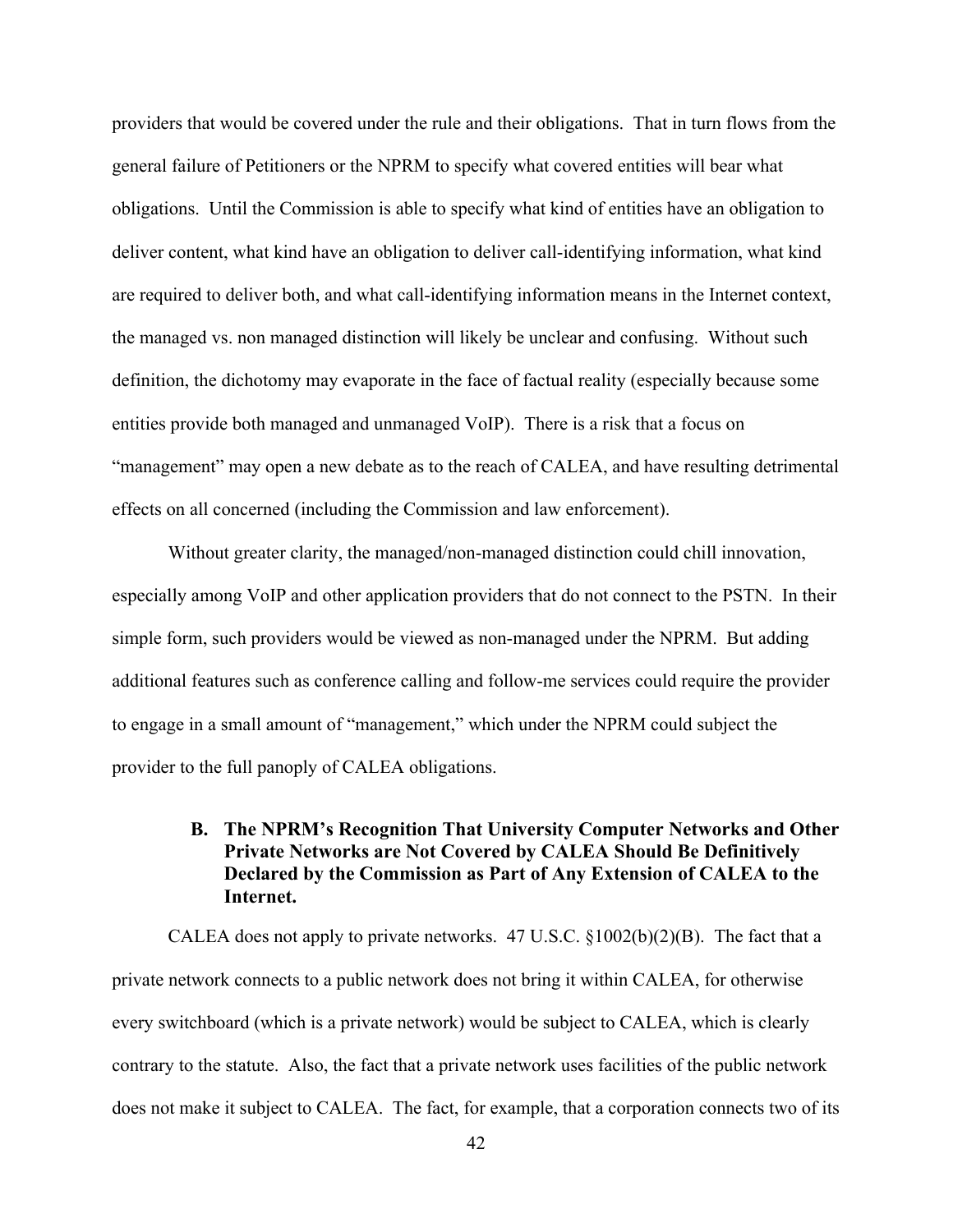providers that would be covered under the rule and their obligations. That in turn flows from the general failure of Petitioners or the NPRM to specify what covered entities will bear what obligations. Until the Commission is able to specify what kind of entities have an obligation to deliver content, what kind have an obligation to deliver call-identifying information, what kind are required to deliver both, and what call-identifying information means in the Internet context, the managed vs. non managed distinction will likely be unclear and confusing. Without such definition, the dichotomy may evaporate in the face of factual reality (especially because some entities provide both managed and unmanaged VoIP). There is a risk that a focus on "management" may open a new debate as to the reach of CALEA, and have resulting detrimental effects on all concerned (including the Commission and law enforcement).

Without greater clarity, the managed/non-managed distinction could chill innovation, especially among VoIP and other application providers that do not connect to the PSTN. In their simple form, such providers would be viewed as non-managed under the NPRM. But adding additional features such as conference calling and follow-me services could require the provider to engage in a small amount of "management," which under the NPRM could subject the provider to the full panoply of CALEA obligations.

### B. The NPRM's Recognition That University Computer Networks and Other Private Networks are Not Covered by CALEA Should Be Definitively Declared by the Commission as Part of Any Extension of CALEA to the Internet.

CALEA does not apply to private networks. 47 U.S.C. §1002(b)(2)(B). The fact that a private network connects to a public network does not bring it within CALEA, for otherwise every switchboard (which is a private network) would be subject to CALEA, which is clearly contrary to the statute. Also, the fact that a private network uses facilities of the public network does not make it subject to CALEA. The fact, for example, that a corporation connects two of its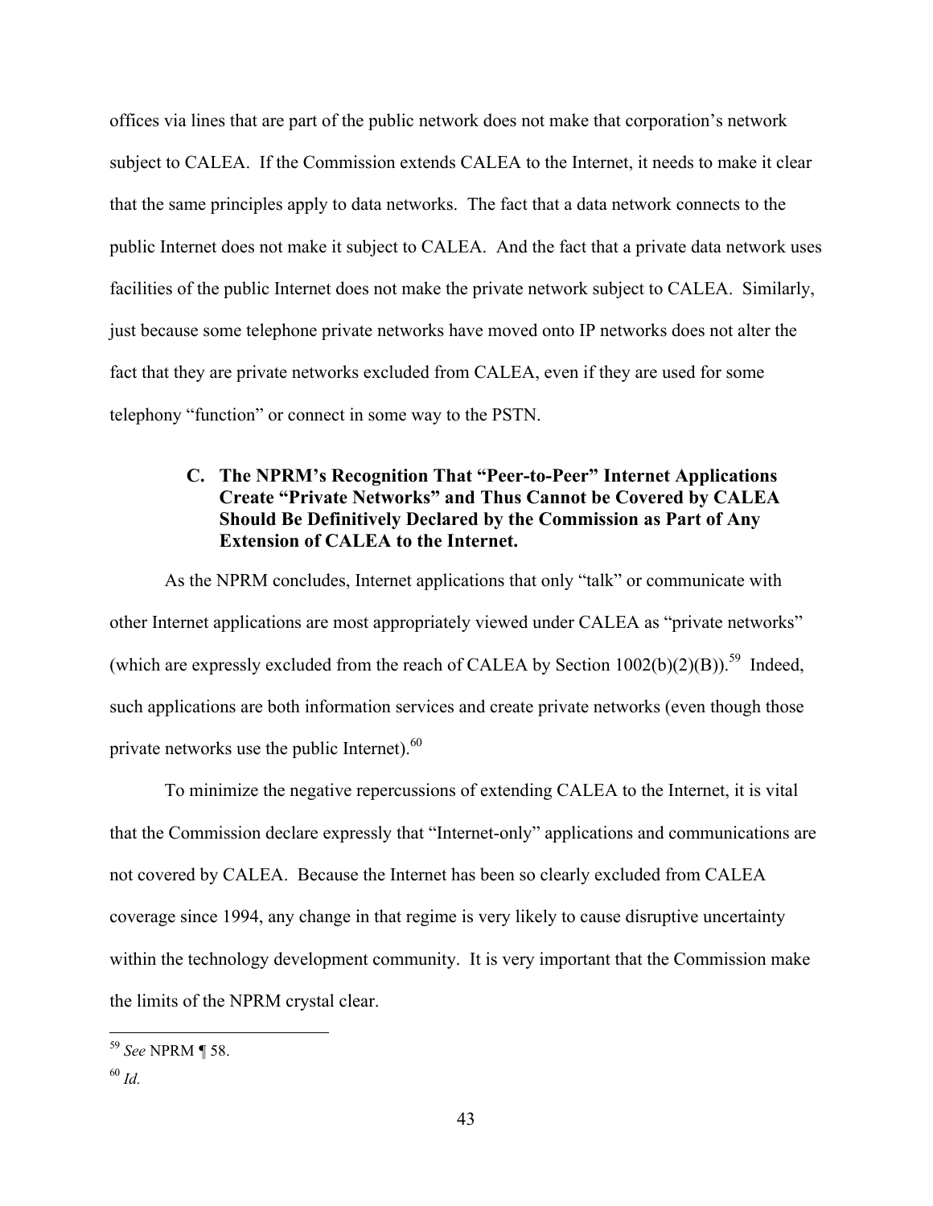offices via lines that are part of the public network does not make that corporation's network subject to CALEA. If the Commission extends CALEA to the Internet, it needs to make it clear that the same principles apply to data networks. The fact that a data network connects to the public Internet does not make it subject to CALEA. And the fact that a private data network uses facilities of the public Internet does not make the private network subject to CALEA. Similarly, just because some telephone private networks have moved onto IP networks does not alter the fact that they are private networks excluded from CALEA, even if they are used for some telephony "function" or connect in some way to the PSTN.

### C. The NPRM's Recognition That "Peer-to-Peer" Internet Applications Create "Private Networks" and Thus Cannot be Covered by CALEA Should Be Definitively Declared by the Commission as Part of Any Extension of CALEA to the Internet.

As the NPRM concludes, Internet applications that only "talk" or communicate with other Internet applications are most appropriately viewed under CALEA as "private networks" (which are expressly excluded from the reach of CALEA by Section 1002(b)(2)(B)).[59] Indeed, such applications are both information services and create private networks (even though those private networks use the public Internet).[60]

To minimize the negative repercussions of extending CALEA to the Internet, it is vital that the Commission declare expressly that "Internet-only" applications and communications are not covered by CALEA. Because the Internet has been so clearly excluded from CALEA coverage since 1994, any change in that regime is very likely to cause disruptive uncertainty within the technology development community. It is very important that the Commission make the limits of the NPRM crystal clear.

---

[59] *See* NPRM ¶ 58.

[60] *Id.*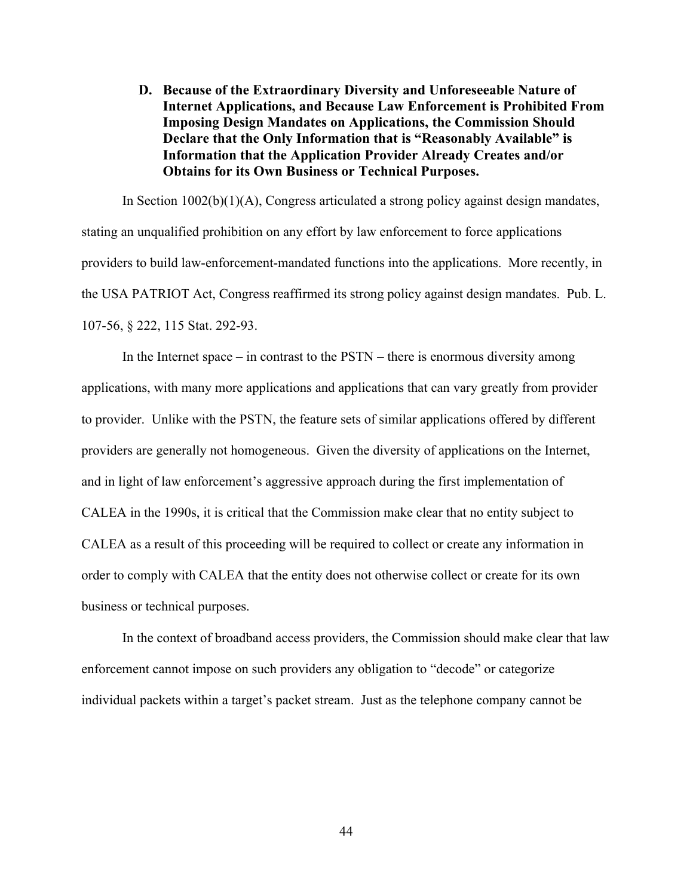### D. Because of the Extraordinary Diversity and Unforeseeable Nature of Internet Applications, and Because Law Enforcement is Prohibited From Imposing Design Mandates on Applications, the Commission Should Declare that the Only Information that is "Reasonably Available" is Information that the Application Provider Already Creates and/or Obtains for its Own Business or Technical Purposes.

In Section 1002(b)(1)(A), Congress articulated a strong policy against design mandates, stating an unqualified prohibition on any effort by law enforcement to force applications providers to build law-enforcement-mandated functions into the applications. More recently, in the USA PATRIOT Act, Congress reaffirmed its strong policy against design mandates. Pub. L. 107-56, § 222, 115 Stat. 292-93.

In the Internet space – in contrast to the PSTN – there is enormous diversity among applications, with many more applications and applications that can vary greatly from provider to provider. Unlike with the PSTN, the feature sets of similar applications offered by different providers are generally not homogeneous. Given the diversity of applications on the Internet, and in light of law enforcement's aggressive approach during the first implementation of CALEA in the 1990s, it is critical that the Commission make clear that no entity subject to CALEA as a result of this proceeding will be required to collect or create any information in order to comply with CALEA that the entity does not otherwise collect or create for its own business or technical purposes.

In the context of broadband access providers, the Commission should make clear that law enforcement cannot impose on such providers any obligation to "decode" or categorize individual packets within a target's packet stream. Just as the telephone company cannot be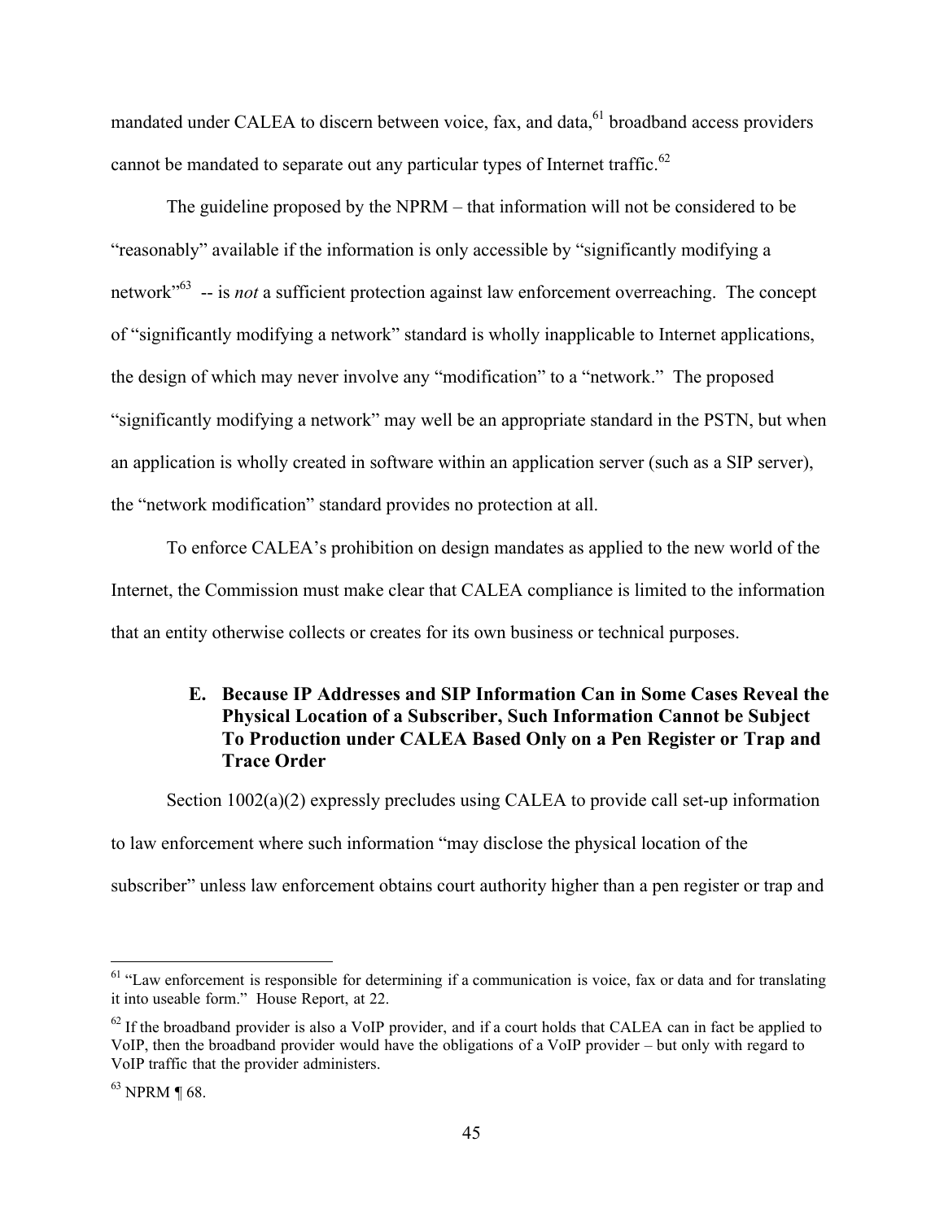mandated under CALEA to discern between voice, fax, and data,[61] broadband access providers cannot be mandated to separate out any particular types of Internet traffic.[62]

The guideline proposed by the NPRM – that information will not be considered to be "reasonably" available if the information is only accessible by "significantly modifying a network"[63] -- is *not* a sufficient protection against law enforcement overreaching. The concept of "significantly modifying a network" standard is wholly inapplicable to Internet applications, the design of which may never involve any "modification" to a "network." The proposed "significantly modifying a network" may well be an appropriate standard in the PSTN, but when an application is wholly created in software within an application server (such as a SIP server), the "network modification" standard provides no protection at all.

To enforce CALEA's prohibition on design mandates as applied to the new world of the Internet, the Commission must make clear that CALEA compliance is limited to the information that an entity otherwise collects or creates for its own business or technical purposes.

### E. Because IP Addresses and SIP Information Can in Some Cases Reveal the Physical Location of a Subscriber, Such Information Cannot be Subject To Production under CALEA Based Only on a Pen Register or Trap and Trace Order

Section 1002(a)(2) expressly precludes using CALEA to provide call set-up information to law enforcement where such information "may disclose the physical location of the subscriber" unless law enforcement obtains court authority higher than a pen register or trap and

---

[61] "Law enforcement is responsible for determining if a communication is voice, fax or data and for translating it into useable form." House Report, at 22.

[62] If the broadband provider is also a VoIP provider, and if a court holds that CALEA can in fact be applied to VoIP, then the broadband provider would have the obligations of a VoIP provider – but only with regard to VoIP traffic that the provider administers.

[63] NPRM ¶ 68.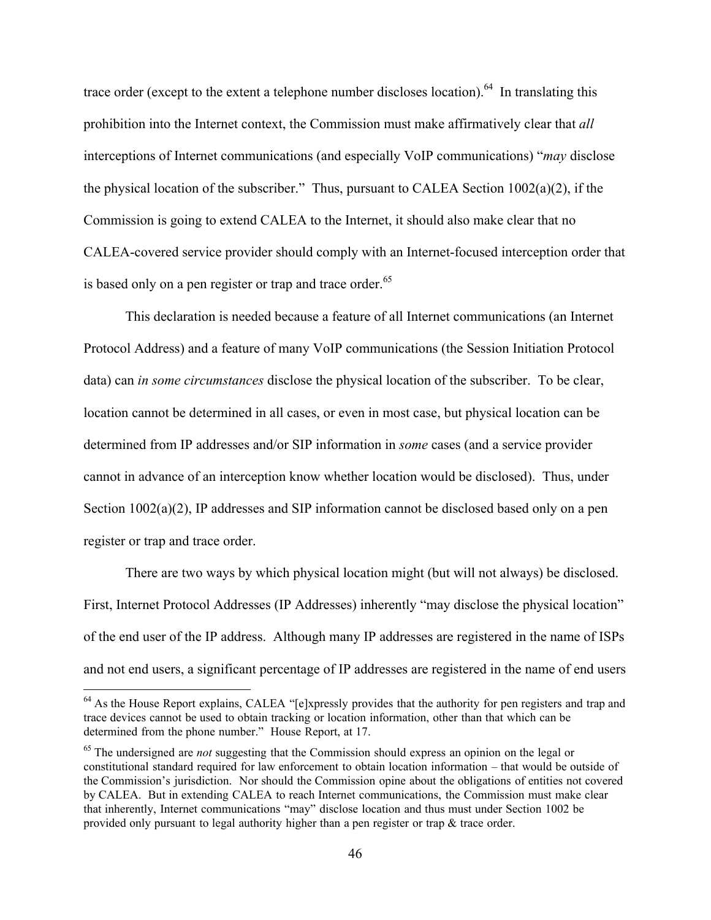trace order (except to the extent a telephone number discloses location).[64] In translating this prohibition into the Internet context, the Commission must make affirmatively clear that *all* interceptions of Internet communications (and especially VoIP communications) "*may* disclose the physical location of the subscriber." Thus, pursuant to CALEA Section 1002(a)(2), if the Commission is going to extend CALEA to the Internet, it should also make clear that no CALEA-covered service provider should comply with an Internet-focused interception order that is based only on a pen register or trap and trace order.[65]

This declaration is needed because a feature of all Internet communications (an Internet Protocol Address) and a feature of many VoIP communications (the Session Initiation Protocol data) can *in some circumstances* disclose the physical location of the subscriber. To be clear, location cannot be determined in all cases, or even in most case, but physical location can be determined from IP addresses and/or SIP information in *some* cases (and a service provider cannot in advance of an interception know whether location would be disclosed). Thus, under Section 1002(a)(2), IP addresses and SIP information cannot be disclosed based only on a pen register or trap and trace order.

There are two ways by which physical location might (but will not always) be disclosed. First, Internet Protocol Addresses (IP Addresses) inherently "may disclose the physical location" of the end user of the IP address. Although many IP addresses are registered in the name of ISPs and not end users, a significant percentage of IP addresses are registered in the name of end users

---

[64] As the House Report explains, CALEA "[e]xpressly provides that the authority for pen registers and trap and trace devices cannot be used to obtain tracking or location information, other than that which can be determined from the phone number." House Report, at 17.

[65] The undersigned are *not* suggesting that the Commission should express an opinion on the legal or constitutional standard required for law enforcement to obtain location information – that would be outside of the Commission's jurisdiction. Nor should the Commission opine about the obligations of entities not covered by CALEA. But in extending CALEA to reach Internet communications, the Commission must make clear that inherently, Internet communications "may" disclose location and thus must under Section 1002 be provided only pursuant to legal authority higher than a pen register or trap & trace order.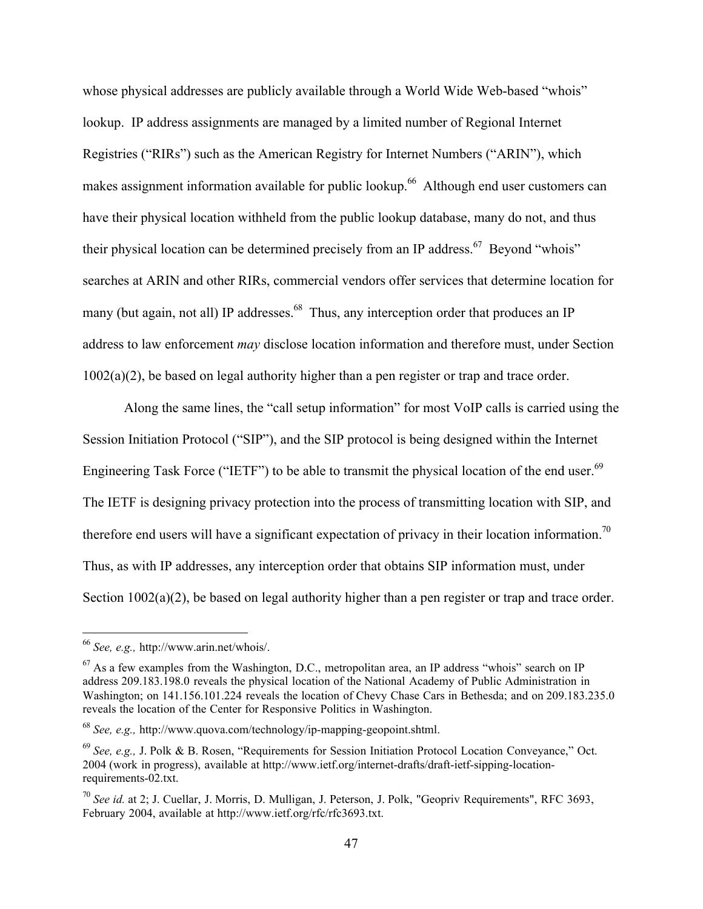whose physical addresses are publicly available through a World Wide Web-based "whois" lookup. IP address assignments are managed by a limited number of Regional Internet Registries ("RIRs") such as the American Registry for Internet Numbers ("ARIN"), which makes assignment information available for public lookup.[66] Although end user customers can have their physical location withheld from the public lookup database, many do not, and thus their physical location can be determined precisely from an IP address.[67] Beyond "whois" searches at ARIN and other RIRs, commercial vendors offer services that determine location for many (but again, not all) IP addresses.[68] Thus, any interception order that produces an IP address to law enforcement *may* disclose location information and therefore must, under Section 1002(a)(2), be based on legal authority higher than a pen register or trap and trace order.

Along the same lines, the "call setup information" for most VoIP calls is carried using the Session Initiation Protocol ("SIP"), and the SIP protocol is being designed within the Internet Engineering Task Force ("IETF") to be able to transmit the physical location of the end user.[69] The IETF is designing privacy protection into the process of transmitting location with SIP, and therefore end users will have a significant expectation of privacy in their location information.[70] Thus, as with IP addresses, any interception order that obtains SIP information must, under Section 1002(a)(2), be based on legal authority higher than a pen register or trap and trace order.

---

[66] *See, e.g.,* http://www.arin.net/whois/.

[67] As a few examples from the Washington, D.C., metropolitan area, an IP address "whois" search on IP address 209.183.198.0 reveals the physical location of the National Academy of Public Administration in Washington; on 141.156.101.224 reveals the location of Chevy Chase Cars in Bethesda; and on 209.183.235.0 reveals the location of the Center for Responsive Politics in Washington.

[68] *See, e.g.,* http://www.quova.com/technology/ip-mapping-geopoint.shtml.

[69] *See, e.g.,* J. Polk & B. Rosen, "Requirements for Session Initiation Protocol Location Conveyance," Oct. 2004 (work in progress), available at http://www.ietf.org/internet-drafts/draft-ietf-sipping-location-requirements-02.txt.

[70] *See id.* at 2; J. Cuellar, J. Morris, D. Mulligan, J. Peterson, J. Polk, "Geopriv Requirements", RFC 3693, February 2004, available at http://www.ietf.org/rfc/rfc3693.txt.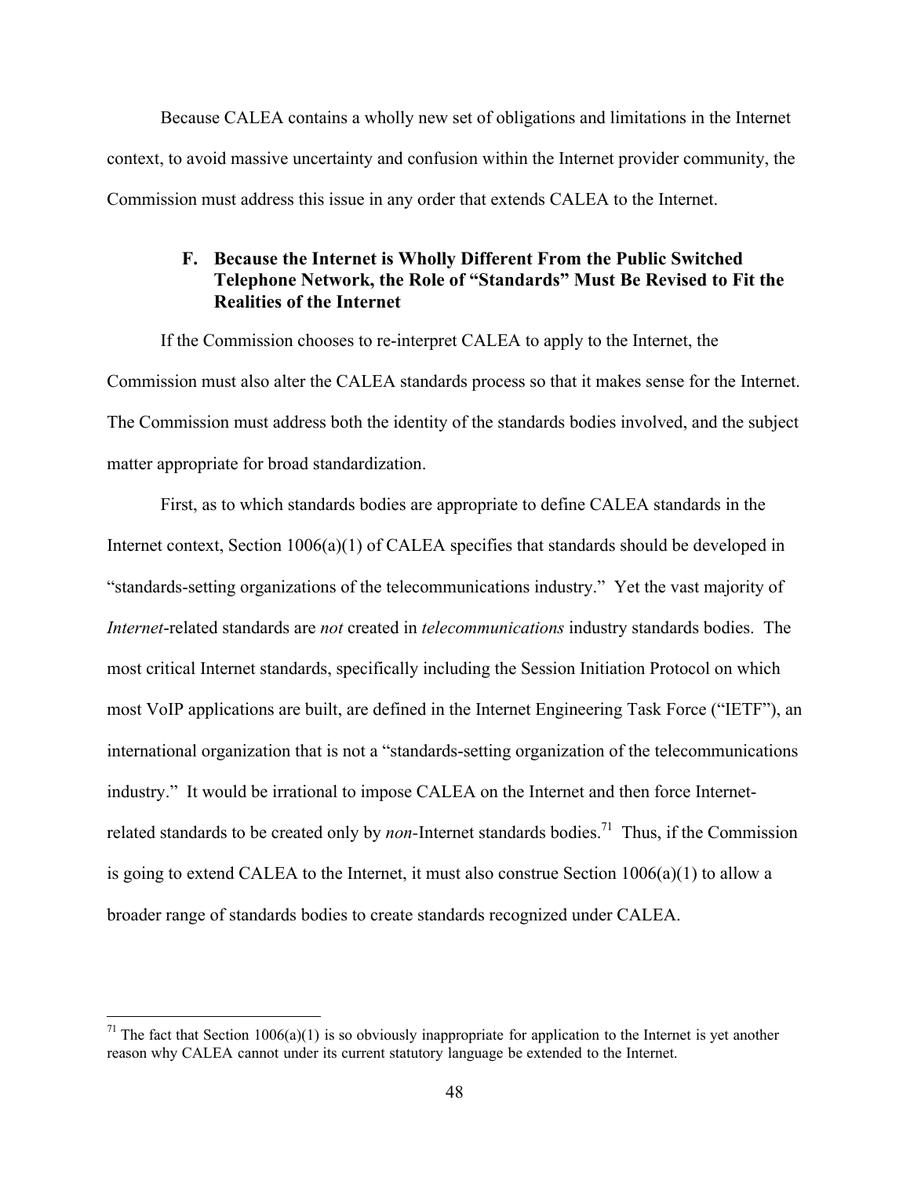Because CALEA contains a wholly new set of obligations and limitations in the Internet context, to avoid massive uncertainty and confusion within the Internet provider community, the Commission must address this issue in any order that extends CALEA to the Internet.

### F. Because the Internet is Wholly Different From the Public Switched Telephone Network, the Role of "Standards" Must Be Revised to Fit the Realities of the Internet

If the Commission chooses to re-interpret CALEA to apply to the Internet, the Commission must also alter the CALEA standards process so that it makes sense for the Internet. The Commission must address both the identity of the standards bodies involved, and the subject matter appropriate for broad standardization.

First, as to which standards bodies are appropriate to define CALEA standards in the Internet context, Section 1006(a)(1) of CALEA specifies that standards should be developed in "standards-setting organizations of the telecommunications industry." Yet the vast majority of *Internet*-related standards are *not* created in *telecommunications* industry standards bodies. The most critical Internet standards, specifically including the Session Initiation Protocol on which most VoIP applications are built, are defined in the Internet Engineering Task Force ("IETF"), an international organization that is not a "standards-setting organization of the telecommunications industry." It would be irrational to impose CALEA on the Internet and then force Internet-related standards to be created only by *non*-Internet standards bodies.[71] Thus, if the Commission is going to extend CALEA to the Internet, it must also construe Section 1006(a)(1) to allow a broader range of standards bodies to create standards recognized under CALEA.

---

[71] The fact that Section 1006(a)(1) is so obviously inappropriate for application to the Internet is yet another reason why CALEA cannot under its current statutory language be extended to the Internet.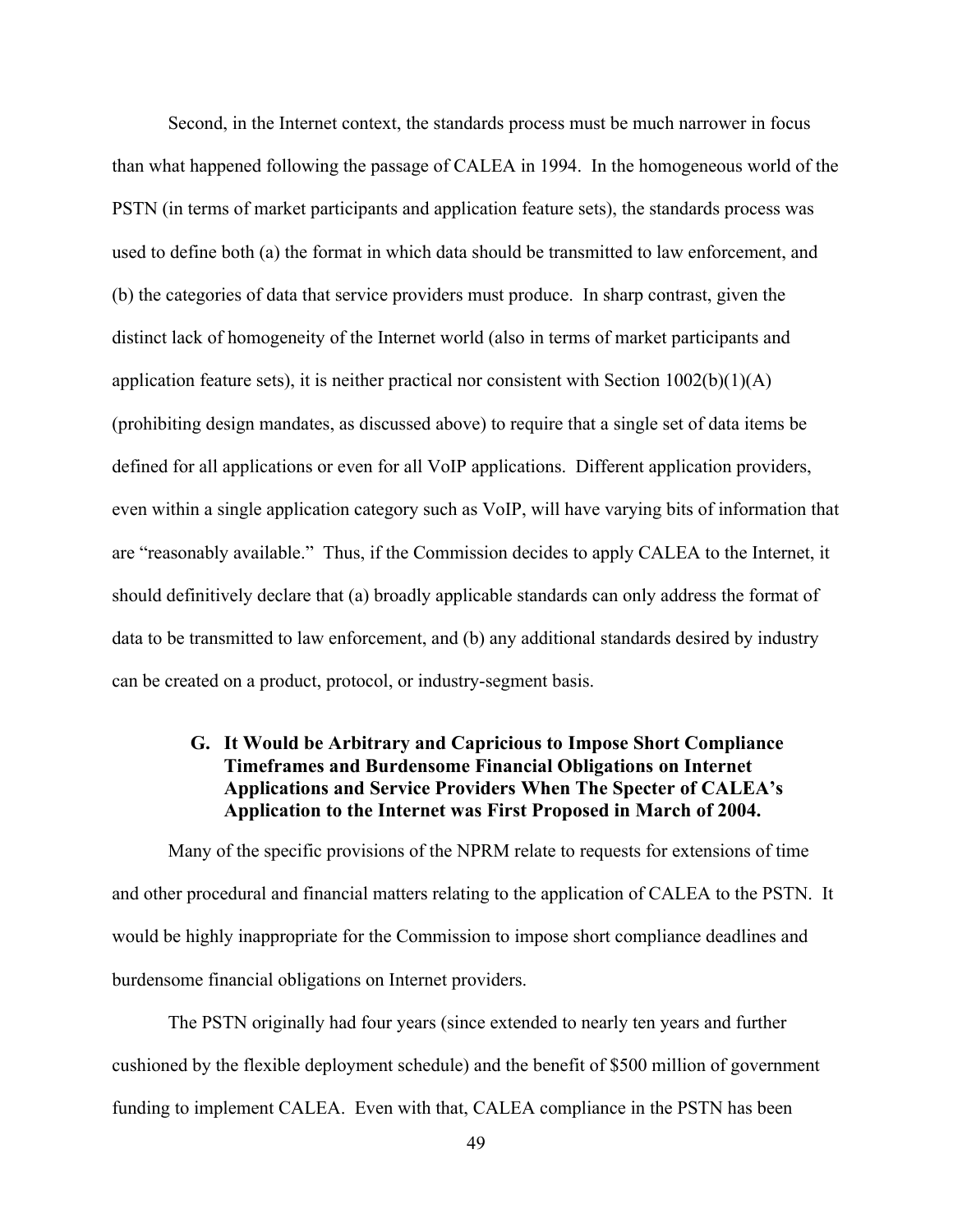Second, in the Internet context, the standards process must be much narrower in focus than what happened following the passage of CALEA in 1994. In the homogeneous world of the PSTN (in terms of market participants and application feature sets), the standards process was used to define both (a) the format in which data should be transmitted to law enforcement, and (b) the categories of data that service providers must produce. In sharp contrast, given the distinct lack of homogeneity of the Internet world (also in terms of market participants and application feature sets), it is neither practical nor consistent with Section 1002(b)(1)(A) (prohibiting design mandates, as discussed above) to require that a single set of data items be defined for all applications or even for all VoIP applications. Different application providers, even within a single application category such as VoIP, will have varying bits of information that are "reasonably available." Thus, if the Commission decides to apply CALEA to the Internet, it should definitively declare that (a) broadly applicable standards can only address the format of data to be transmitted to law enforcement, and (b) any additional standards desired by industry can be created on a product, protocol, or industry-segment basis.

### G. It Would be Arbitrary and Capricious to Impose Short Compliance Timeframes and Burdensome Financial Obligations on Internet Applications and Service Providers When The Specter of CALEA's Application to the Internet was First Proposed in March of 2004.

Many of the specific provisions of the NPRM relate to requests for extensions of time and other procedural and financial matters relating to the application of CALEA to the PSTN. It would be highly inappropriate for the Commission to impose short compliance deadlines and burdensome financial obligations on Internet providers.

The PSTN originally had four years (since extended to nearly ten years and further cushioned by the flexible deployment schedule) and the benefit of $500 million of government funding to implement CALEA. Even with that, CALEA compliance in the PSTN has been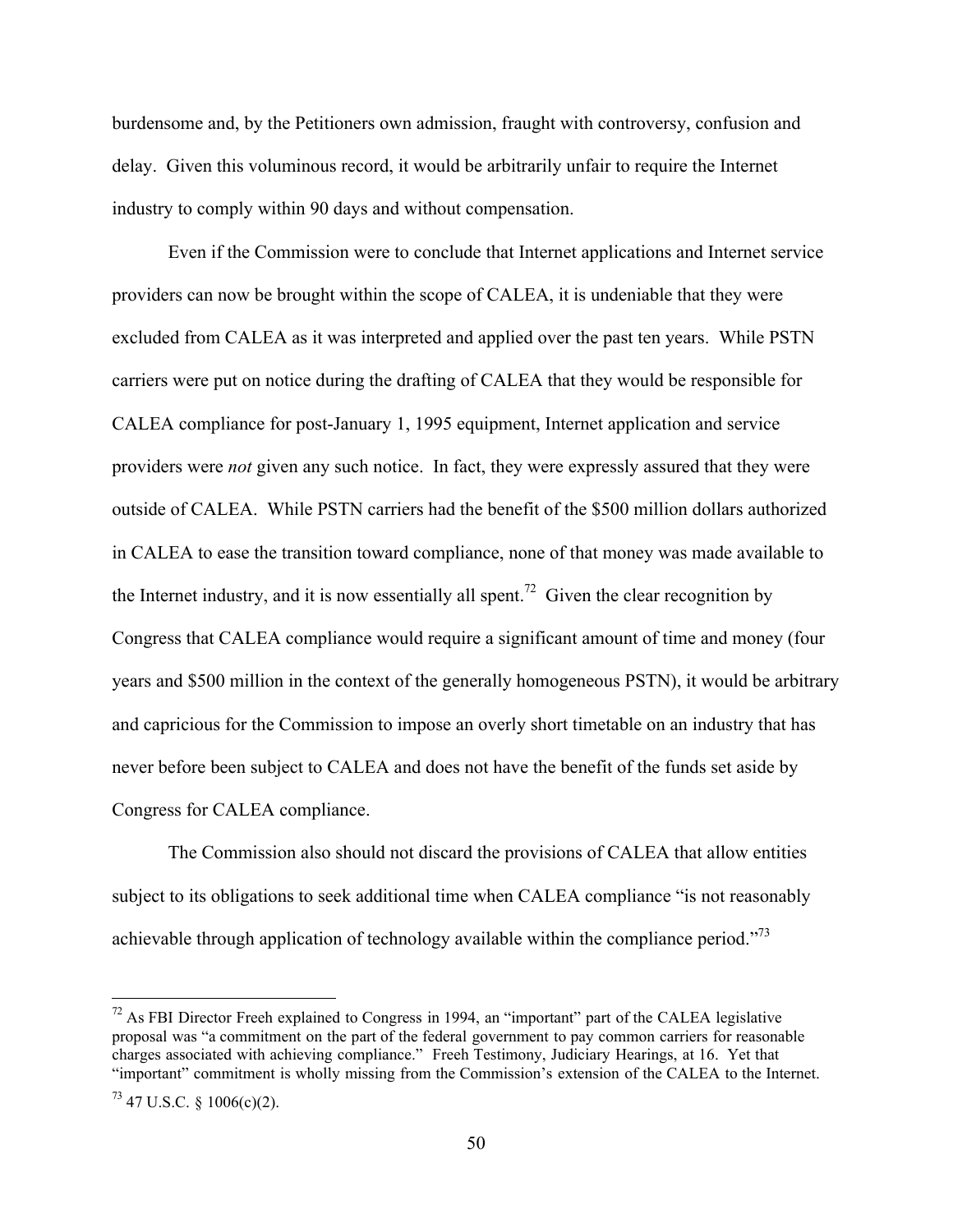burdensome and, by the Petitioners own admission, fraught with controversy, confusion and delay. Given this voluminous record, it would be arbitrarily unfair to require the Internet industry to comply within 90 days and without compensation.

Even if the Commission were to conclude that Internet applications and Internet service providers can now be brought within the scope of CALEA, it is undeniable that they were excluded from CALEA as it was interpreted and applied over the past ten years. While PSTN carriers were put on notice during the drafting of CALEA that they would be responsible for CALEA compliance for post-January 1, 1995 equipment, Internet application and service providers were *not* given any such notice. In fact, they were expressly assured that they were outside of CALEA. While PSTN carriers had the benefit of the $500 million dollars authorized in CALEA to ease the transition toward compliance, none of that money was made available to the Internet industry, and it is now essentially all spent.[72] Given the clear recognition by Congress that CALEA compliance would require a significant amount of time and money (four years and $500 million in the context of the generally homogeneous PSTN), it would be arbitrary and capricious for the Commission to impose an overly short timetable on an industry that has never before been subject to CALEA and does not have the benefit of the funds set aside by Congress for CALEA compliance.

The Commission also should not discard the provisions of CALEA that allow entities subject to its obligations to seek additional time when CALEA compliance "is not reasonably achievable through application of technology available within the compliance period."[73]

---

[72] As FBI Director Freeh explained to Congress in 1994, an "important" part of the CALEA legislative proposal was "a commitment on the part of the federal government to pay common carriers for reasonable charges associated with achieving compliance." Freeh Testimony, Judiciary Hearings, at 16. Yet that "important" commitment is wholly missing from the Commission's extension of the CALEA to the Internet.

[73] 47 U.S.C. § 1006(c)(2).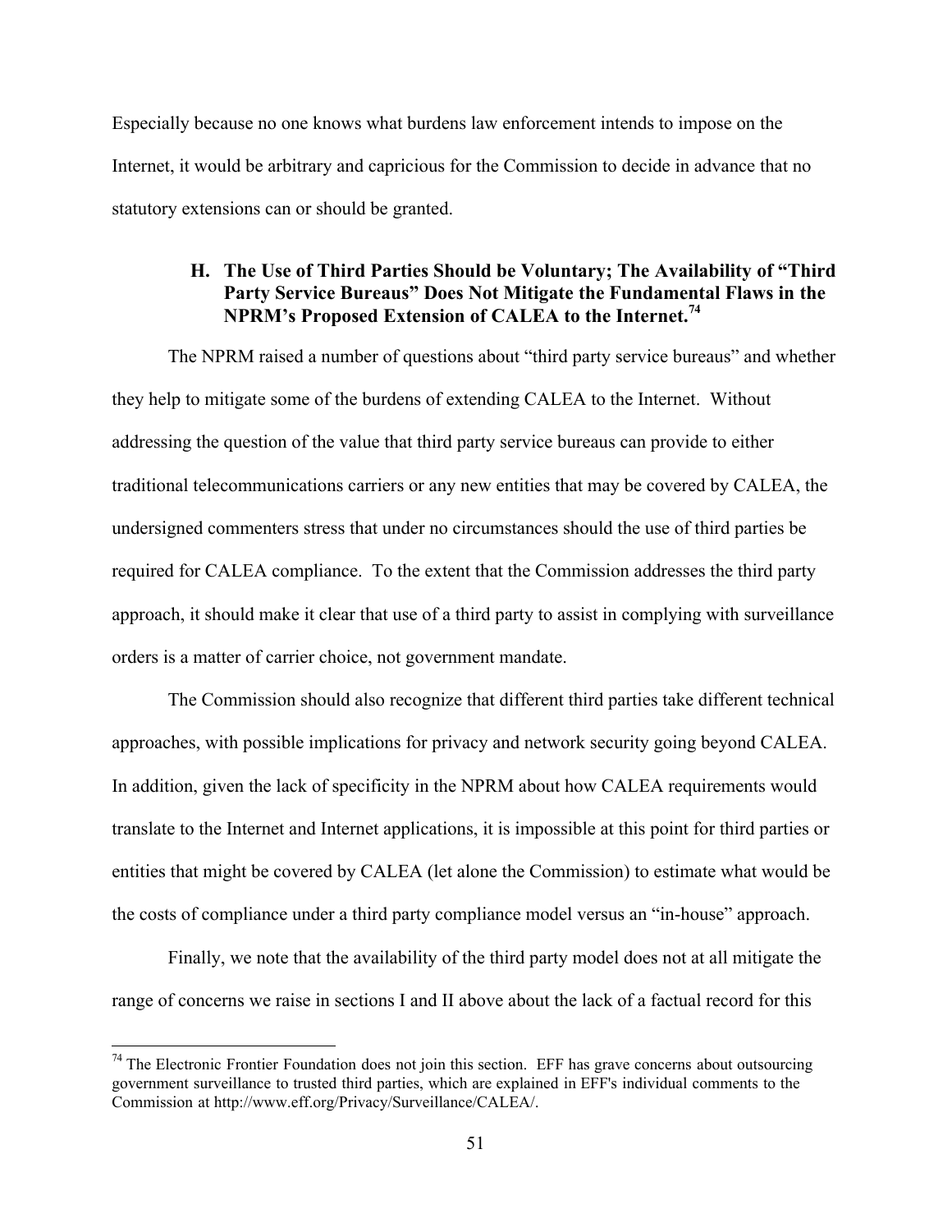Especially because no one knows what burdens law enforcement intends to impose on the Internet, it would be arbitrary and capricious for the Commission to decide in advance that no statutory extensions can or should be granted.

### H. The Use of Third Parties Should be Voluntary; The Availability of "Third Party Service Bureaus" Does Not Mitigate the Fundamental Flaws in the NPRM's Proposed Extension of CALEA to the Internet.[74]

The NPRM raised a number of questions about "third party service bureaus" and whether they help to mitigate some of the burdens of extending CALEA to the Internet. Without addressing the question of the value that third party service bureaus can provide to either traditional telecommunications carriers or any new entities that may be covered by CALEA, the undersigned commenters stress that under no circumstances should the use of third parties be required for CALEA compliance. To the extent that the Commission addresses the third party approach, it should make it clear that use of a third party to assist in complying with surveillance orders is a matter of carrier choice, not government mandate.

The Commission should also recognize that different third parties take different technical approaches, with possible implications for privacy and network security going beyond CALEA. In addition, given the lack of specificity in the NPRM about how CALEA requirements would translate to the Internet and Internet applications, it is impossible at this point for third parties or entities that might be covered by CALEA (let alone the Commission) to estimate what would be the costs of compliance under a third party compliance model versus an "in-house" approach.

Finally, we note that the availability of the third party model does not at all mitigate the range of concerns we raise in sections I and II above about the lack of a factual record for this

[74] The Electronic Frontier Foundation does not join this section. EFF has grave concerns about outsourcing government surveillance to trusted third parties, which are explained in EFF's individual comments to the Commission at http://www.eff.org/Privacy/Surveillance/CALEA/.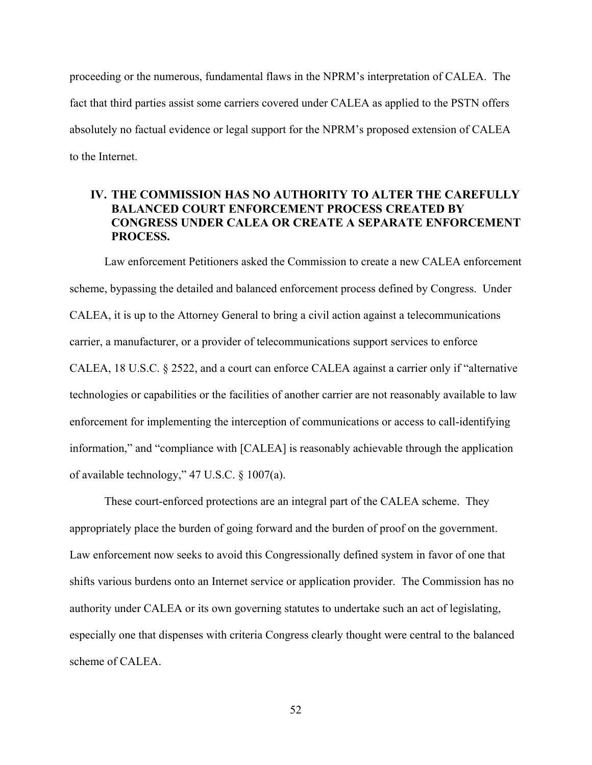proceeding or the numerous, fundamental flaws in the NPRM's interpretation of CALEA. The fact that third parties assist some carriers covered under CALEA as applied to the PSTN offers absolutely no factual evidence or legal support for the NPRM's proposed extension of CALEA to the Internet.

## IV. THE COMMISSION HAS NO AUTHORITY TO ALTER THE CAREFULLY BALANCED COURT ENFORCEMENT PROCESS CREATED BY CONGRESS UNDER CALEA OR CREATE A SEPARATE ENFORCEMENT PROCESS.

Law enforcement Petitioners asked the Commission to create a new CALEA enforcement scheme, bypassing the detailed and balanced enforcement process defined by Congress. Under CALEA, it is up to the Attorney General to bring a civil action against a telecommunications carrier, a manufacturer, or a provider of telecommunications support services to enforce CALEA, 18 U.S.C. § 2522, and a court can enforce CALEA against a carrier only if "alternative technologies or capabilities or the facilities of another carrier are not reasonably available to law enforcement for implementing the interception of communications or access to call-identifying information," and "compliance with [CALEA] is reasonably achievable through the application of available technology," 47 U.S.C. § 1007(a).

These court-enforced protections are an integral part of the CALEA scheme. They appropriately place the burden of going forward and the burden of proof on the government. Law enforcement now seeks to avoid this Congressionally defined system in favor of one that shifts various burdens onto an Internet service or application provider. The Commission has no authority under CALEA or its own governing statutes to undertake such an act of legislating, especially one that dispenses with criteria Congress clearly thought were central to the balanced scheme of CALEA.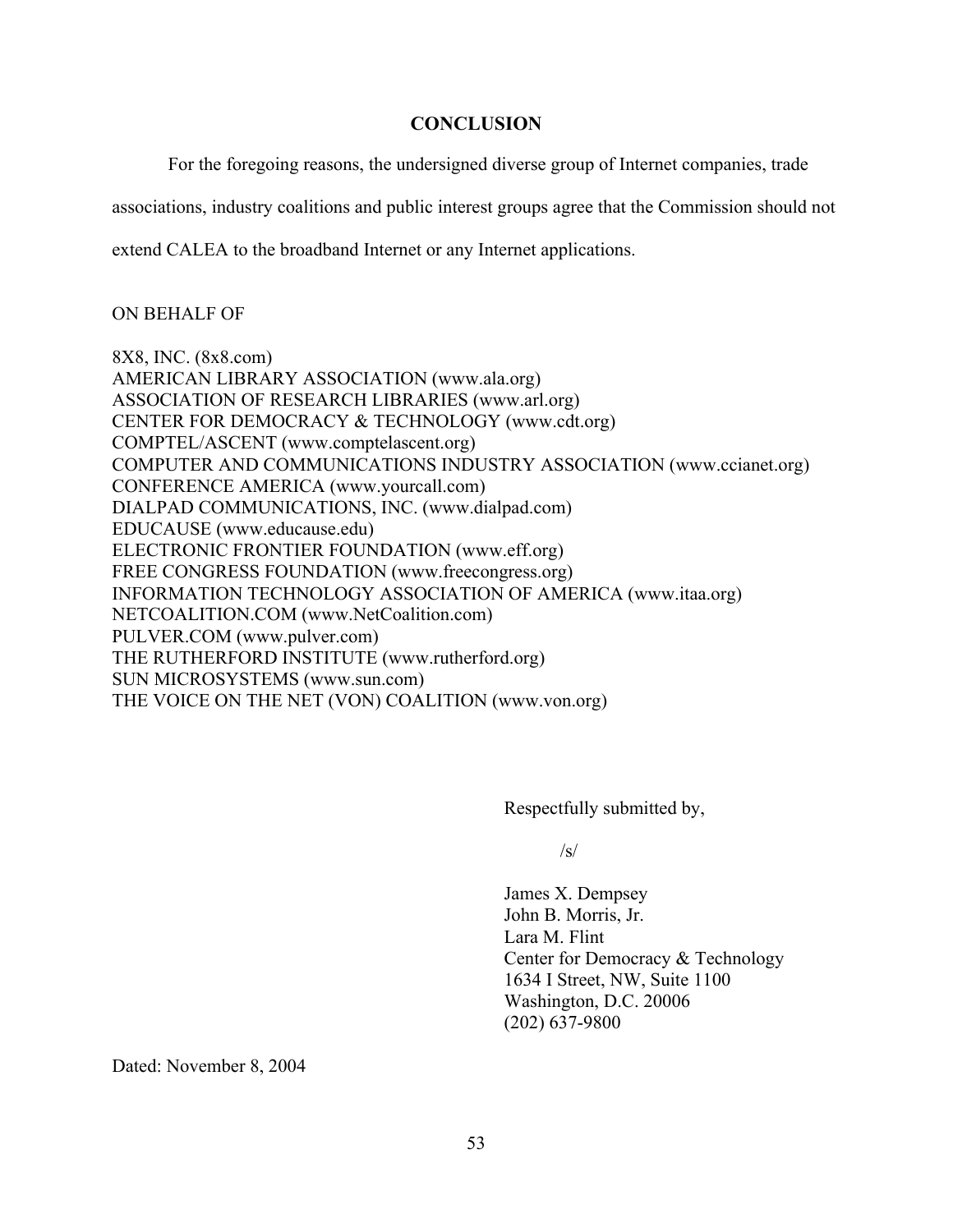## CONCLUSION

For the foregoing reasons, the undersigned diverse group of Internet companies, trade associations, industry coalitions and public interest groups agree that the Commission should not extend CALEA to the broadband Internet or any Internet applications.

ON BEHALF OF

8X8, INC. (8x8.com)
AMERICAN LIBRARY ASSOCIATION (www.ala.org)
ASSOCIATION OF RESEARCH LIBRARIES (www.arl.org)
CENTER FOR DEMOCRACY & TECHNOLOGY (www.cdt.org)
COMPTEL/ASCENT (www.comptelascent.org)
COMPUTER AND COMMUNICATIONS INDUSTRY ASSOCIATION (www.ccianet.org)
CONFERENCE AMERICA (www.yourcall.com)
DIALPAD COMMUNICATIONS, INC. (www.dialpad.com)
EDUCAUSE (www.educause.edu)
ELECTRONIC FRONTIER FOUNDATION (www.eff.org)
FREE CONGRESS FOUNDATION (www.freecongress.org)
INFORMATION TECHNOLOGY ASSOCIATION OF AMERICA (www.itaa.org)
NETCOALITION.COM (www.NetCoalition.com)
PULVER.COM (www.pulver.com)
THE RUTHERFORD INSTITUTE (www.rutherford.org)
SUN MICROSYSTEMS (www.sun.com)
THE VOICE ON THE NET (VON) COALITION (www.von.org)

Respectfully submitted by,

/s/

James X. Dempsey
John B. Morris, Jr.
Lara M. Flint
Center for Democracy & Technology
1634 I Street, NW, Suite 1100
Washington, D.C. 20006
(202) 637-9800

Dated: November 8, 2004